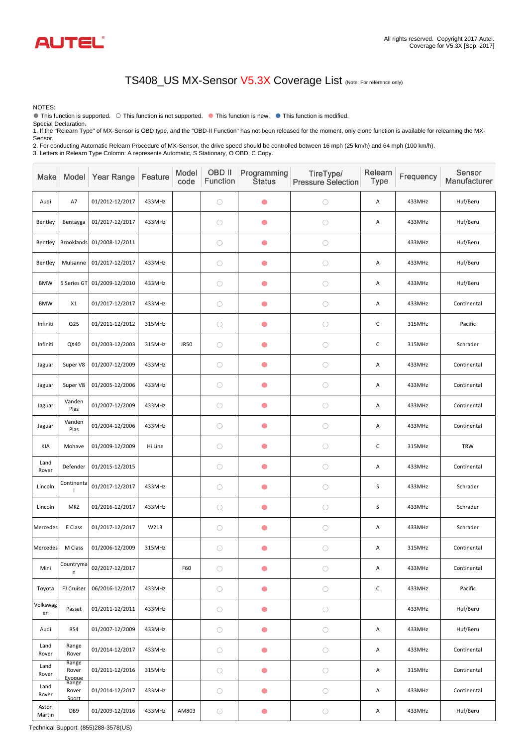AUTEL®

All rights reserved. Copyright 2017 Autel.
Coverage for V5.3X [Sep. 2017]

# TS408_US MX-Sensor V5.3X Coverage List (Note: For reference only)

NOTES:

● This function is supported. ○ This function is not supported. ● This function is new. ● This function is modified.

Special Declaration:

1. If the "Relearn Type" of MX-Sensor is OBD type, and the "OBD-II Function" has not been released for the moment, only clone function is available for relearning the MX-Sensor.
2. For conducting Automatic Relearn Procedure of MX-Sensor, the drive speed should be controlled between 16 mph (25 km/h) and 64 mph (100 km/h).
3. Letters in Relearn Type Colomn: A represents Automatic, S Stationary, O OBD, C Copy.

| Make | Model | Year Range | Feature | Model code | OBD II Function | Programming Status | TireType/ Pressure Selection | Relearn Type | Frequency | Sensor Manufacturer |
|---|---|---|---|---|---|---|---|---|---|---|
| Audi | A7 | 01/2012-12/2017 | 433MHz | | ○ | ● | ○ | A | 433MHz | Huf/Beru |
| Bentley | Bentayga | 01/2017-12/2017 | 433MHz | | ○ | ● | ○ | A | 433MHz | Huf/Beru |
| Bentley | Brooklands | 01/2008-12/2011 | | | ○ | ● | ○ | | 433MHz | Huf/Beru |
| Bentley | Mulsanne | 01/2017-12/2017 | 433MHz | | ○ | ● | ○ | A | 433MHz | Huf/Beru |
| BMW | 5 Series GT | 01/2009-12/2010 | 433MHz | | ○ | ● | ○ | A | 433MHz | Huf/Beru |
| BMW | X1 | 01/2017-12/2017 | 433MHz | | ○ | ● | ○ | A | 433MHz | Continental |
| Infiniti | Q25 | 01/2011-12/2012 | 315MHz | | ○ | ● | ○ | C | 315MHz | Pacific |
| Infiniti | QX40 | 01/2003-12/2003 | 315MHz | JR50 | ○ | ● | ○ | C | 315MHz | Schrader |
| Jaguar | Super V8 | 01/2007-12/2009 | 433MHz | | ○ | ● | ○ | A | 433MHz | Continental |
| Jaguar | Super V8 | 01/2005-12/2006 | 433MHz | | ○ | ● | ○ | A | 433MHz | Continental |
| Jaguar | Vanden Plas | 01/2007-12/2009 | 433MHz | | ○ | ● | ○ | A | 433MHz | Continental |
| Jaguar | Vanden Plas | 01/2004-12/2006 | 433MHz | | ○ | ● | ○ | A | 433MHz | Continental |
| KIA | Mohave | 01/2009-12/2009 | Hi Line | | ○ | ● | ○ | C | 315MHz | TRW |
| Land Rover | Defender | 01/2015-12/2015 | | | ○ | ● | ○ | A | 433MHz | Continental |
| Lincoln | Continental | 01/2017-12/2017 | 433MHz | | ○ | ● | ○ | S | 433MHz | Schrader |
| Lincoln | MKZ | 01/2016-12/2017 | 433MHz | | ○ | ● | ○ | S | 433MHz | Schrader |
| Mercedes | E Class | 01/2017-12/2017 | W213 | | ○ | ● | ○ | A | 433MHz | Schrader |
| Mercedes | M Class | 01/2006-12/2009 | 315MHz | | ○ | ● | ○ | A | 315MHz | Continental |
| Mini | Countryman | 02/2017-12/2017 | | F60 | ○ | ● | ○ | A | 433MHz | Continental |
| Toyota | FJ Cruiser | 06/2016-12/2017 | 433MHz | | ○ | ● | ○ | C | 433MHz | Pacific |
| Volkswagen | Passat | 01/2011-12/2011 | 433MHz | | ○ | ● | ○ | | 433MHz | Huf/Beru |
| Audi | RS4 | 01/2007-12/2009 | 433MHz | | ○ | ● | ○ | A | 433MHz | Huf/Beru |
| Land Rover | Range Rover | 01/2014-12/2017 | 433MHz | | ○ | ● | ○ | A | 433MHz | Continental |
| Land Rover | Range Rover Evoque | 01/2011-12/2016 | 315MHz | | ○ | ● | ○ | A | 315MHz | Continental |
| Land Rover | Range Rover Sport | 01/2014-12/2017 | 433MHz | | ○ | ● | ○ | A | 433MHz | Continental |
| Aston Martin | DB9 | 01/2009-12/2016 | 433MHz | AM803 | ○ | ● | ○ | A | 433MHz | Huf/Beru |

Technical Support: (855)288-3578(US)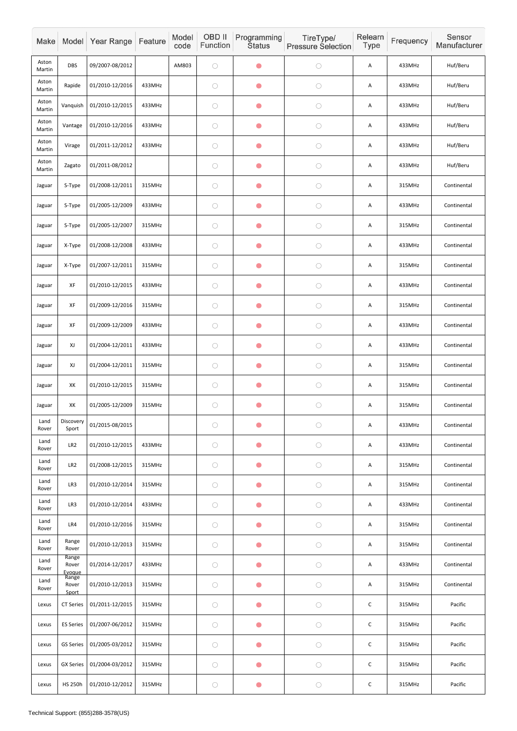| Make | Model | Year Range | Feature | Model code | OBD II Function | Programming Status | TireType/ Pressure Selection | Relearn Type | Frequency | Sensor Manufacturer |
|---|---|---|---|---|---|---|---|---|---|---|
| Aston Martin | DBS | 09/2007-08/2012 | | AM803 | ○ | ● | ○ | A | 433MHz | Huf/Beru |
| Aston Martin | Rapide | 01/2010-12/2016 | 433MHz | | ○ | ● | ○ | A | 433MHz | Huf/Beru |
| Aston Martin | Vanquish | 01/2010-12/2015 | 433MHz | | ○ | ● | ○ | A | 433MHz | Huf/Beru |
| Aston Martin | Vantage | 01/2010-12/2016 | 433MHz | | ○ | ● | ○ | A | 433MHz | Huf/Beru |
| Aston Martin | Virage | 01/2011-12/2012 | 433MHz | | ○ | ● | ○ | A | 433MHz | Huf/Beru |
| Aston Martin | Zagato | 01/2011-08/2012 | | | ○ | ● | ○ | A | 433MHz | Huf/Beru |
| Jaguar | S-Type | 01/2008-12/2011 | 315MHz | | ○ | ● | ○ | A | 315MHz | Continental |
| Jaguar | S-Type | 01/2005-12/2009 | 433MHz | | ○ | ● | ○ | A | 433MHz | Continental |
| Jaguar | S-Type | 01/2005-12/2007 | 315MHz | | ○ | ● | ○ | A | 315MHz | Continental |
| Jaguar | X-Type | 01/2008-12/2008 | 433MHz | | ○ | ● | ○ | A | 433MHz | Continental |
| Jaguar | X-Type | 01/2007-12/2011 | 315MHz | | ○ | ● | ○ | A | 315MHz | Continental |
| Jaguar | XF | 01/2010-12/2015 | 433MHz | | ○ | ● | ○ | A | 433MHz | Continental |
| Jaguar | XF | 01/2009-12/2016 | 315MHz | | ○ | ● | ○ | A | 315MHz | Continental |
| Jaguar | XF | 01/2009-12/2009 | 433MHz | | ○ | ● | ○ | A | 433MHz | Continental |
| Jaguar | XJ | 01/2004-12/2011 | 433MHz | | ○ | ● | ○ | A | 433MHz | Continental |
| Jaguar | XJ | 01/2004-12/2011 | 315MHz | | ○ | ● | ○ | A | 315MHz | Continental |
| Jaguar | XK | 01/2010-12/2015 | 315MHz | | ○ | ● | ○ | A | 315MHz | Continental |
| Jaguar | XK | 01/2005-12/2009 | 315MHz | | ○ | ● | ○ | A | 315MHz | Continental |
| Land Rover | Discovery Sport | 01/2015-08/2015 | | | ○ | ● | ○ | A | 433MHz | Continental |
| Land Rover | LR2 | 01/2010-12/2015 | 433MHz | | ○ | ● | ○ | A | 433MHz | Continental |
| Land Rover | LR2 | 01/2008-12/2015 | 315MHz | | ○ | ● | ○ | A | 315MHz | Continental |
| Land Rover | LR3 | 01/2010-12/2014 | 315MHz | | ○ | ● | ○ | A | 315MHz | Continental |
| Land Rover | LR3 | 01/2010-12/2014 | 433MHz | | ○ | ● | ○ | A | 433MHz | Continental |
| Land Rover | LR4 | 01/2010-12/2016 | 315MHz | | ○ | ● | ○ | A | 315MHz | Continental |
| Land Rover | Range Rover | 01/2010-12/2013 | 315MHz | | ○ | ● | ○ | A | 315MHz | Continental |
| Land Rover | Range Rover Evoque | 01/2014-12/2017 | 433MHz | | ○ | ● | ○ | A | 433MHz | Continental |
| Land Rover | Range Rover Sport | 01/2010-12/2013 | 315MHz | | ○ | ● | ○ | A | 315MHz | Continental |
| Lexus | CT Series | 01/2011-12/2015 | 315MHz | | ○ | ● | ○ | C | 315MHz | Pacific |
| Lexus | ES Series | 01/2007-06/2012 | 315MHz | | ○ | ● | ○ | C | 315MHz | Pacific |
| Lexus | GS Series | 01/2005-03/2012 | 315MHz | | ○ | ● | ○ | C | 315MHz | Pacific |
| Lexus | GX Series | 01/2004-03/2012 | 315MHz | | ○ | ● | ○ | C | 315MHz | Pacific |
| Lexus | HS 250h | 01/2010-12/2012 | 315MHz | | ○ | ● | ○ | C | 315MHz | Pacific |

Technical Support: (855)288-3578(US)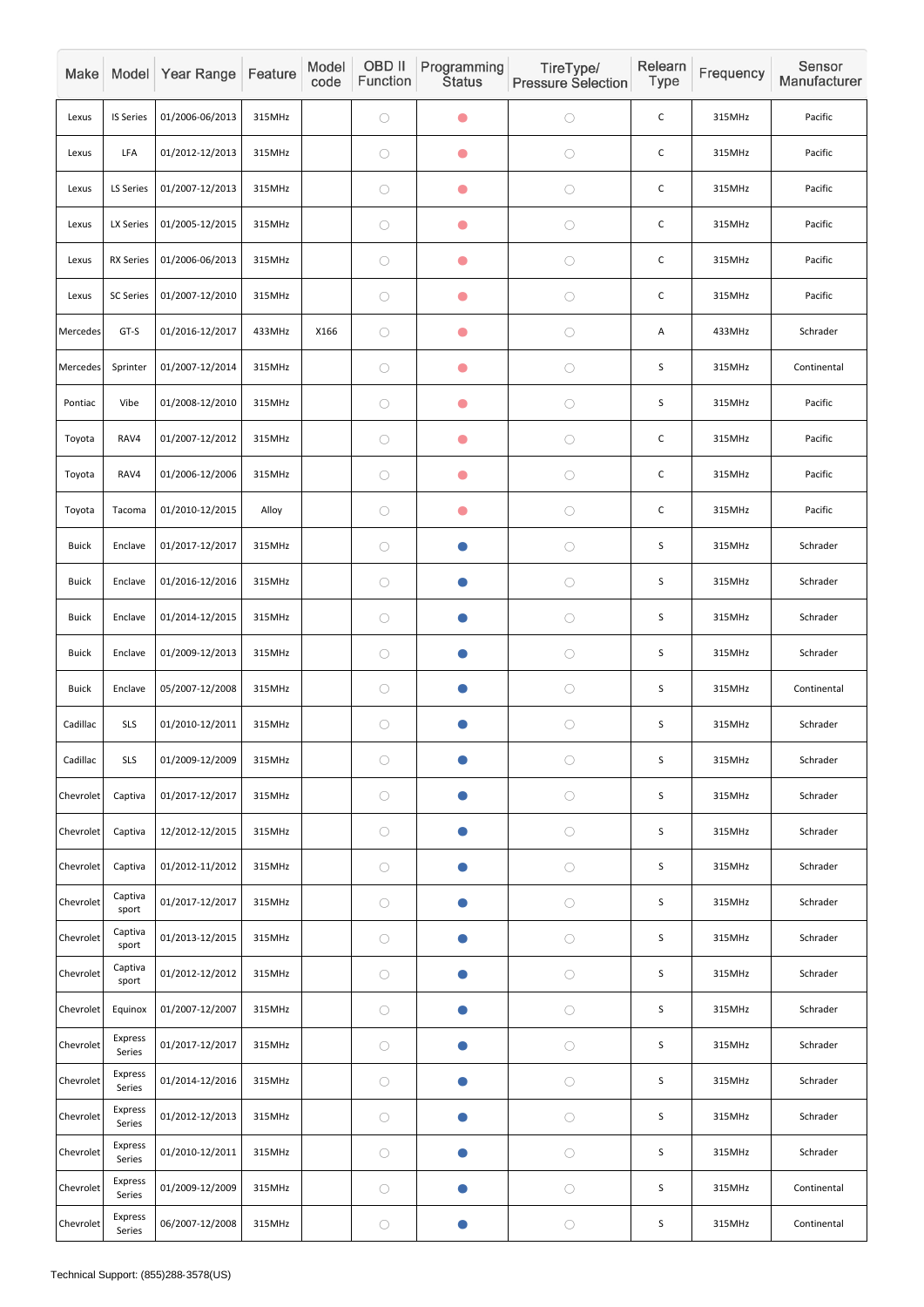| Make | Model | Year Range | Feature | Model code | OBD II Function | Programming Status | TireType/ Pressure Selection | Relearn Type | Frequency | Sensor Manufacturer |
|---|---|---|---|---|---|---|---|---|---|---|
| Lexus | IS Series | 01/2006-06/2013 | 315MHz | | ○ | 🔴 | ○ | C | 315MHz | Pacific |
| Lexus | LFA | 01/2012-12/2013 | 315MHz | | ○ | 🔴 | ○ | C | 315MHz | Pacific |
| Lexus | LS Series | 01/2007-12/2013 | 315MHz | | ○ | 🔴 | ○ | C | 315MHz | Pacific |
| Lexus | LX Series | 01/2005-12/2015 | 315MHz | | ○ | 🔴 | ○ | C | 315MHz | Pacific |
| Lexus | RX Series | 01/2006-06/2013 | 315MHz | | ○ | 🔴 | ○ | C | 315MHz | Pacific |
| Lexus | SC Series | 01/2007-12/2010 | 315MHz | | ○ | 🔴 | ○ | C | 315MHz | Pacific |
| Mercedes | GT-S | 01/2016-12/2017 | 433MHz | X166 | ○ | 🔴 | ○ | A | 433MHz | Schrader |
| Mercedes | Sprinter | 01/2007-12/2014 | 315MHz | | ○ | 🔴 | ○ | S | 315MHz | Continental |
| Pontiac | Vibe | 01/2008-12/2010 | 315MHz | | ○ | 🔴 | ○ | S | 315MHz | Pacific |
| Toyota | RAV4 | 01/2007-12/2012 | 315MHz | | ○ | 🔴 | ○ | C | 315MHz | Pacific |
| Toyota | RAV4 | 01/2006-12/2006 | 315MHz | | ○ | 🔴 | ○ | C | 315MHz | Pacific |
| Toyota | Tacoma | 01/2010-12/2015 | Alloy | | ○ | 🔴 | ○ | C | 315MHz | Pacific |
| Buick | Enclave | 01/2017-12/2017 | 315MHz | | ○ | 🔵 | ○ | S | 315MHz | Schrader |
| Buick | Enclave | 01/2016-12/2016 | 315MHz | | ○ | 🔵 | ○ | S | 315MHz | Schrader |
| Buick | Enclave | 01/2014-12/2015 | 315MHz | | ○ | 🔵 | ○ | S | 315MHz | Schrader |
| Buick | Enclave | 01/2009-12/2013 | 315MHz | | ○ | 🔵 | ○ | S | 315MHz | Schrader |
| Buick | Enclave | 05/2007-12/2008 | 315MHz | | ○ | 🔵 | ○ | S | 315MHz | Continental |
| Cadillac | SLS | 01/2010-12/2011 | 315MHz | | ○ | 🔵 | ○ | S | 315MHz | Schrader |
| Cadillac | SLS | 01/2009-12/2009 | 315MHz | | ○ | 🔵 | ○ | S | 315MHz | Schrader |
| Chevrolet | Captiva | 01/2017-12/2017 | 315MHz | | ○ | 🔵 | ○ | S | 315MHz | Schrader |
| Chevrolet | Captiva | 12/2012-12/2015 | 315MHz | | ○ | 🔵 | ○ | S | 315MHz | Schrader |
| Chevrolet | Captiva | 01/2012-11/2012 | 315MHz | | ○ | 🔵 | ○ | S | 315MHz | Schrader |
| Chevrolet | Captiva sport | 01/2017-12/2017 | 315MHz | | ○ | 🔵 | ○ | S | 315MHz | Schrader |
| Chevrolet | Captiva sport | 01/2013-12/2015 | 315MHz | | ○ | 🔵 | ○ | S | 315MHz | Schrader |
| Chevrolet | Captiva sport | 01/2012-12/2012 | 315MHz | | ○ | 🔵 | ○ | S | 315MHz | Schrader |
| Chevrolet | Equinox | 01/2007-12/2007 | 315MHz | | ○ | 🔵 | ○ | S | 315MHz | Schrader |
| Chevrolet | Express Series | 01/2017-12/2017 | 315MHz | | ○ | 🔵 | ○ | S | 315MHz | Schrader |
| Chevrolet | Express Series | 01/2014-12/2016 | 315MHz | | ○ | 🔵 | ○ | S | 315MHz | Schrader |
| Chevrolet | Express Series | 01/2012-12/2013 | 315MHz | | ○ | 🔵 | ○ | S | 315MHz | Schrader |
| Chevrolet | Express Series | 01/2010-12/2011 | 315MHz | | ○ | 🔵 | ○ | S | 315MHz | Schrader |
| Chevrolet | Express Series | 01/2009-12/2009 | 315MHz | | ○ | 🔵 | ○ | S | 315MHz | Continental |
| Chevrolet | Express Series | 06/2007-12/2008 | 315MHz | | ○ | 🔵 | ○ | S | 315MHz | Continental |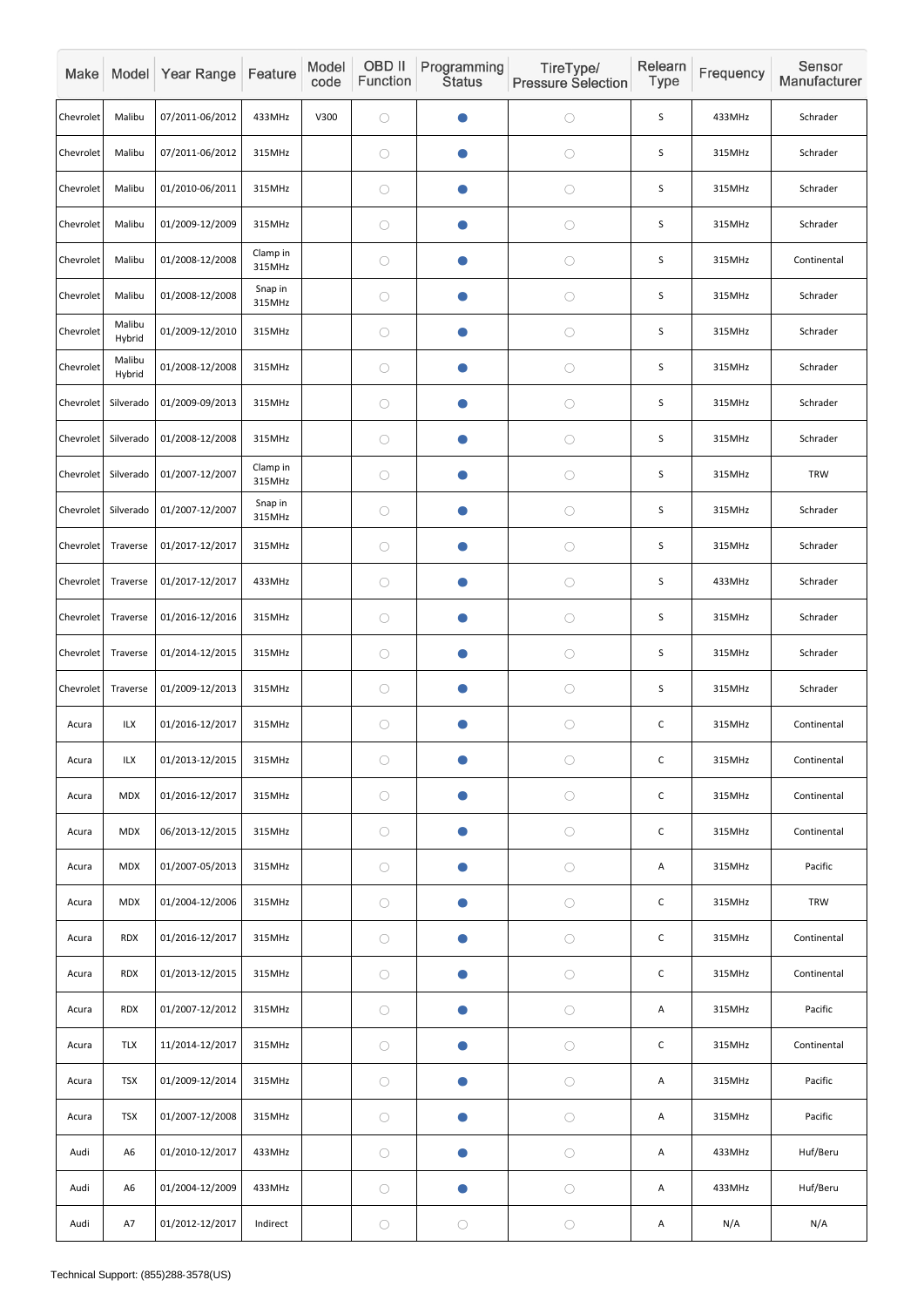| Make | Model | Year Range | Feature | Model code | OBD II Function | Programming Status | TireType/ Pressure Selection | Relearn Type | Frequency | Sensor Manufacturer |
|---|---|---|---|---|---|---|---|---|---|---|
| Chevrolet | Malibu | 07/2011-06/2012 | 433MHz | V300 | ○ | ● | ○ | S | 433MHz | Schrader |
| Chevrolet | Malibu | 07/2011-06/2012 | 315MHz | | ○ | ● | ○ | S | 315MHz | Schrader |
| Chevrolet | Malibu | 01/2010-06/2011 | 315MHz | | ○ | ● | ○ | S | 315MHz | Schrader |
| Chevrolet | Malibu | 01/2009-12/2009 | 315MHz | | ○ | ● | ○ | S | 315MHz | Schrader |
| Chevrolet | Malibu | 01/2008-12/2008 | Clamp in 315MHz | | ○ | ● | ○ | S | 315MHz | Continental |
| Chevrolet | Malibu | 01/2008-12/2008 | Snap in 315MHz | | ○ | ● | ○ | S | 315MHz | Schrader |
| Chevrolet | Malibu Hybrid | 01/2009-12/2010 | 315MHz | | ○ | ● | ○ | S | 315MHz | Schrader |
| Chevrolet | Malibu Hybrid | 01/2008-12/2008 | 315MHz | | ○ | ● | ○ | S | 315MHz | Schrader |
| Chevrolet | Silverado | 01/2009-09/2013 | 315MHz | | ○ | ● | ○ | S | 315MHz | Schrader |
| Chevrolet | Silverado | 01/2008-12/2008 | 315MHz | | ○ | ● | ○ | S | 315MHz | Schrader |
| Chevrolet | Silverado | 01/2007-12/2007 | Clamp in 315MHz | | ○ | ● | ○ | S | 315MHz | TRW |
| Chevrolet | Silverado | 01/2007-12/2007 | Snap in 315MHz | | ○ | ● | ○ | S | 315MHz | Schrader |
| Chevrolet | Traverse | 01/2017-12/2017 | 315MHz | | ○ | ● | ○ | S | 315MHz | Schrader |
| Chevrolet | Traverse | 01/2017-12/2017 | 433MHz | | ○ | ● | ○ | S | 433MHz | Schrader |
| Chevrolet | Traverse | 01/2016-12/2016 | 315MHz | | ○ | ● | ○ | S | 315MHz | Schrader |
| Chevrolet | Traverse | 01/2014-12/2015 | 315MHz | | ○ | ● | ○ | S | 315MHz | Schrader |
| Chevrolet | Traverse | 01/2009-12/2013 | 315MHz | | ○ | ● | ○ | S | 315MHz | Schrader |
| Acura | ILX | 01/2016-12/2017 | 315MHz | | ○ | ● | ○ | C | 315MHz | Continental |
| Acura | ILX | 01/2013-12/2015 | 315MHz | | ○ | ● | ○ | C | 315MHz | Continental |
| Acura | MDX | 01/2016-12/2017 | 315MHz | | ○ | ● | ○ | C | 315MHz | Continental |
| Acura | MDX | 06/2013-12/2015 | 315MHz | | ○ | ● | ○ | C | 315MHz | Continental |
| Acura | MDX | 01/2007-05/2013 | 315MHz | | ○ | ● | ○ | A | 315MHz | Pacific |
| Acura | MDX | 01/2004-12/2006 | 315MHz | | ○ | ● | ○ | C | 315MHz | TRW |
| Acura | RDX | 01/2016-12/2017 | 315MHz | | ○ | ● | ○ | C | 315MHz | Continental |
| Acura | RDX | 01/2013-12/2015 | 315MHz | | ○ | ● | ○ | C | 315MHz | Continental |
| Acura | RDX | 01/2007-12/2012 | 315MHz | | ○ | ● | ○ | A | 315MHz | Pacific |
| Acura | TLX | 11/2014-12/2017 | 315MHz | | ○ | ● | ○ | C | 315MHz | Continental |
| Acura | TSX | 01/2009-12/2014 | 315MHz | | ○ | ● | ○ | A | 315MHz | Pacific |
| Acura | TSX | 01/2007-12/2008 | 315MHz | | ○ | ● | ○ | A | 315MHz | Pacific |
| Audi | A6 | 01/2010-12/2017 | 433MHz | | ○ | ● | ○ | A | 433MHz | Huf/Beru |
| Audi | A6 | 01/2004-12/2009 | 433MHz | | ○ | ● | ○ | A | 433MHz | Huf/Beru |
| Audi | A7 | 01/2012-12/2017 | Indirect | | ○ | ○ | ○ | A | N/A | N/A |

Technical Support: (855)288-3578(US)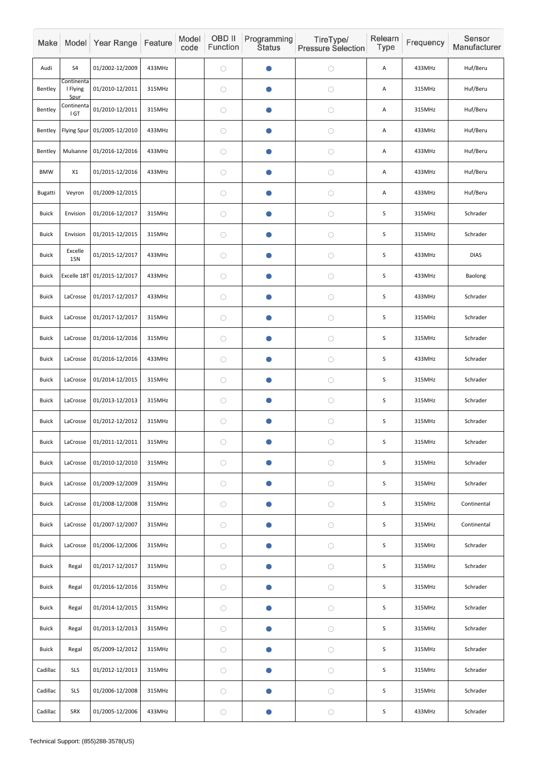| Make | Model | Year Range | Feature | Model code | OBD II Function | Programming Status | TireType/ Pressure Selection | Relearn Type | Frequency | Sensor Manufacturer |
|---|---|---|---|---|---|---|---|---|---|---|
| Audi | S4 | 01/2002-12/2009 | 433MHz | | ○ | ● | ○ | A | 433MHz | Huf/Beru |
| Bentley | Continental Flying Spur | 01/2010-12/2011 | 315MHz | | ○ | ● | ○ | A | 315MHz | Huf/Beru |
| Bentley | Continental GT | 01/2010-12/2011 | 315MHz | | ○ | ● | ○ | A | 315MHz | Huf/Beru |
| Bentley | Flying Spur | 01/2005-12/2010 | 433MHz | | ○ | ● | ○ | A | 433MHz | Huf/Beru |
| Bentley | Mulsanne | 01/2016-12/2016 | 433MHz | | ○ | ● | ○ | A | 433MHz | Huf/Beru |
| BMW | X1 | 01/2015-12/2016 | 433MHz | | ○ | ● | ○ | A | 433MHz | Huf/Beru |
| Bugatti | Veyron | 01/2009-12/2015 | | | ○ | ● | ○ | A | 433MHz | Huf/Beru |
| Buick | Envision | 01/2016-12/2017 | 315MHz | | ○ | ● | ○ | S | 315MHz | Schrader |
| Buick | Envision | 01/2015-12/2015 | 315MHz | | ○ | ● | ○ | S | 315MHz | Schrader |
| Buick | Excelle 15N | 01/2015-12/2017 | 433MHz | | ○ | ● | ○ | S | 433MHz | DIAS |
| Buick | Excelle 18T | 01/2015-12/2017 | 433MHz | | ○ | ● | ○ | S | 433MHz | Baolong |
| Buick | LaCrosse | 01/2017-12/2017 | 433MHz | | ○ | ● | ○ | S | 433MHz | Schrader |
| Buick | LaCrosse | 01/2017-12/2017 | 315MHz | | ○ | ● | ○ | S | 315MHz | Schrader |
| Buick | LaCrosse | 01/2016-12/2016 | 315MHz | | ○ | ● | ○ | S | 315MHz | Schrader |
| Buick | LaCrosse | 01/2016-12/2016 | 433MHz | | ○ | ● | ○ | S | 433MHz | Schrader |
| Buick | LaCrosse | 01/2014-12/2015 | 315MHz | | ○ | ● | ○ | S | 315MHz | Schrader |
| Buick | LaCrosse | 01/2013-12/2013 | 315MHz | | ○ | ● | ○ | S | 315MHz | Schrader |
| Buick | LaCrosse | 01/2012-12/2012 | 315MHz | | ○ | ● | ○ | S | 315MHz | Schrader |
| Buick | LaCrosse | 01/2011-12/2011 | 315MHz | | ○ | ● | ○ | S | 315MHz | Schrader |
| Buick | LaCrosse | 01/2010-12/2010 | 315MHz | | ○ | ● | ○ | S | 315MHz | Schrader |
| Buick | LaCrosse | 01/2009-12/2009 | 315MHz | | ○ | ● | ○ | S | 315MHz | Schrader |
| Buick | LaCrosse | 01/2008-12/2008 | 315MHz | | ○ | ● | ○ | S | 315MHz | Continental |
| Buick | LaCrosse | 01/2007-12/2007 | 315MHz | | ○ | ● | ○ | S | 315MHz | Continental |
| Buick | LaCrosse | 01/2006-12/2006 | 315MHz | | ○ | ● | ○ | S | 315MHz | Schrader |
| Buick | Regal | 01/2017-12/2017 | 315MHz | | ○ | ● | ○ | S | 315MHz | Schrader |
| Buick | Regal | 01/2016-12/2016 | 315MHz | | ○ | ● | ○ | S | 315MHz | Schrader |
| Buick | Regal | 01/2014-12/2015 | 315MHz | | ○ | ● | ○ | S | 315MHz | Schrader |
| Buick | Regal | 01/2013-12/2013 | 315MHz | | ○ | ● | ○ | S | 315MHz | Schrader |
| Buick | Regal | 05/2009-12/2012 | 315MHz | | ○ | ● | ○ | S | 315MHz | Schrader |
| Cadillac | SLS | 01/2012-12/2013 | 315MHz | | ○ | ● | ○ | S | 315MHz | Schrader |
| Cadillac | SLS | 01/2006-12/2008 | 315MHz | | ○ | ● | ○ | S | 315MHz | Schrader |
| Cadillac | SRX | 01/2005-12/2006 | 433MHz | | ○ | ● | ○ | S | 433MHz | Schrader |

Technical Support: (855)288-3578(US)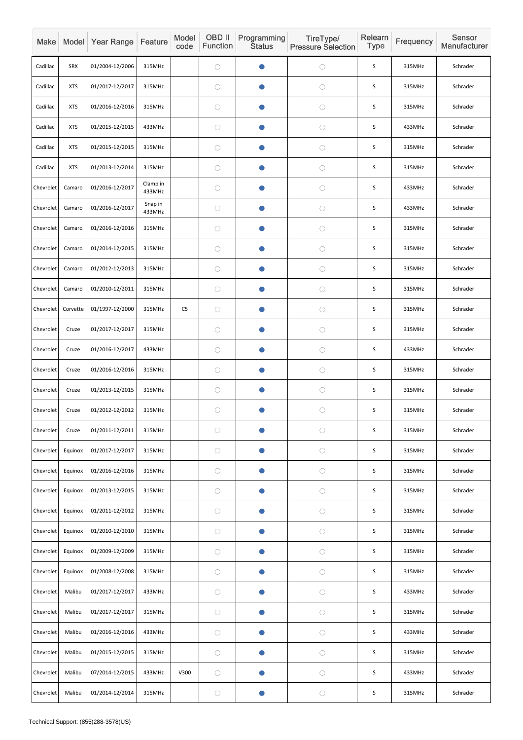| Make | Model | Year Range | Feature | Model code | OBD II Function | Programming Status | TireType/ Pressure Selection | Relearn Type | Frequency | Sensor Manufacturer |
|---|---|---|---|---|---|---|---|---|---|---|
| Cadillac | SRX | 01/2004-12/2006 | 315MHz | | ○ | ● | ○ | S | 315MHz | Schrader |
| Cadillac | XTS | 01/2017-12/2017 | 315MHz | | ○ | ● | ○ | S | 315MHz | Schrader |
| Cadillac | XTS | 01/2016-12/2016 | 315MHz | | ○ | ● | ○ | S | 315MHz | Schrader |
| Cadillac | XTS | 01/2015-12/2015 | 433MHz | | ○ | ● | ○ | S | 433MHz | Schrader |
| Cadillac | XTS | 01/2015-12/2015 | 315MHz | | ○ | ● | ○ | S | 315MHz | Schrader |
| Cadillac | XTS | 01/2013-12/2014 | 315MHz | | ○ | ● | ○ | S | 315MHz | Schrader |
| Chevrolet | Camaro | 01/2016-12/2017 | Clamp in 433MHz | | ○ | ● | ○ | S | 433MHz | Schrader |
| Chevrolet | Camaro | 01/2016-12/2017 | Snap in 433MHz | | ○ | ● | ○ | S | 433MHz | Schrader |
| Chevrolet | Camaro | 01/2016-12/2016 | 315MHz | | ○ | ● | ○ | S | 315MHz | Schrader |
| Chevrolet | Camaro | 01/2014-12/2015 | 315MHz | | ○ | ● | ○ | S | 315MHz | Schrader |
| Chevrolet | Camaro | 01/2012-12/2013 | 315MHz | | ○ | ● | ○ | S | 315MHz | Schrader |
| Chevrolet | Camaro | 01/2010-12/2011 | 315MHz | | ○ | ● | ○ | S | 315MHz | Schrader |
| Chevrolet | Corvette | 01/1997-12/2000 | 315MHz | C5 | ○ | ● | ○ | S | 315MHz | Schrader |
| Chevrolet | Cruze | 01/2017-12/2017 | 315MHz | | ○ | ● | ○ | S | 315MHz | Schrader |
| Chevrolet | Cruze | 01/2016-12/2017 | 433MHz | | ○ | ● | ○ | S | 433MHz | Schrader |
| Chevrolet | Cruze | 01/2016-12/2016 | 315MHz | | ○ | ● | ○ | S | 315MHz | Schrader |
| Chevrolet | Cruze | 01/2013-12/2015 | 315MHz | | ○ | ● | ○ | S | 315MHz | Schrader |
| Chevrolet | Cruze | 01/2012-12/2012 | 315MHz | | ○ | ● | ○ | S | 315MHz | Schrader |
| Chevrolet | Cruze | 01/2011-12/2011 | 315MHz | | ○ | ● | ○ | S | 315MHz | Schrader |
| Chevrolet | Equinox | 01/2017-12/2017 | 315MHz | | ○ | ● | ○ | S | 315MHz | Schrader |
| Chevrolet | Equinox | 01/2016-12/2016 | 315MHz | | ○ | ● | ○ | S | 315MHz | Schrader |
| Chevrolet | Equinox | 01/2013-12/2015 | 315MHz | | ○ | ● | ○ | S | 315MHz | Schrader |
| Chevrolet | Equinox | 01/2011-12/2012 | 315MHz | | ○ | ● | ○ | S | 315MHz | Schrader |
| Chevrolet | Equinox | 01/2010-12/2010 | 315MHz | | ○ | ● | ○ | S | 315MHz | Schrader |
| Chevrolet | Equinox | 01/2009-12/2009 | 315MHz | | ○ | ● | ○ | S | 315MHz | Schrader |
| Chevrolet | Equinox | 01/2008-12/2008 | 315MHz | | ○ | ● | ○ | S | 315MHz | Schrader |
| Chevrolet | Malibu | 01/2017-12/2017 | 433MHz | | ○ | ● | ○ | S | 433MHz | Schrader |
| Chevrolet | Malibu | 01/2017-12/2017 | 315MHz | | ○ | ● | ○ | S | 315MHz | Schrader |
| Chevrolet | Malibu | 01/2016-12/2016 | 433MHz | | ○ | ● | ○ | S | 433MHz | Schrader |
| Chevrolet | Malibu | 01/2015-12/2015 | 315MHz | | ○ | ● | ○ | S | 315MHz | Schrader |
| Chevrolet | Malibu | 07/2014-12/2015 | 433MHz | V300 | ○ | ● | ○ | S | 433MHz | Schrader |
| Chevrolet | Malibu | 01/2014-12/2014 | 315MHz | | ○ | ● | ○ | S | 315MHz | Schrader |

Technical Support: (855)288-3578(US)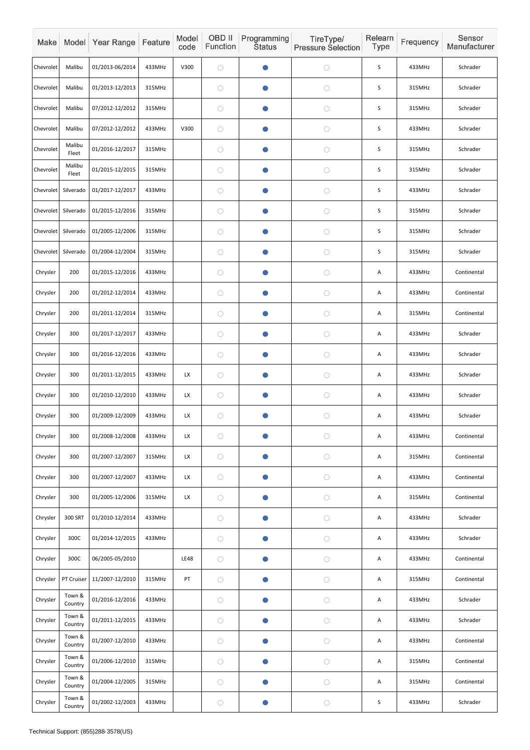| Make | Model | Year Range | Feature | Model code | OBD II Function | Programming Status | TireType/ Pressure Selection | Relearn Type | Frequency | Sensor Manufacturer |
|---|---|---|---|---|---|---|---|---|---|---|
| Chevrolet | Malibu | 01/2013-06/2014 | 433MHz | V300 | ○ | ● | ○ | S | 433MHz | Schrader |
| Chevrolet | Malibu | 01/2013-12/2013 | 315MHz | | ○ | ● | ○ | S | 315MHz | Schrader |
| Chevrolet | Malibu | 07/2012-12/2012 | 315MHz | | ○ | ● | ○ | S | 315MHz | Schrader |
| Chevrolet | Malibu | 07/2012-12/2012 | 433MHz | V300 | ○ | ● | ○ | S | 433MHz | Schrader |
| Chevrolet | Malibu Fleet | 01/2016-12/2017 | 315MHz | | ○ | ● | ○ | S | 315MHz | Schrader |
| Chevrolet | Malibu Fleet | 01/2015-12/2015 | 315MHz | | ○ | ● | ○ | S | 315MHz | Schrader |
| Chevrolet | Silverado | 01/2017-12/2017 | 433MHz | | ○ | ● | ○ | S | 433MHz | Schrader |
| Chevrolet | Silverado | 01/2015-12/2016 | 315MHz | | ○ | ● | ○ | S | 315MHz | Schrader |
| Chevrolet | Silverado | 01/2005-12/2006 | 315MHz | | ○ | ● | ○ | S | 315MHz | Schrader |
| Chevrolet | Silverado | 01/2004-12/2004 | 315MHz | | ○ | ● | ○ | S | 315MHz | Schrader |
| Chrysler | 200 | 01/2015-12/2016 | 433MHz | | ○ | ● | ○ | A | 433MHz | Continental |
| Chrysler | 200 | 01/2012-12/2014 | 433MHz | | ○ | ● | ○ | A | 433MHz | Continental |
| Chrysler | 200 | 01/2011-12/2014 | 315MHz | | ○ | ● | ○ | A | 315MHz | Continental |
| Chrysler | 300 | 01/2017-12/2017 | 433MHz | | ○ | ● | ○ | A | 433MHz | Schrader |
| Chrysler | 300 | 01/2016-12/2016 | 433MHz | | ○ | ● | ○ | A | 433MHz | Schrader |
| Chrysler | 300 | 01/2011-12/2015 | 433MHz | LX | ○ | ● | ○ | A | 433MHz | Schrader |
| Chrysler | 300 | 01/2010-12/2010 | 433MHz | LX | ○ | ● | ○ | A | 433MHz | Schrader |
| Chrysler | 300 | 01/2009-12/2009 | 433MHz | LX | ○ | ● | ○ | A | 433MHz | Schrader |
| Chrysler | 300 | 01/2008-12/2008 | 433MHz | LX | ○ | ● | ○ | A | 433MHz | Continental |
| Chrysler | 300 | 01/2007-12/2007 | 315MHz | LX | ○ | ● | ○ | A | 315MHz | Continental |
| Chrysler | 300 | 01/2007-12/2007 | 433MHz | LX | ○ | ● | ○ | A | 433MHz | Continental |
| Chrysler | 300 | 01/2005-12/2006 | 315MHz | LX | ○ | ● | ○ | A | 315MHz | Continental |
| Chrysler | 300 SRT | 01/2010-12/2014 | 433MHz | | ○ | ● | ○ | A | 433MHz | Schrader |
| Chrysler | 300C | 01/2014-12/2015 | 433MHz | | ○ | ● | ○ | A | 433MHz | Schrader |
| Chrysler | 300C | 06/2005-05/2010 | | LE48 | ○ | ● | ○ | A | 433MHz | Continental |
| Chrysler | PT Cruiser | 11/2007-12/2010 | 315MHz | PT | ○ | ● | ○ | A | 315MHz | Continental |
| Chrysler | Town & Country | 01/2016-12/2016 | 433MHz | | ○ | ● | ○ | A | 433MHz | Schrader |
| Chrysler | Town & Country | 01/2011-12/2015 | 433MHz | | ○ | ● | ○ | A | 433MHz | Schrader |
| Chrysler | Town & Country | 01/2007-12/2010 | 433MHz | | ○ | ● | ○ | A | 433MHz | Continental |
| Chrysler | Town & Country | 01/2006-12/2010 | 315MHz | | ○ | ● | ○ | A | 315MHz | Continental |
| Chrysler | Town & Country | 01/2004-12/2005 | 315MHz | | ○ | ● | ○ | A | 315MHz | Continental |
| Chrysler | Town & Country | 01/2002-12/2003 | 433MHz | | ○ | ● | ○ | S | 433MHz | Schrader |

Technical Support: (855)288-3578(US)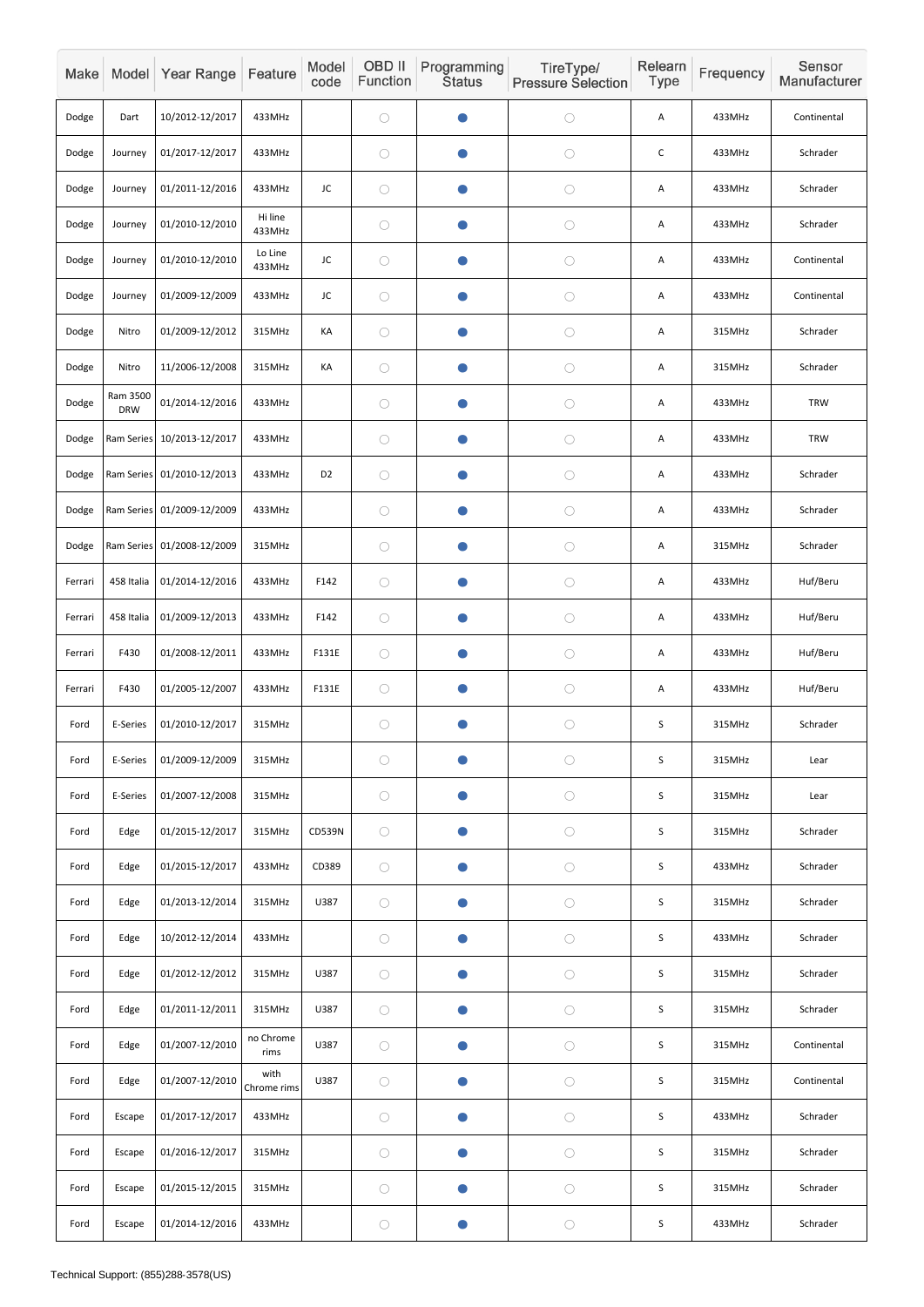| Make | Model | Year Range | Feature | Model code | OBD II Function | Programming Status | TireType/ Pressure Selection | Relearn Type | Frequency | Sensor Manufacturer |
|---|---|---|---|---|---|---|---|---|---|---|
| Dodge | Dart | 10/2012-12/2017 | 433MHz | | ○ | ● | ○ | A | 433MHz | Continental |
| Dodge | Journey | 01/2017-12/2017 | 433MHz | | ○ | ● | ○ | C | 433MHz | Schrader |
| Dodge | Journey | 01/2011-12/2016 | 433MHz | JC | ○ | ● | ○ | A | 433MHz | Schrader |
| Dodge | Journey | 01/2010-12/2010 | Hi line 433MHz | | ○ | ● | ○ | A | 433MHz | Schrader |
| Dodge | Journey | 01/2010-12/2010 | Lo Line 433MHz | JC | ○ | ● | ○ | A | 433MHz | Continental |
| Dodge | Journey | 01/2009-12/2009 | 433MHz | JC | ○ | ● | ○ | A | 433MHz | Continental |
| Dodge | Nitro | 01/2009-12/2012 | 315MHz | KA | ○ | ● | ○ | A | 315MHz | Schrader |
| Dodge | Nitro | 11/2006-12/2008 | 315MHz | KA | ○ | ● | ○ | A | 315MHz | Schrader |
| Dodge | Ram 3500 DRW | 01/2014-12/2016 | 433MHz | | ○ | ● | ○ | A | 433MHz | TRW |
| Dodge | Ram Series | 10/2013-12/2017 | 433MHz | | ○ | ● | ○ | A | 433MHz | TRW |
| Dodge | Ram Series | 01/2010-12/2013 | 433MHz | D2 | ○ | ● | ○ | A | 433MHz | Schrader |
| Dodge | Ram Series | 01/2009-12/2009 | 433MHz | | ○ | ● | ○ | A | 433MHz | Schrader |
| Dodge | Ram Series | 01/2008-12/2009 | 315MHz | | ○ | ● | ○ | A | 315MHz | Schrader |
| Ferrari | 458 Italia | 01/2014-12/2016 | 433MHz | F142 | ○ | ● | ○ | A | 433MHz | Huf/Beru |
| Ferrari | 458 Italia | 01/2009-12/2013 | 433MHz | F142 | ○ | ● | ○ | A | 433MHz | Huf/Beru |
| Ferrari | F430 | 01/2008-12/2011 | 433MHz | F131E | ○ | ● | ○ | A | 433MHz | Huf/Beru |
| Ferrari | F430 | 01/2005-12/2007 | 433MHz | F131E | ○ | ● | ○ | A | 433MHz | Huf/Beru |
| Ford | E-Series | 01/2010-12/2017 | 315MHz | | ○ | ● | ○ | S | 315MHz | Schrader |
| Ford | E-Series | 01/2009-12/2009 | 315MHz | | ○ | ● | ○ | S | 315MHz | Lear |
| Ford | E-Series | 01/2007-12/2008 | 315MHz | | ○ | ● | ○ | S | 315MHz | Lear |
| Ford | Edge | 01/2015-12/2017 | 315MHz | CD539N | ○ | ● | ○ | S | 315MHz | Schrader |
| Ford | Edge | 01/2015-12/2017 | 433MHz | CD389 | ○ | ● | ○ | S | 433MHz | Schrader |
| Ford | Edge | 01/2013-12/2014 | 315MHz | U387 | ○ | ● | ○ | S | 315MHz | Schrader |
| Ford | Edge | 10/2012-12/2014 | 433MHz | | ○ | ● | ○ | S | 433MHz | Schrader |
| Ford | Edge | 01/2012-12/2012 | 315MHz | U387 | ○ | ● | ○ | S | 315MHz | Schrader |
| Ford | Edge | 01/2011-12/2011 | 315MHz | U387 | ○ | ● | ○ | S | 315MHz | Schrader |
| Ford | Edge | 01/2007-12/2010 | no Chrome rims | U387 | ○ | ● | ○ | S | 315MHz | Continental |
| Ford | Edge | 01/2007-12/2010 | with Chrome rims | U387 | ○ | ● | ○ | S | 315MHz | Continental |
| Ford | Escape | 01/2017-12/2017 | 433MHz | | ○ | ● | ○ | S | 433MHz | Schrader |
| Ford | Escape | 01/2016-12/2017 | 315MHz | | ○ | ● | ○ | S | 315MHz | Schrader |
| Ford | Escape | 01/2015-12/2015 | 315MHz | | ○ | ● | ○ | S | 315MHz | Schrader |
| Ford | Escape | 01/2014-12/2016 | 433MHz | | ○ | ● | ○ | S | 433MHz | Schrader |

Technical Support: (855)288-3578(US)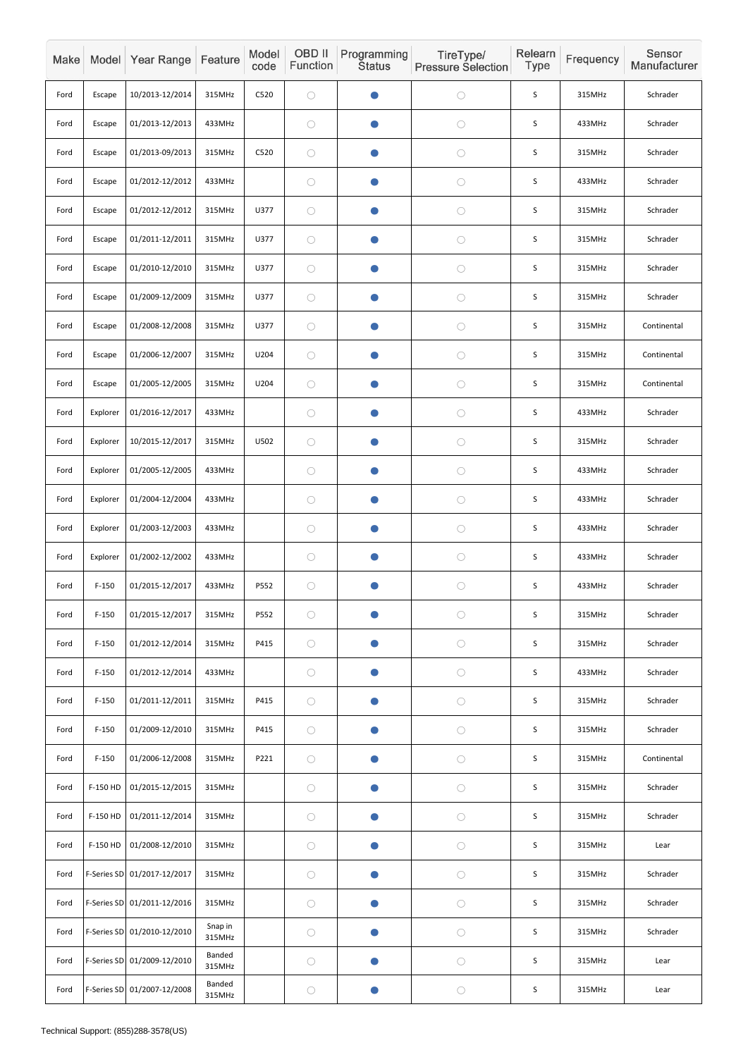| Make | Model | Year Range | Feature | Model code | OBD II Function | Programming Status | TireType/ Pressure Selection | Relearn Type | Frequency | Sensor Manufacturer |
|---|---|---|---|---|---|---|---|---|---|---|
| Ford | Escape | 10/2013-12/2014 | 315MHz | C520 | ○ | ● | ○ | S | 315MHz | Schrader |
| Ford | Escape | 01/2013-12/2013 | 433MHz | | ○ | ● | ○ | S | 433MHz | Schrader |
| Ford | Escape | 01/2013-09/2013 | 315MHz | C520 | ○ | ● | ○ | S | 315MHz | Schrader |
| Ford | Escape | 01/2012-12/2012 | 433MHz | | ○ | ● | ○ | S | 433MHz | Schrader |
| Ford | Escape | 01/2012-12/2012 | 315MHz | U377 | ○ | ● | ○ | S | 315MHz | Schrader |
| Ford | Escape | 01/2011-12/2011 | 315MHz | U377 | ○ | ● | ○ | S | 315MHz | Schrader |
| Ford | Escape | 01/2010-12/2010 | 315MHz | U377 | ○ | ● | ○ | S | 315MHz | Schrader |
| Ford | Escape | 01/2009-12/2009 | 315MHz | U377 | ○ | ● | ○ | S | 315MHz | Schrader |
| Ford | Escape | 01/2008-12/2008 | 315MHz | U377 | ○ | ● | ○ | S | 315MHz | Continental |
| Ford | Escape | 01/2006-12/2007 | 315MHz | U204 | ○ | ● | ○ | S | 315MHz | Continental |
| Ford | Escape | 01/2005-12/2005 | 315MHz | U204 | ○ | ● | ○ | S | 315MHz | Continental |
| Ford | Explorer | 01/2016-12/2017 | 433MHz | | ○ | ● | ○ | S | 433MHz | Schrader |
| Ford | Explorer | 10/2015-12/2017 | 315MHz | U502 | ○ | ● | ○ | S | 315MHz | Schrader |
| Ford | Explorer | 01/2005-12/2005 | 433MHz | | ○ | ● | ○ | S | 433MHz | Schrader |
| Ford | Explorer | 01/2004-12/2004 | 433MHz | | ○ | ● | ○ | S | 433MHz | Schrader |
| Ford | Explorer | 01/2003-12/2003 | 433MHz | | ○ | ● | ○ | S | 433MHz | Schrader |
| Ford | Explorer | 01/2002-12/2002 | 433MHz | | ○ | ● | ○ | S | 433MHz | Schrader |
| Ford | F-150 | 01/2015-12/2017 | 433MHz | P552 | ○ | ● | ○ | S | 433MHz | Schrader |
| Ford | F-150 | 01/2015-12/2017 | 315MHz | P552 | ○ | ● | ○ | S | 315MHz | Schrader |
| Ford | F-150 | 01/2012-12/2014 | 315MHz | P415 | ○ | ● | ○ | S | 315MHz | Schrader |
| Ford | F-150 | 01/2012-12/2014 | 433MHz | | ○ | ● | ○ | S | 433MHz | Schrader |
| Ford | F-150 | 01/2011-12/2011 | 315MHz | P415 | ○ | ● | ○ | S | 315MHz | Schrader |
| Ford | F-150 | 01/2009-12/2010 | 315MHz | P415 | ○ | ● | ○ | S | 315MHz | Schrader |
| Ford | F-150 | 01/2006-12/2008 | 315MHz | P221 | ○ | ● | ○ | S | 315MHz | Continental |
| Ford | F-150 HD | 01/2015-12/2015 | 315MHz | | ○ | ● | ○ | S | 315MHz | Schrader |
| Ford | F-150 HD | 01/2011-12/2014 | 315MHz | | ○ | ● | ○ | S | 315MHz | Schrader |
| Ford | F-150 HD | 01/2008-12/2010 | 315MHz | | ○ | ● | ○ | S | 315MHz | Lear |
| Ford | F-Series SD | 01/2017-12/2017 | 315MHz | | ○ | ● | ○ | S | 315MHz | Schrader |
| Ford | F-Series SD | 01/2011-12/2016 | 315MHz | | ○ | ● | ○ | S | 315MHz | Schrader |
| Ford | F-Series SD | 01/2010-12/2010 | Snap in 315MHz | | ○ | ● | ○ | S | 315MHz | Schrader |
| Ford | F-Series SD | 01/2009-12/2010 | Banded 315MHz | | ○ | ● | ○ | S | 315MHz | Lear |
| Ford | F-Series SD | 01/2007-12/2008 | Banded 315MHz | | ○ | ● | ○ | S | 315MHz | Lear |

Technical Support: (855)288-3578(US)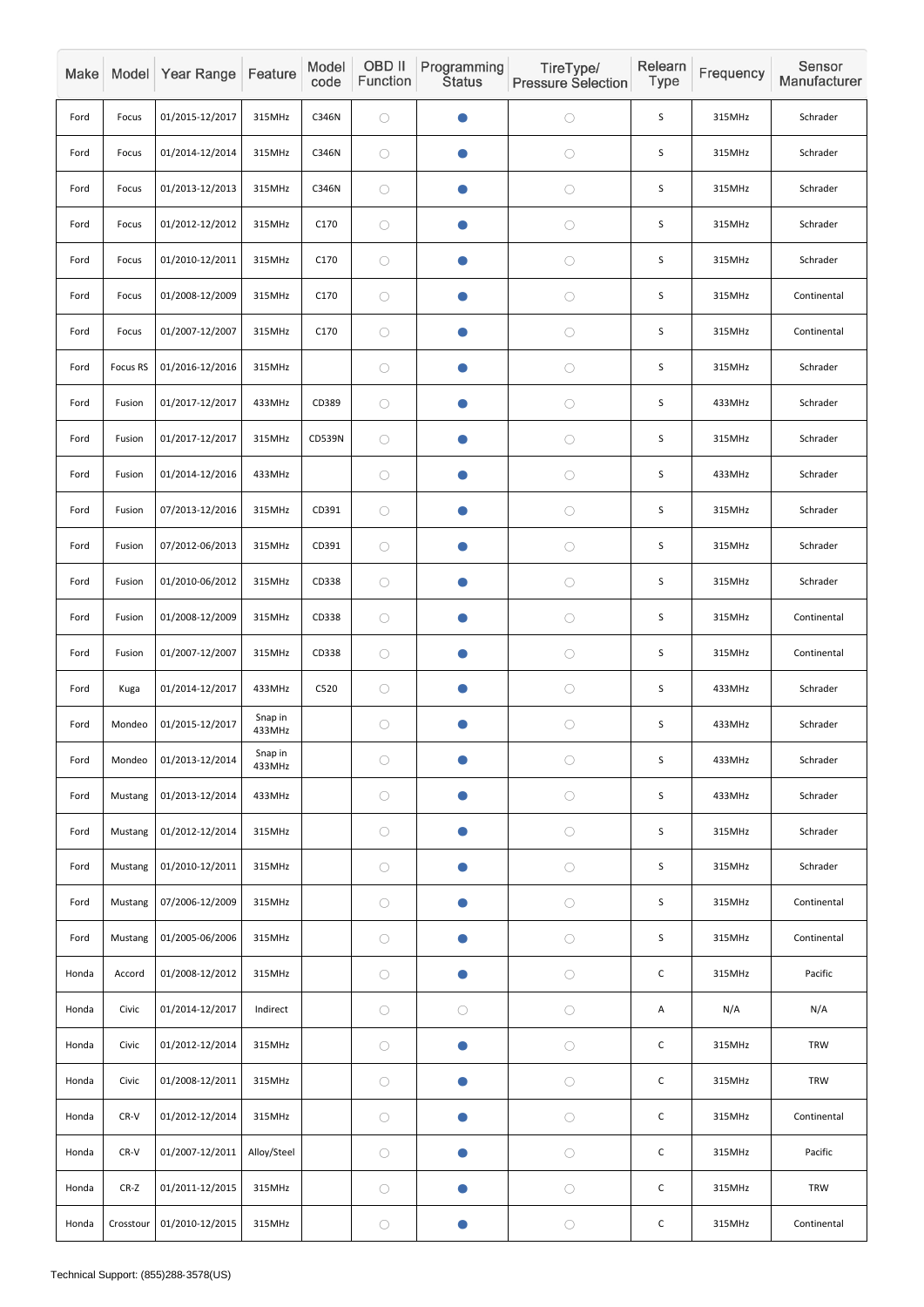| Make | Model | Year Range | Feature | Model code | OBD II Function | Programming Status | TireType/ Pressure Selection | Relearn Type | Frequency | Sensor Manufacturer |
|---|---|---|---|---|---|---|---|---|---|---|
| Ford | Focus | 01/2015-12/2017 | 315MHz | C346N | ○ | ● | ○ | S | 315MHz | Schrader |
| Ford | Focus | 01/2014-12/2014 | 315MHz | C346N | ○ | ● | ○ | S | 315MHz | Schrader |
| Ford | Focus | 01/2013-12/2013 | 315MHz | C346N | ○ | ● | ○ | S | 315MHz | Schrader |
| Ford | Focus | 01/2012-12/2012 | 315MHz | C170 | ○ | ● | ○ | S | 315MHz | Schrader |
| Ford | Focus | 01/2010-12/2011 | 315MHz | C170 | ○ | ● | ○ | S | 315MHz | Schrader |
| Ford | Focus | 01/2008-12/2009 | 315MHz | C170 | ○ | ● | ○ | S | 315MHz | Continental |
| Ford | Focus | 01/2007-12/2007 | 315MHz | C170 | ○ | ● | ○ | S | 315MHz | Continental |
| Ford | Focus RS | 01/2016-12/2016 | 315MHz | | ○ | ● | ○ | S | 315MHz | Schrader |
| Ford | Fusion | 01/2017-12/2017 | 433MHz | CD389 | ○ | ● | ○ | S | 433MHz | Schrader |
| Ford | Fusion | 01/2017-12/2017 | 315MHz | CD539N | ○ | ● | ○ | S | 315MHz | Schrader |
| Ford | Fusion | 01/2014-12/2016 | 433MHz | | ○ | ● | ○ | S | 433MHz | Schrader |
| Ford | Fusion | 07/2013-12/2016 | 315MHz | CD391 | ○ | ● | ○ | S | 315MHz | Schrader |
| Ford | Fusion | 07/2012-06/2013 | 315MHz | CD391 | ○ | ● | ○ | S | 315MHz | Schrader |
| Ford | Fusion | 01/2010-06/2012 | 315MHz | CD338 | ○ | ● | ○ | S | 315MHz | Schrader |
| Ford | Fusion | 01/2008-12/2009 | 315MHz | CD338 | ○ | ● | ○ | S | 315MHz | Continental |
| Ford | Fusion | 01/2007-12/2007 | 315MHz | CD338 | ○ | ● | ○ | S | 315MHz | Continental |
| Ford | Kuga | 01/2014-12/2017 | 433MHz | C520 | ○ | ● | ○ | S | 433MHz | Schrader |
| Ford | Mondeo | 01/2015-12/2017 | Snap in 433MHz | | ○ | ● | ○ | S | 433MHz | Schrader |
| Ford | Mondeo | 01/2013-12/2014 | Snap in 433MHz | | ○ | ● | ○ | S | 433MHz | Schrader |
| Ford | Mustang | 01/2013-12/2014 | 433MHz | | ○ | ● | ○ | S | 433MHz | Schrader |
| Ford | Mustang | 01/2012-12/2014 | 315MHz | | ○ | ● | ○ | S | 315MHz | Schrader |
| Ford | Mustang | 01/2010-12/2011 | 315MHz | | ○ | ● | ○ | S | 315MHz | Schrader |
| Ford | Mustang | 07/2006-12/2009 | 315MHz | | ○ | ● | ○ | S | 315MHz | Continental |
| Ford | Mustang | 01/2005-06/2006 | 315MHz | | ○ | ● | ○ | S | 315MHz | Continental |
| Honda | Accord | 01/2008-12/2012 | 315MHz | | ○ | ● | ○ | C | 315MHz | Pacific |
| Honda | Civic | 01/2014-12/2017 | Indirect | | ○ | ○ | ○ | A | N/A | N/A |
| Honda | Civic | 01/2012-12/2014 | 315MHz | | ○ | ● | ○ | C | 315MHz | TRW |
| Honda | Civic | 01/2008-12/2011 | 315MHz | | ○ | ● | ○ | C | 315MHz | TRW |
| Honda | CR-V | 01/2012-12/2014 | 315MHz | | ○ | ● | ○ | C | 315MHz | Continental |
| Honda | CR-V | 01/2007-12/2011 | Alloy/Steel | | ○ | ● | ○ | C | 315MHz | Pacific |
| Honda | CR-Z | 01/2011-12/2015 | 315MHz | | ○ | ● | ○ | C | 315MHz | TRW |
| Honda | Crosstour | 01/2010-12/2015 | 315MHz | | ○ | ● | ○ | C | 315MHz | Continental |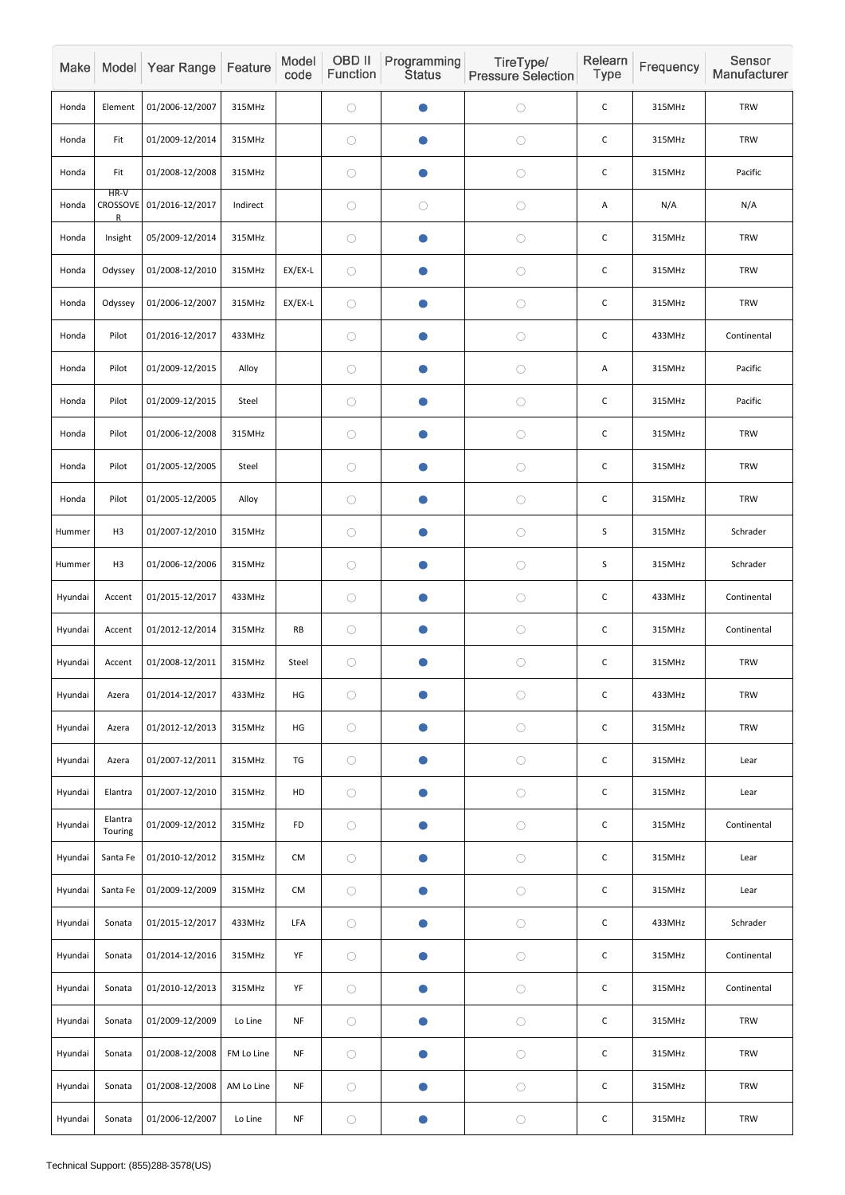| Make | Model | Year Range | Feature | Model code | OBD II Function | Programming Status | TireType/ Pressure Selection | Relearn Type | Frequency | Sensor Manufacturer |
|---|---|---|---|---|---|---|---|---|---|---|
| Honda | Element | 01/2006-12/2007 | 315MHz | | ○ | ● | ○ | C | 315MHz | TRW |
| Honda | Fit | 01/2009-12/2014 | 315MHz | | ○ | ● | ○ | C | 315MHz | TRW |
| Honda | Fit | 01/2008-12/2008 | 315MHz | | ○ | ● | ○ | C | 315MHz | Pacific |
| Honda | HR-V CROSSOVER | 01/2016-12/2017 | Indirect | | ○ | ○ | ○ | A | N/A | N/A |
| Honda | Insight | 05/2009-12/2014 | 315MHz | | ○ | ● | ○ | C | 315MHz | TRW |
| Honda | Odyssey | 01/2008-12/2010 | 315MHz | EX/EX-L | ○ | ● | ○ | C | 315MHz | TRW |
| Honda | Odyssey | 01/2006-12/2007 | 315MHz | EX/EX-L | ○ | ● | ○ | C | 315MHz | TRW |
| Honda | Pilot | 01/2016-12/2017 | 433MHz | | ○ | ● | ○ | C | 433MHz | Continental |
| Honda | Pilot | 01/2009-12/2015 | Alloy | | ○ | ● | ○ | A | 315MHz | Pacific |
| Honda | Pilot | 01/2009-12/2015 | Steel | | ○ | ● | ○ | C | 315MHz | Pacific |
| Honda | Pilot | 01/2006-12/2008 | 315MHz | | ○ | ● | ○ | C | 315MHz | TRW |
| Honda | Pilot | 01/2005-12/2005 | Steel | | ○ | ● | ○ | C | 315MHz | TRW |
| Honda | Pilot | 01/2005-12/2005 | Alloy | | ○ | ● | ○ | C | 315MHz | TRW |
| Hummer | H3 | 01/2007-12/2010 | 315MHz | | ○ | ● | ○ | S | 315MHz | Schrader |
| Hummer | H3 | 01/2006-12/2006 | 315MHz | | ○ | ● | ○ | S | 315MHz | Schrader |
| Hyundai | Accent | 01/2015-12/2017 | 433MHz | | ○ | ● | ○ | C | 433MHz | Continental |
| Hyundai | Accent | 01/2012-12/2014 | 315MHz | RB | ○ | ● | ○ | C | 315MHz | Continental |
| Hyundai | Accent | 01/2008-12/2011 | 315MHz | Steel | ○ | ● | ○ | C | 315MHz | TRW |
| Hyundai | Azera | 01/2014-12/2017 | 433MHz | HG | ○ | ● | ○ | C | 433MHz | TRW |
| Hyundai | Azera | 01/2012-12/2013 | 315MHz | HG | ○ | ● | ○ | C | 315MHz | TRW |
| Hyundai | Azera | 01/2007-12/2011 | 315MHz | TG | ○ | ● | ○ | C | 315MHz | Lear |
| Hyundai | Elantra | 01/2007-12/2010 | 315MHz | HD | ○ | ● | ○ | C | 315MHz | Lear |
| Hyundai | Elantra Touring | 01/2009-12/2012 | 315MHz | FD | ○ | ● | ○ | C | 315MHz | Continental |
| Hyundai | Santa Fe | 01/2010-12/2012 | 315MHz | CM | ○ | ● | ○ | C | 315MHz | Lear |
| Hyundai | Santa Fe | 01/2009-12/2009 | 315MHz | CM | ○ | ● | ○ | C | 315MHz | Lear |
| Hyundai | Sonata | 01/2015-12/2017 | 433MHz | LFA | ○ | ● | ○ | C | 433MHz | Schrader |
| Hyundai | Sonata | 01/2014-12/2016 | 315MHz | YF | ○ | ● | ○ | C | 315MHz | Continental |
| Hyundai | Sonata | 01/2010-12/2013 | 315MHz | YF | ○ | ● | ○ | C | 315MHz | Continental |
| Hyundai | Sonata | 01/2009-12/2009 | Lo Line | NF | ○ | ● | ○ | C | 315MHz | TRW |
| Hyundai | Sonata | 01/2008-12/2008 | FM Lo Line | NF | ○ | ● | ○ | C | 315MHz | TRW |
| Hyundai | Sonata | 01/2008-12/2008 | AM Lo Line | NF | ○ | ● | ○ | C | 315MHz | TRW |
| Hyundai | Sonata | 01/2006-12/2007 | Lo Line | NF | ○ | ● | ○ | C | 315MHz | TRW |

Technical Support: (855)288-3578(US)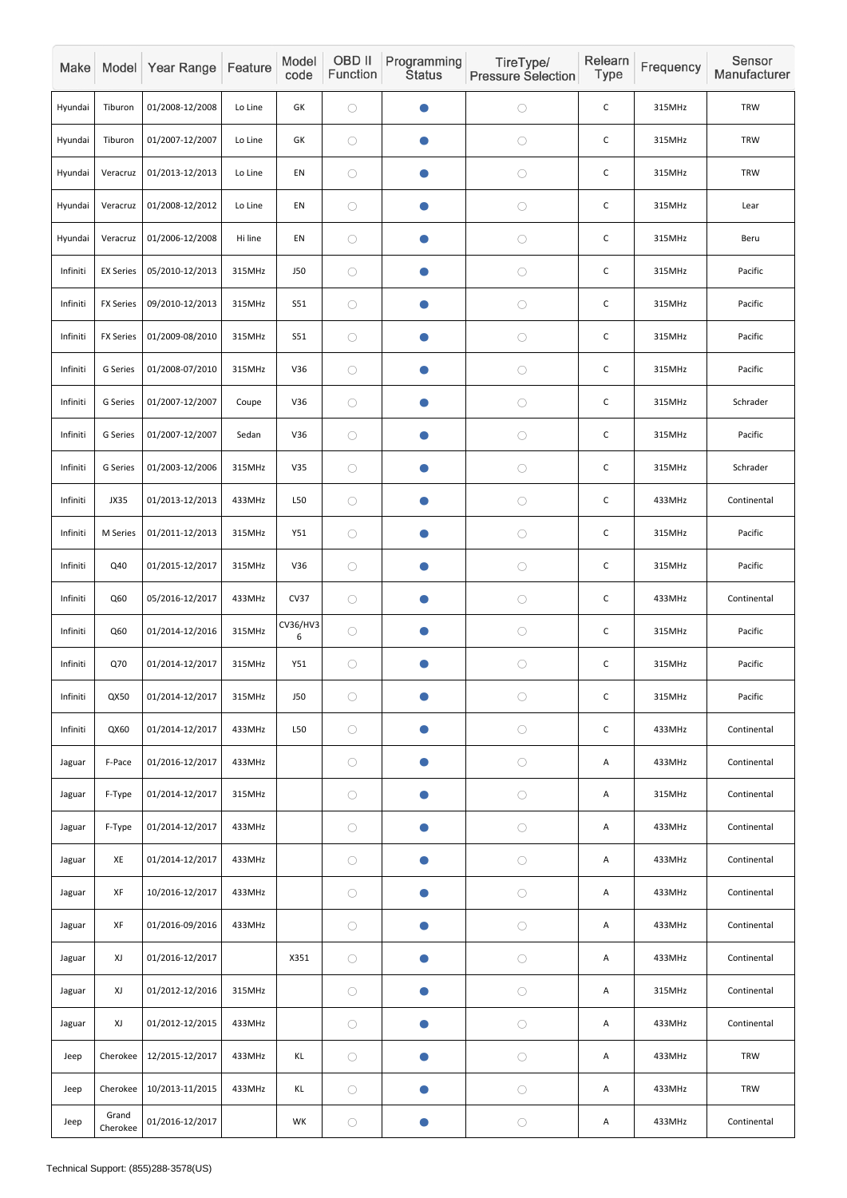| Make | Model | Year Range | Feature | Model code | OBD II Function | Programming Status | TireType/ Pressure Selection | Relearn Type | Frequency | Sensor Manufacturer |
|---|---|---|---|---|---|---|---|---|---|---|
| Hyundai | Tiburon | 01/2008-12/2008 | Lo Line | GK | ○ | ● | ○ | C | 315MHz | TRW |
| Hyundai | Tiburon | 01/2007-12/2007 | Lo Line | GK | ○ | ● | ○ | C | 315MHz | TRW |
| Hyundai | Veracruz | 01/2013-12/2013 | Lo Line | EN | ○ | ● | ○ | C | 315MHz | TRW |
| Hyundai | Veracruz | 01/2008-12/2012 | Lo Line | EN | ○ | ● | ○ | C | 315MHz | Lear |
| Hyundai | Veracruz | 01/2006-12/2008 | Hi line | EN | ○ | ● | ○ | C | 315MHz | Beru |
| Infiniti | EX Series | 05/2010-12/2013 | 315MHz | J50 | ○ | ● | ○ | C | 315MHz | Pacific |
| Infiniti | FX Series | 09/2010-12/2013 | 315MHz | S51 | ○ | ● | ○ | C | 315MHz | Pacific |
| Infiniti | FX Series | 01/2009-08/2010 | 315MHz | S51 | ○ | ● | ○ | C | 315MHz | Pacific |
| Infiniti | G Series | 01/2008-07/2010 | 315MHz | V36 | ○ | ● | ○ | C | 315MHz | Pacific |
| Infiniti | G Series | 01/2007-12/2007 | Coupe | V36 | ○ | ● | ○ | C | 315MHz | Schrader |
| Infiniti | G Series | 01/2007-12/2007 | Sedan | V36 | ○ | ● | ○ | C | 315MHz | Pacific |
| Infiniti | G Series | 01/2003-12/2006 | 315MHz | V35 | ○ | ● | ○ | C | 315MHz | Schrader |
| Infiniti | JX35 | 01/2013-12/2013 | 433MHz | L50 | ○ | ● | ○ | C | 433MHz | Continental |
| Infiniti | M Series | 01/2011-12/2013 | 315MHz | Y51 | ○ | ● | ○ | C | 315MHz | Pacific |
| Infiniti | Q40 | 01/2015-12/2017 | 315MHz | V36 | ○ | ● | ○ | C | 315MHz | Pacific |
| Infiniti | Q60 | 05/2016-12/2017 | 433MHz | CV37 | ○ | ● | ○ | C | 433MHz | Continental |
| Infiniti | Q60 | 01/2014-12/2016 | 315MHz | CV36/HV36 | ○ | ● | ○ | C | 315MHz | Pacific |
| Infiniti | Q70 | 01/2014-12/2017 | 315MHz | Y51 | ○ | ● | ○ | C | 315MHz | Pacific |
| Infiniti | QX50 | 01/2014-12/2017 | 315MHz | J50 | ○ | ● | ○ | C | 315MHz | Pacific |
| Infiniti | QX60 | 01/2014-12/2017 | 433MHz | L50 | ○ | ● | ○ | C | 433MHz | Continental |
| Jaguar | F-Pace | 01/2016-12/2017 | 433MHz | | ○ | ● | ○ | A | 433MHz | Continental |
| Jaguar | F-Type | 01/2014-12/2017 | 315MHz | | ○ | ● | ○ | A | 315MHz | Continental |
| Jaguar | F-Type | 01/2014-12/2017 | 433MHz | | ○ | ● | ○ | A | 433MHz | Continental |
| Jaguar | XE | 01/2014-12/2017 | 433MHz | | ○ | ● | ○ | A | 433MHz | Continental |
| Jaguar | XF | 10/2016-12/2017 | 433MHz | | ○ | ● | ○ | A | 433MHz | Continental |
| Jaguar | XF | 01/2016-09/2016 | 433MHz | | ○ | ● | ○ | A | 433MHz | Continental |
| Jaguar | XJ | 01/2016-12/2017 | | X351 | ○ | ● | ○ | A | 433MHz | Continental |
| Jaguar | XJ | 01/2012-12/2016 | 315MHz | | ○ | ● | ○ | A | 315MHz | Continental |
| Jaguar | XJ | 01/2012-12/2015 | 433MHz | | ○ | ● | ○ | A | 433MHz | Continental |
| Jeep | Cherokee | 12/2015-12/2017 | 433MHz | KL | ○ | ● | ○ | A | 433MHz | TRW |
| Jeep | Cherokee | 10/2013-11/2015 | 433MHz | KL | ○ | ● | ○ | A | 433MHz | TRW |
| Jeep | Grand Cherokee | 01/2016-12/2017 | | WK | ○ | ● | ○ | A | 433MHz | Continental |

Technical Support: (855)288-3578(US)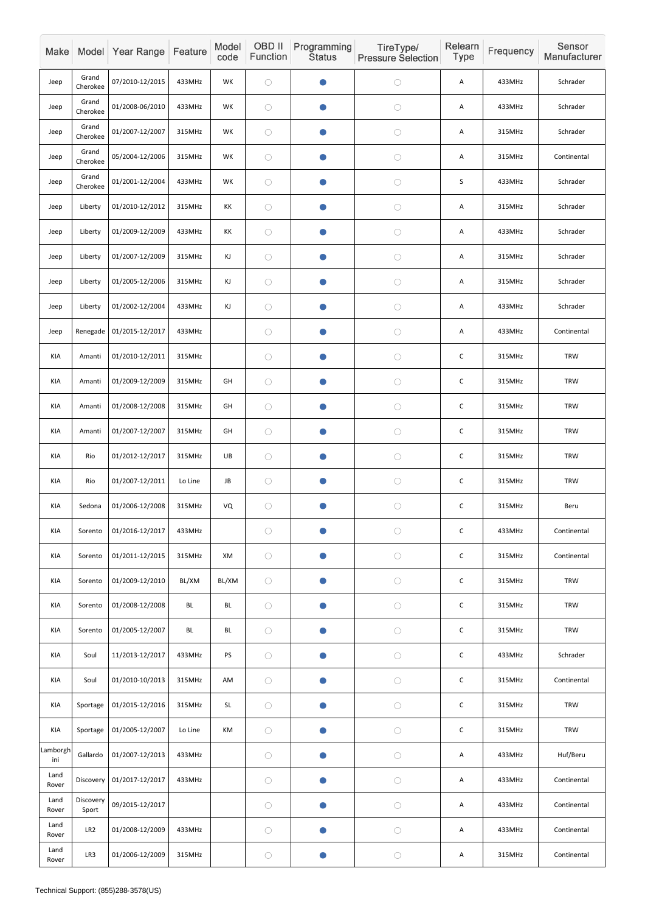| Make | Model | Year Range | Feature | Model code | OBD II Function | Programming Status | TireType/ Pressure Selection | Relearn Type | Frequency | Sensor Manufacturer |
|---|---|---|---|---|---|---|---|---|---|---|
| Jeep | Grand Cherokee | 07/2010-12/2015 | 433MHz | WK | ○ | ● | ○ | A | 433MHz | Schrader |
| Jeep | Grand Cherokee | 01/2008-06/2010 | 433MHz | WK | ○ | ● | ○ | A | 433MHz | Schrader |
| Jeep | Grand Cherokee | 01/2007-12/2007 | 315MHz | WK | ○ | ● | ○ | A | 315MHz | Schrader |
| Jeep | Grand Cherokee | 05/2004-12/2006 | 315MHz | WK | ○ | ● | ○ | A | 315MHz | Continental |
| Jeep | Grand Cherokee | 01/2001-12/2004 | 433MHz | WK | ○ | ● | ○ | S | 433MHz | Schrader |
| Jeep | Liberty | 01/2010-12/2012 | 315MHz | KK | ○ | ● | ○ | A | 315MHz | Schrader |
| Jeep | Liberty | 01/2009-12/2009 | 433MHz | KK | ○ | ● | ○ | A | 433MHz | Schrader |
| Jeep | Liberty | 01/2007-12/2009 | 315MHz | KJ | ○ | ● | ○ | A | 315MHz | Schrader |
| Jeep | Liberty | 01/2005-12/2006 | 315MHz | KJ | ○ | ● | ○ | A | 315MHz | Schrader |
| Jeep | Liberty | 01/2002-12/2004 | 433MHz | KJ | ○ | ● | ○ | A | 433MHz | Schrader |
| Jeep | Renegade | 01/2015-12/2017 | 433MHz | | ○ | ● | ○ | A | 433MHz | Continental |
| KIA | Amanti | 01/2010-12/2011 | 315MHz | | ○ | ● | ○ | C | 315MHz | TRW |
| KIA | Amanti | 01/2009-12/2009 | 315MHz | GH | ○ | ● | ○ | C | 315MHz | TRW |
| KIA | Amanti | 01/2008-12/2008 | 315MHz | GH | ○ | ● | ○ | C | 315MHz | TRW |
| KIA | Amanti | 01/2007-12/2007 | 315MHz | GH | ○ | ● | ○ | C | 315MHz | TRW |
| KIA | Rio | 01/2012-12/2017 | 315MHz | UB | ○ | ● | ○ | C | 315MHz | TRW |
| KIA | Rio | 01/2007-12/2011 | Lo Line | JB | ○ | ● | ○ | C | 315MHz | TRW |
| KIA | Sedona | 01/2006-12/2008 | 315MHz | VQ | ○ | ● | ○ | C | 315MHz | Beru |
| KIA | Sorento | 01/2016-12/2017 | 433MHz | | ○ | ● | ○ | C | 433MHz | Continental |
| KIA | Sorento | 01/2011-12/2015 | 315MHz | XM | ○ | ● | ○ | C | 315MHz | Continental |
| KIA | Sorento | 01/2009-12/2010 | BL/XM | BL/XM | ○ | ● | ○ | C | 315MHz | TRW |
| KIA | Sorento | 01/2008-12/2008 | BL | BL | ○ | ● | ○ | C | 315MHz | TRW |
| KIA | Sorento | 01/2005-12/2007 | BL | BL | ○ | ● | ○ | C | 315MHz | TRW |
| KIA | Soul | 11/2013-12/2017 | 433MHz | PS | ○ | ● | ○ | C | 433MHz | Schrader |
| KIA | Soul | 01/2010-10/2013 | 315MHz | AM | ○ | ● | ○ | C | 315MHz | Continental |
| KIA | Sportage | 01/2015-12/2016 | 315MHz | SL | ○ | ● | ○ | C | 315MHz | TRW |
| KIA | Sportage | 01/2005-12/2007 | Lo Line | KM | ○ | ● | ○ | C | 315MHz | TRW |
| Lamborghini | Gallardo | 01/2007-12/2013 | 433MHz | | ○ | ● | ○ | A | 433MHz | Huf/Beru |
| Land Rover | Discovery | 01/2017-12/2017 | 433MHz | | ○ | ● | ○ | A | 433MHz | Continental |
| Land Rover | Discovery Sport | 09/2015-12/2017 | | | ○ | ● | ○ | A | 433MHz | Continental |
| Land Rover | LR2 | 01/2008-12/2009 | 433MHz | | ○ | ● | ○ | A | 433MHz | Continental |
| Land Rover | LR3 | 01/2006-12/2009 | 315MHz | | ○ | ● | ○ | A | 315MHz | Continental |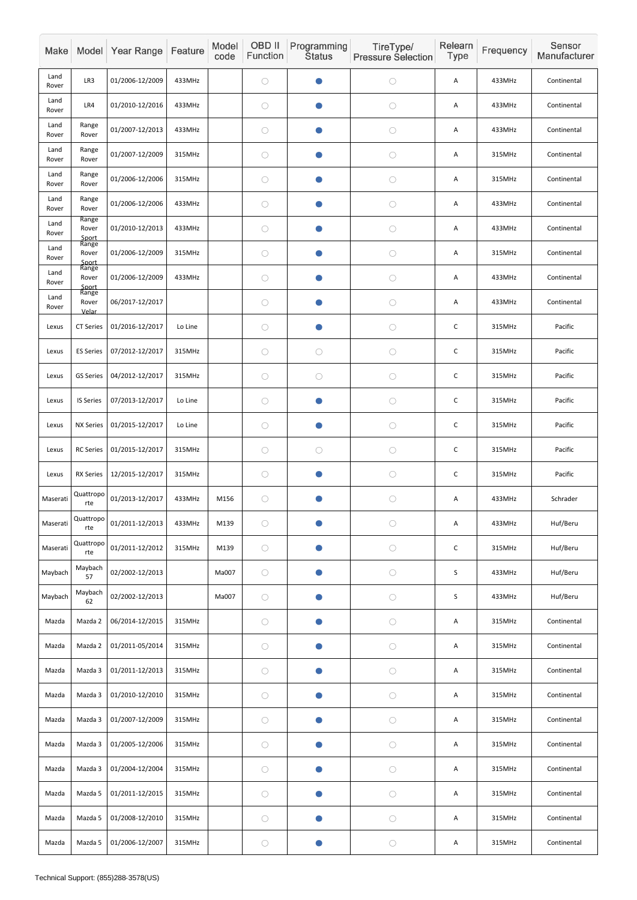| Make | Model | Year Range | Feature | Model code | OBD II Function | Programming Status | TireType/ Pressure Selection | Relearn Type | Frequency | Sensor Manufacturer |
|---|---|---|---|---|---|---|---|---|---|---|
| Land Rover | LR3 | 01/2006-12/2009 | 433MHz | | ○ | ● | ○ | A | 433MHz | Continental |
| Land Rover | LR4 | 01/2010-12/2016 | 433MHz | | ○ | ● | ○ | A | 433MHz | Continental |
| Land Rover | Range Rover | 01/2007-12/2013 | 433MHz | | ○ | ● | ○ | A | 433MHz | Continental |
| Land Rover | Range Rover | 01/2007-12/2009 | 315MHz | | ○ | ● | ○ | A | 315MHz | Continental |
| Land Rover | Range Rover | 01/2006-12/2006 | 315MHz | | ○ | ● | ○ | A | 315MHz | Continental |
| Land Rover | Range Rover | 01/2006-12/2006 | 433MHz | | ○ | ● | ○ | A | 433MHz | Continental |
| Land Rover | Range Rover Sport | 01/2010-12/2013 | 433MHz | | ○ | ● | ○ | A | 433MHz | Continental |
| Land Rover | Range Rover Sport | 01/2006-12/2009 | 315MHz | | ○ | ● | ○ | A | 315MHz | Continental |
| Land Rover | Range Rover Sport | 01/2006-12/2009 | 433MHz | | ○ | ● | ○ | A | 433MHz | Continental |
| Land Rover | Range Rover Velar | 06/2017-12/2017 | | | ○ | ● | ○ | A | 433MHz | Continental |
| Lexus | CT Series | 01/2016-12/2017 | Lo Line | | ○ | ● | ○ | C | 315MHz | Pacific |
| Lexus | ES Series | 07/2012-12/2017 | 315MHz | | ○ | ○ | ○ | C | 315MHz | Pacific |
| Lexus | GS Series | 04/2012-12/2017 | 315MHz | | ○ | ○ | ○ | C | 315MHz | Pacific |
| Lexus | IS Series | 07/2013-12/2017 | Lo Line | | ○ | ● | ○ | C | 315MHz | Pacific |
| Lexus | NX Series | 01/2015-12/2017 | Lo Line | | ○ | ● | ○ | C | 315MHz | Pacific |
| Lexus | RC Series | 01/2015-12/2017 | 315MHz | | ○ | ○ | ○ | C | 315MHz | Pacific |
| Lexus | RX Series | 12/2015-12/2017 | 315MHz | | ○ | ● | ○ | C | 315MHz | Pacific |
| Maserati | Quattroporte | 01/2013-12/2017 | 433MHz | M156 | ○ | ● | ○ | A | 433MHz | Schrader |
| Maserati | Quattroporte | 01/2011-12/2013 | 433MHz | M139 | ○ | ● | ○ | A | 433MHz | Huf/Beru |
| Maserati | Quattroporte | 01/2011-12/2012 | 315MHz | M139 | ○ | ● | ○ | C | 315MHz | Huf/Beru |
| Maybach | Maybach 57 | 02/2002-12/2013 | | Ma007 | ○ | ● | ○ | S | 433MHz | Huf/Beru |
| Maybach | Maybach 62 | 02/2002-12/2013 | | Ma007 | ○ | ● | ○ | S | 433MHz | Huf/Beru |
| Mazda | Mazda 2 | 06/2014-12/2015 | 315MHz | | ○ | ● | ○ | A | 315MHz | Continental |
| Mazda | Mazda 2 | 01/2011-05/2014 | 315MHz | | ○ | ● | ○ | A | 315MHz | Continental |
| Mazda | Mazda 3 | 01/2011-12/2013 | 315MHz | | ○ | ● | ○ | A | 315MHz | Continental |
| Mazda | Mazda 3 | 01/2010-12/2010 | 315MHz | | ○ | ● | ○ | A | 315MHz | Continental |
| Mazda | Mazda 3 | 01/2007-12/2009 | 315MHz | | ○ | ● | ○ | A | 315MHz | Continental |
| Mazda | Mazda 3 | 01/2005-12/2006 | 315MHz | | ○ | ● | ○ | A | 315MHz | Continental |
| Mazda | Mazda 3 | 01/2004-12/2004 | 315MHz | | ○ | ● | ○ | A | 315MHz | Continental |
| Mazda | Mazda 5 | 01/2011-12/2015 | 315MHz | | ○ | ● | ○ | A | 315MHz | Continental |
| Mazda | Mazda 5 | 01/2008-12/2010 | 315MHz | | ○ | ● | ○ | A | 315MHz | Continental |
| Mazda | Mazda 5 | 01/2006-12/2007 | 315MHz | | ○ | ● | ○ | A | 315MHz | Continental |

Technical Support: (855)288-3578(US)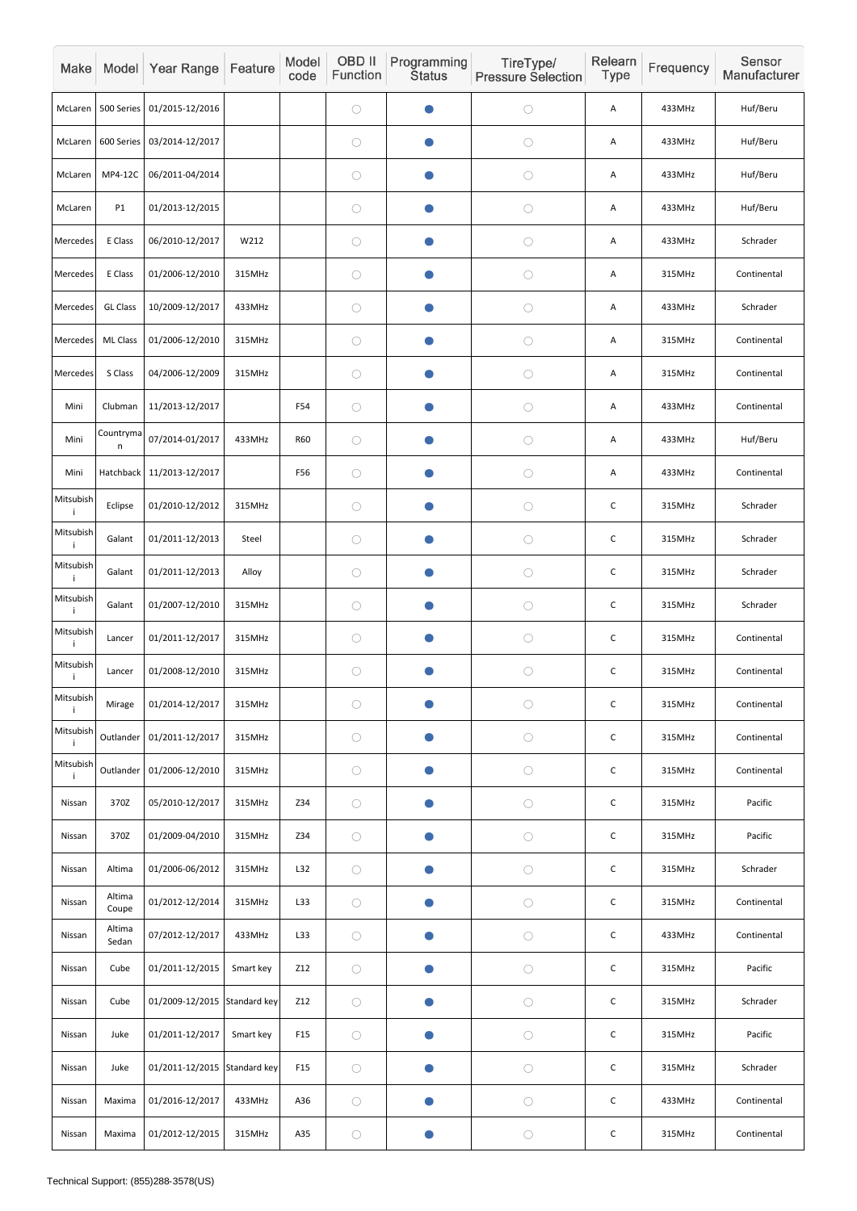| Make | Model | Year Range | Feature | Model code | OBD II Function | Programming Status | TireType/ Pressure Selection | Relearn Type | Frequency | Sensor Manufacturer |
|---|---|---|---|---|---|---|---|---|---|---|
| McLaren | 500 Series | 01/2015-12/2016 | | | ○ | ● | ○ | A | 433MHz | Huf/Beru |
| McLaren | 600 Series | 03/2014-12/2017 | | | ○ | ● | ○ | A | 433MHz | Huf/Beru |
| McLaren | MP4-12C | 06/2011-04/2014 | | | ○ | ● | ○ | A | 433MHz | Huf/Beru |
| McLaren | P1 | 01/2013-12/2015 | | | ○ | ● | ○ | A | 433MHz | Huf/Beru |
| Mercedes | E Class | 06/2010-12/2017 | W212 | | ○ | ● | ○ | A | 433MHz | Schrader |
| Mercedes | E Class | 01/2006-12/2010 | 315MHz | | ○ | ● | ○ | A | 315MHz | Continental |
| Mercedes | GL Class | 10/2009-12/2017 | 433MHz | | ○ | ● | ○ | A | 433MHz | Schrader |
| Mercedes | ML Class | 01/2006-12/2010 | 315MHz | | ○ | ● | ○ | A | 315MHz | Continental |
| Mercedes | S Class | 04/2006-12/2009 | 315MHz | | ○ | ● | ○ | A | 315MHz | Continental |
| Mini | Clubman | 11/2013-12/2017 | | F54 | ○ | ● | ○ | A | 433MHz | Continental |
| Mini | Countryman | 07/2014-01/2017 | 433MHz | R60 | ○ | ● | ○ | A | 433MHz | Huf/Beru |
| Mini | Hatchback | 11/2013-12/2017 | | F56 | ○ | ● | ○ | A | 433MHz | Continental |
| Mitsubishi | Eclipse | 01/2010-12/2012 | 315MHz | | ○ | ● | ○ | C | 315MHz | Schrader |
| Mitsubishi | Galant | 01/2011-12/2013 | Steel | | ○ | ● | ○ | C | 315MHz | Schrader |
| Mitsubishi | Galant | 01/2011-12/2013 | Alloy | | ○ | ● | ○ | C | 315MHz | Schrader |
| Mitsubishi | Galant | 01/2007-12/2010 | 315MHz | | ○ | ● | ○ | C | 315MHz | Schrader |
| Mitsubishi | Lancer | 01/2011-12/2017 | 315MHz | | ○ | ● | ○ | C | 315MHz | Continental |
| Mitsubishi | Lancer | 01/2008-12/2010 | 315MHz | | ○ | ● | ○ | C | 315MHz | Continental |
| Mitsubishi | Mirage | 01/2014-12/2017 | 315MHz | | ○ | ● | ○ | C | 315MHz | Continental |
| Mitsubishi | Outlander | 01/2011-12/2017 | 315MHz | | ○ | ● | ○ | C | 315MHz | Continental |
| Mitsubishi | Outlander | 01/2006-12/2010 | 315MHz | | ○ | ● | ○ | C | 315MHz | Continental |
| Nissan | 370Z | 05/2010-12/2017 | 315MHz | Z34 | ○ | ● | ○ | C | 315MHz | Pacific |
| Nissan | 370Z | 01/2009-04/2010 | 315MHz | Z34 | ○ | ● | ○ | C | 315MHz | Pacific |
| Nissan | Altima | 01/2006-06/2012 | 315MHz | L32 | ○ | ● | ○ | C | 315MHz | Schrader |
| Nissan | Altima Coupe | 01/2012-12/2014 | 315MHz | L33 | ○ | ● | ○ | C | 315MHz | Continental |
| Nissan | Altima Sedan | 07/2012-12/2017 | 433MHz | L33 | ○ | ● | ○ | C | 433MHz | Continental |
| Nissan | Cube | 01/2011-12/2015 | Smart key | Z12 | ○ | ● | ○ | C | 315MHz | Pacific |
| Nissan | Cube | 01/2009-12/2015 | Standard key | Z12 | ○ | ● | ○ | C | 315MHz | Schrader |
| Nissan | Juke | 01/2011-12/2017 | Smart key | F15 | ○ | ● | ○ | C | 315MHz | Pacific |
| Nissan | Juke | 01/2011-12/2015 | Standard key | F15 | ○ | ● | ○ | C | 315MHz | Schrader |
| Nissan | Maxima | 01/2016-12/2017 | 433MHz | A36 | ○ | ● | ○ | C | 433MHz | Continental |
| Nissan | Maxima | 01/2012-12/2015 | 315MHz | A35 | ○ | ● | ○ | C | 315MHz | Continental |

Technical Support: (855)288-3578(US)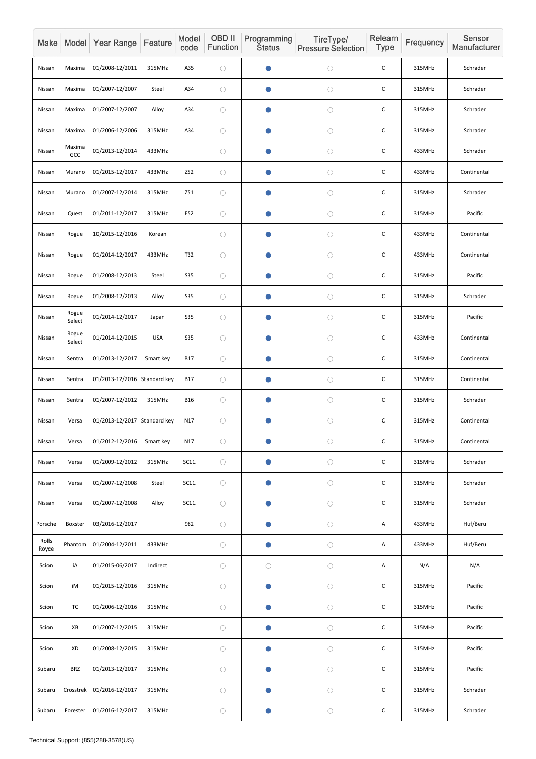| Make | Model | Year Range | Feature | Model code | OBD II Function | Programming Status | TireType/ Pressure Selection | Relearn Type | Frequency | Sensor Manufacturer |
|---|---|---|---|---|---|---|---|---|---|---|
| Nissan | Maxima | 01/2008-12/2011 | 315MHz | A35 | ○ | ● | ○ | C | 315MHz | Schrader |
| Nissan | Maxima | 01/2007-12/2007 | Steel | A34 | ○ | ● | ○ | C | 315MHz | Schrader |
| Nissan | Maxima | 01/2007-12/2007 | Alloy | A34 | ○ | ● | ○ | C | 315MHz | Schrader |
| Nissan | Maxima | 01/2006-12/2006 | 315MHz | A34 | ○ | ● | ○ | C | 315MHz | Schrader |
| Nissan | Maxima GCC | 01/2013-12/2014 | 433MHz | | ○ | ● | ○ | C | 433MHz | Schrader |
| Nissan | Murano | 01/2015-12/2017 | 433MHz | Z52 | ○ | ● | ○ | C | 433MHz | Continental |
| Nissan | Murano | 01/2007-12/2014 | 315MHz | Z51 | ○ | ● | ○ | C | 315MHz | Schrader |
| Nissan | Quest | 01/2011-12/2017 | 315MHz | E52 | ○ | ● | ○ | C | 315MHz | Pacific |
| Nissan | Rogue | 10/2015-12/2016 | Korean | | ○ | ● | ○ | C | 433MHz | Continental |
| Nissan | Rogue | 01/2014-12/2017 | 433MHz | T32 | ○ | ● | ○ | C | 433MHz | Continental |
| Nissan | Rogue | 01/2008-12/2013 | Steel | S35 | ○ | ● | ○ | C | 315MHz | Pacific |
| Nissan | Rogue | 01/2008-12/2013 | Alloy | S35 | ○ | ● | ○ | C | 315MHz | Schrader |
| Nissan | Rogue Select | 01/2014-12/2017 | Japan | S35 | ○ | ● | ○ | C | 315MHz | Pacific |
| Nissan | Rogue Select | 01/2014-12/2015 | USA | S35 | ○ | ● | ○ | C | 433MHz | Continental |
| Nissan | Sentra | 01/2013-12/2017 | Smart key | B17 | ○ | ● | ○ | C | 315MHz | Continental |
| Nissan | Sentra | 01/2013-12/2016 | Standard key | B17 | ○ | ● | ○ | C | 315MHz | Continental |
| Nissan | Sentra | 01/2007-12/2012 | 315MHz | B16 | ○ | ● | ○ | C | 315MHz | Schrader |
| Nissan | Versa | 01/2013-12/2017 | Standard key | N17 | ○ | ● | ○ | C | 315MHz | Continental |
| Nissan | Versa | 01/2012-12/2016 | Smart key | N17 | ○ | ● | ○ | C | 315MHz | Continental |
| Nissan | Versa | 01/2009-12/2012 | 315MHz | SC11 | ○ | ● | ○ | C | 315MHz | Schrader |
| Nissan | Versa | 01/2007-12/2008 | Steel | SC11 | ○ | ● | ○ | C | 315MHz | Schrader |
| Nissan | Versa | 01/2007-12/2008 | Alloy | SC11 | ○ | ● | ○ | C | 315MHz | Schrader |
| Porsche | Boxster | 03/2016-12/2017 | | 982 | ○ | ● | ○ | A | 433MHz | Huf/Beru |
| Rolls Royce | Phantom | 01/2004-12/2011 | 433MHz | | ○ | ● | ○ | A | 433MHz | Huf/Beru |
| Scion | iA | 01/2015-06/2017 | Indirect | | ○ | ○ | ○ | A | N/A | N/A |
| Scion | iM | 01/2015-12/2016 | 315MHz | | ○ | ● | ○ | C | 315MHz | Pacific |
| Scion | TC | 01/2006-12/2016 | 315MHz | | ○ | ● | ○ | C | 315MHz | Pacific |
| Scion | XB | 01/2007-12/2015 | 315MHz | | ○ | ● | ○ | C | 315MHz | Pacific |
| Scion | XD | 01/2008-12/2015 | 315MHz | | ○ | ● | ○ | C | 315MHz | Pacific |
| Subaru | BRZ | 01/2013-12/2017 | 315MHz | | ○ | ● | ○ | C | 315MHz | Pacific |
| Subaru | Crosstrek | 01/2016-12/2017 | 315MHz | | ○ | ● | ○ | C | 315MHz | Schrader |
| Subaru | Forester | 01/2016-12/2017 | 315MHz | | ○ | ● | ○ | C | 315MHz | Schrader |

Technical Support: (855)288-3578(US)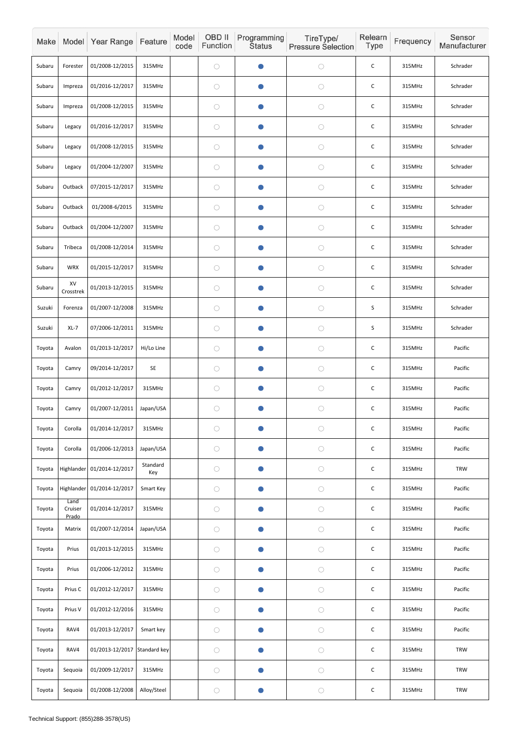| Make | Model | Year Range | Feature | Model code | OBD II Function | Programming Status | TireType/ Pressure Selection | Relearn Type | Frequency | Sensor Manufacturer |
|---|---|---|---|---|---|---|---|---|---|---|
| Subaru | Forester | 01/2008-12/2015 | 315MHz | | ○ | ● | ○ | C | 315MHz | Schrader |
| Subaru | Impreza | 01/2016-12/2017 | 315MHz | | ○ | ● | ○ | C | 315MHz | Schrader |
| Subaru | Impreza | 01/2008-12/2015 | 315MHz | | ○ | ● | ○ | C | 315MHz | Schrader |
| Subaru | Legacy | 01/2016-12/2017 | 315MHz | | ○ | ● | ○ | C | 315MHz | Schrader |
| Subaru | Legacy | 01/2008-12/2015 | 315MHz | | ○ | ● | ○ | C | 315MHz | Schrader |
| Subaru | Legacy | 01/2004-12/2007 | 315MHz | | ○ | ● | ○ | C | 315MHz | Schrader |
| Subaru | Outback | 07/2015-12/2017 | 315MHz | | ○ | ● | ○ | C | 315MHz | Schrader |
| Subaru | Outback | 01/2008-6/2015 | 315MHz | | ○ | ● | ○ | C | 315MHz | Schrader |
| Subaru | Outback | 01/2004-12/2007 | 315MHz | | ○ | ● | ○ | C | 315MHz | Schrader |
| Subaru | Tribeca | 01/2008-12/2014 | 315MHz | | ○ | ● | ○ | C | 315MHz | Schrader |
| Subaru | WRX | 01/2015-12/2017 | 315MHz | | ○ | ● | ○ | C | 315MHz | Schrader |
| Subaru | XV Crosstrek | 01/2013-12/2015 | 315MHz | | ○ | ● | ○ | C | 315MHz | Schrader |
| Suzuki | Forenza | 01/2007-12/2008 | 315MHz | | ○ | ● | ○ | S | 315MHz | Schrader |
| Suzuki | XL-7 | 07/2006-12/2011 | 315MHz | | ○ | ● | ○ | S | 315MHz | Schrader |
| Toyota | Avalon | 01/2013-12/2017 | Hi/Lo Line | | ○ | ● | ○ | C | 315MHz | Pacific |
| Toyota | Camry | 09/2014-12/2017 | SE | | ○ | ● | ○ | C | 315MHz | Pacific |
| Toyota | Camry | 01/2012-12/2017 | 315MHz | | ○ | ● | ○ | C | 315MHz | Pacific |
| Toyota | Camry | 01/2007-12/2011 | Japan/USA | | ○ | ● | ○ | C | 315MHz | Pacific |
| Toyota | Corolla | 01/2014-12/2017 | 315MHz | | ○ | ● | ○ | C | 315MHz | Pacific |
| Toyota | Corolla | 01/2006-12/2013 | Japan/USA | | ○ | ● | ○ | C | 315MHz | Pacific |
| Toyota | Highlander | 01/2014-12/2017 | Standard Key | | ○ | ● | ○ | C | 315MHz | TRW |
| Toyota | Highlander | 01/2014-12/2017 | Smart Key | | ○ | ● | ○ | C | 315MHz | Pacific |
| Toyota | Land Cruiser Prado | 01/2014-12/2017 | 315MHz | | ○ | ● | ○ | C | 315MHz | Pacific |
| Toyota | Matrix | 01/2007-12/2014 | Japan/USA | | ○ | ● | ○ | C | 315MHz | Pacific |
| Toyota | Prius | 01/2013-12/2015 | 315MHz | | ○ | ● | ○ | C | 315MHz | Pacific |
| Toyota | Prius | 01/2006-12/2012 | 315MHz | | ○ | ● | ○ | C | 315MHz | Pacific |
| Toyota | Prius C | 01/2012-12/2017 | 315MHz | | ○ | ● | ○ | C | 315MHz | Pacific |
| Toyota | Prius V | 01/2012-12/2016 | 315MHz | | ○ | ● | ○ | C | 315MHz | Pacific |
| Toyota | RAV4 | 01/2013-12/2017 | Smart key | | ○ | ● | ○ | C | 315MHz | Pacific |
| Toyota | RAV4 | 01/2013-12/2017 | Standard key | | ○ | ● | ○ | C | 315MHz | TRW |
| Toyota | Sequoia | 01/2009-12/2017 | 315MHz | | ○ | ● | ○ | C | 315MHz | TRW |
| Toyota | Sequoia | 01/2008-12/2008 | Alloy/Steel | | ○ | ● | ○ | C | 315MHz | TRW |

Technical Support: (855)288-3578(US)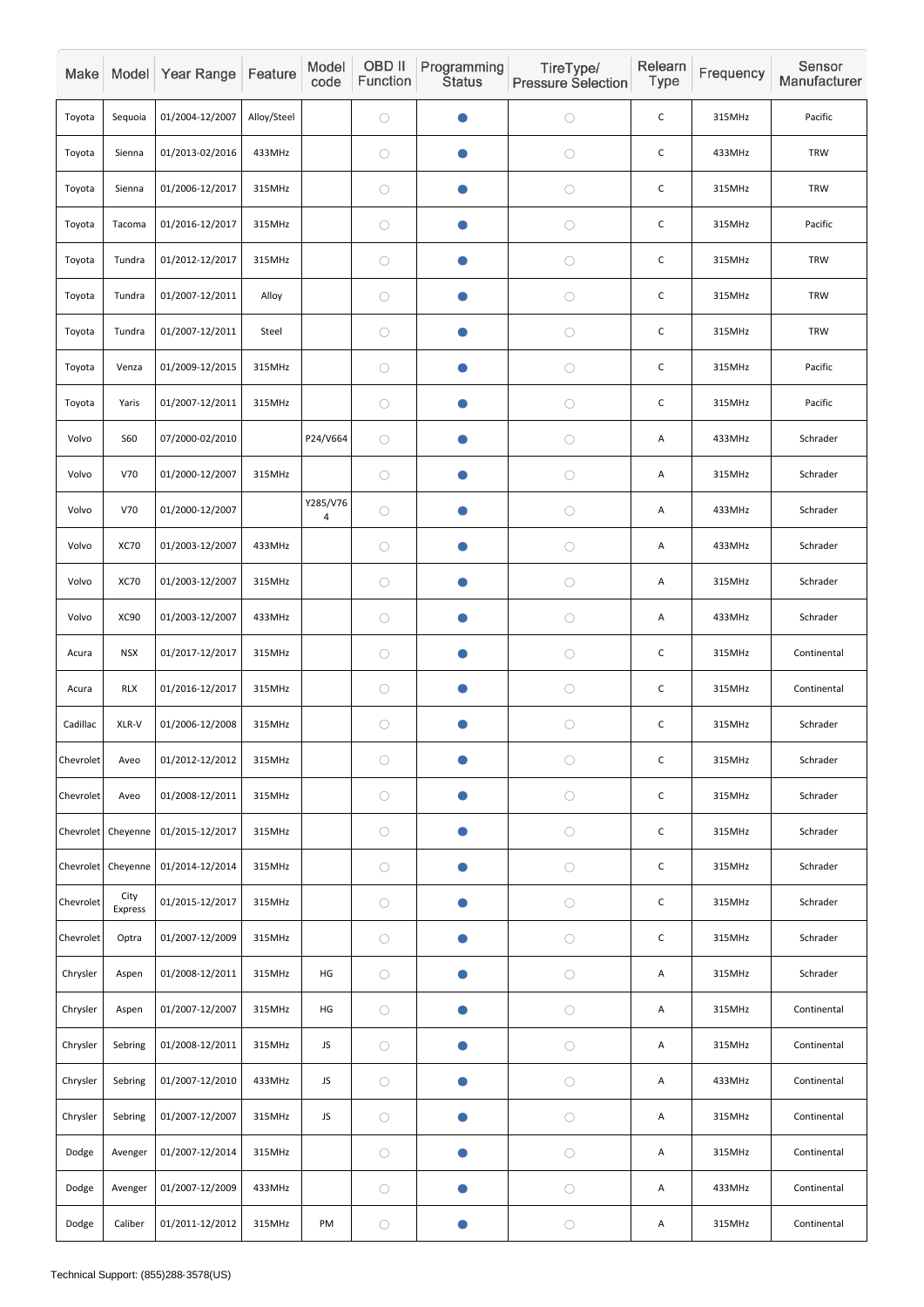| Make | Model | Year Range | Feature | Model code | OBD II Function | Programming Status | TireType/ Pressure Selection | Relearn Type | Frequency | Sensor Manufacturer |
|---|---|---|---|---|---|---|---|---|---|---|
| Toyota | Sequoia | 01/2004-12/2007 | Alloy/Steel | | ○ | ● | ○ | C | 315MHz | Pacific |
| Toyota | Sienna | 01/2013-02/2016 | 433MHz | | ○ | ● | ○ | C | 433MHz | TRW |
| Toyota | Sienna | 01/2006-12/2017 | 315MHz | | ○ | ● | ○ | C | 315MHz | TRW |
| Toyota | Tacoma | 01/2016-12/2017 | 315MHz | | ○ | ● | ○ | C | 315MHz | Pacific |
| Toyota | Tundra | 01/2012-12/2017 | 315MHz | | ○ | ● | ○ | C | 315MHz | TRW |
| Toyota | Tundra | 01/2007-12/2011 | Alloy | | ○ | ● | ○ | C | 315MHz | TRW |
| Toyota | Tundra | 01/2007-12/2011 | Steel | | ○ | ● | ○ | C | 315MHz | TRW |
| Toyota | Venza | 01/2009-12/2015 | 315MHz | | ○ | ● | ○ | C | 315MHz | Pacific |
| Toyota | Yaris | 01/2007-12/2011 | 315MHz | | ○ | ● | ○ | C | 315MHz | Pacific |
| Volvo | S60 | 07/2000-02/2010 | | P24/V664 | ○ | ● | ○ | A | 433MHz | Schrader |
| Volvo | V70 | 01/2000-12/2007 | 315MHz | | ○ | ● | ○ | A | 315MHz | Schrader |
| Volvo | V70 | 01/2000-12/2007 | | Y285/V764 | ○ | ● | ○ | A | 433MHz | Schrader |
| Volvo | XC70 | 01/2003-12/2007 | 433MHz | | ○ | ● | ○ | A | 433MHz | Schrader |
| Volvo | XC70 | 01/2003-12/2007 | 315MHz | | ○ | ● | ○ | A | 315MHz | Schrader |
| Volvo | XC90 | 01/2003-12/2007 | 433MHz | | ○ | ● | ○ | A | 433MHz | Schrader |
| Acura | NSX | 01/2017-12/2017 | 315MHz | | ○ | ● | ○ | C | 315MHz | Continental |
| Acura | RLX | 01/2016-12/2017 | 315MHz | | ○ | ● | ○ | C | 315MHz | Continental |
| Cadillac | XLR-V | 01/2006-12/2008 | 315MHz | | ○ | ● | ○ | C | 315MHz | Schrader |
| Chevrolet | Aveo | 01/2012-12/2012 | 315MHz | | ○ | ● | ○ | C | 315MHz | Schrader |
| Chevrolet | Aveo | 01/2008-12/2011 | 315MHz | | ○ | ● | ○ | C | 315MHz | Schrader |
| Chevrolet | Cheyenne | 01/2015-12/2017 | 315MHz | | ○ | ● | ○ | C | 315MHz | Schrader |
| Chevrolet | Cheyenne | 01/2014-12/2014 | 315MHz | | ○ | ● | ○ | C | 315MHz | Schrader |
| Chevrolet | City Express | 01/2015-12/2017 | 315MHz | | ○ | ● | ○ | C | 315MHz | Schrader |
| Chevrolet | Optra | 01/2007-12/2009 | 315MHz | | ○ | ● | ○ | C | 315MHz | Schrader |
| Chrysler | Aspen | 01/2008-12/2011 | 315MHz | HG | ○ | ● | ○ | A | 315MHz | Schrader |
| Chrysler | Aspen | 01/2007-12/2007 | 315MHz | HG | ○ | ● | ○ | A | 315MHz | Continental |
| Chrysler | Sebring | 01/2008-12/2011 | 315MHz | JS | ○ | ● | ○ | A | 315MHz | Continental |
| Chrysler | Sebring | 01/2007-12/2010 | 433MHz | JS | ○ | ● | ○ | A | 433MHz | Continental |
| Chrysler | Sebring | 01/2007-12/2007 | 315MHz | JS | ○ | ● | ○ | A | 315MHz | Continental |
| Dodge | Avenger | 01/2007-12/2014 | 315MHz | | ○ | ● | ○ | A | 315MHz | Continental |
| Dodge | Avenger | 01/2007-12/2009 | 433MHz | | ○ | ● | ○ | A | 433MHz | Continental |
| Dodge | Caliber | 01/2011-12/2012 | 315MHz | PM | ○ | ● | ○ | A | 315MHz | Continental |

Technical Support: (855)288-3578(US)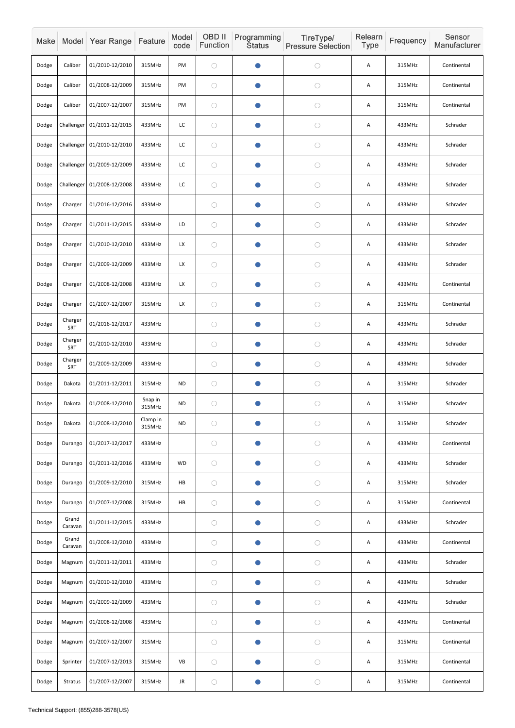| Make | Model | Year Range | Feature | Model code | OBD II Function | Programming Status | TireType/ Pressure Selection | Relearn Type | Frequency | Sensor Manufacturer |
|---|---|---|---|---|---|---|---|---|---|---|
| Dodge | Caliber | 01/2010-12/2010 | 315MHz | PM | ○ | ● | ○ | A | 315MHz | Continental |
| Dodge | Caliber | 01/2008-12/2009 | 315MHz | PM | ○ | ● | ○ | A | 315MHz | Continental |
| Dodge | Caliber | 01/2007-12/2007 | 315MHz | PM | ○ | ● | ○ | A | 315MHz | Continental |
| Dodge | Challenger | 01/2011-12/2015 | 433MHz | LC | ○ | ● | ○ | A | 433MHz | Schrader |
| Dodge | Challenger | 01/2010-12/2010 | 433MHz | LC | ○ | ● | ○ | A | 433MHz | Schrader |
| Dodge | Challenger | 01/2009-12/2009 | 433MHz | LC | ○ | ● | ○ | A | 433MHz | Schrader |
| Dodge | Challenger | 01/2008-12/2008 | 433MHz | LC | ○ | ● | ○ | A | 433MHz | Schrader |
| Dodge | Charger | 01/2016-12/2016 | 433MHz | | ○ | ● | ○ | A | 433MHz | Schrader |
| Dodge | Charger | 01/2011-12/2015 | 433MHz | LD | ○ | ● | ○ | A | 433MHz | Schrader |
| Dodge | Charger | 01/2010-12/2010 | 433MHz | LX | ○ | ● | ○ | A | 433MHz | Schrader |
| Dodge | Charger | 01/2009-12/2009 | 433MHz | LX | ○ | ● | ○ | A | 433MHz | Schrader |
| Dodge | Charger | 01/2008-12/2008 | 433MHz | LX | ○ | ● | ○ | A | 433MHz | Continental |
| Dodge | Charger | 01/2007-12/2007 | 315MHz | LX | ○ | ● | ○ | A | 315MHz | Continental |
| Dodge | Charger SRT | 01/2016-12/2017 | 433MHz | | ○ | ● | ○ | A | 433MHz | Schrader |
| Dodge | Charger SRT | 01/2010-12/2010 | 433MHz | | ○ | ● | ○ | A | 433MHz | Schrader |
| Dodge | Charger SRT | 01/2009-12/2009 | 433MHz | | ○ | ● | ○ | A | 433MHz | Schrader |
| Dodge | Dakota | 01/2011-12/2011 | 315MHz | ND | ○ | ● | ○ | A | 315MHz | Schrader |
| Dodge | Dakota | 01/2008-12/2010 | Snap in 315MHz | ND | ○ | ● | ○ | A | 315MHz | Schrader |
| Dodge | Dakota | 01/2008-12/2010 | Clamp in 315MHz | ND | ○ | ● | ○ | A | 315MHz | Schrader |
| Dodge | Durango | 01/2017-12/2017 | 433MHz | | ○ | ● | ○ | A | 433MHz | Continental |
| Dodge | Durango | 01/2011-12/2016 | 433MHz | WD | ○ | ● | ○ | A | 433MHz | Schrader |
| Dodge | Durango | 01/2009-12/2010 | 315MHz | HB | ○ | ● | ○ | A | 315MHz | Schrader |
| Dodge | Durango | 01/2007-12/2008 | 315MHz | HB | ○ | ● | ○ | A | 315MHz | Continental |
| Dodge | Grand Caravan | 01/2011-12/2015 | 433MHz | | ○ | ● | ○ | A | 433MHz | Schrader |
| Dodge | Grand Caravan | 01/2008-12/2010 | 433MHz | | ○ | ● | ○ | A | 433MHz | Continental |
| Dodge | Magnum | 01/2011-12/2011 | 433MHz | | ○ | ● | ○ | A | 433MHz | Schrader |
| Dodge | Magnum | 01/2010-12/2010 | 433MHz | | ○ | ● | ○ | A | 433MHz | Schrader |
| Dodge | Magnum | 01/2009-12/2009 | 433MHz | | ○ | ● | ○ | A | 433MHz | Schrader |
| Dodge | Magnum | 01/2008-12/2008 | 433MHz | | ○ | ● | ○ | A | 433MHz | Continental |
| Dodge | Magnum | 01/2007-12/2007 | 315MHz | | ○ | ● | ○ | A | 315MHz | Continental |
| Dodge | Sprinter | 01/2007-12/2013 | 315MHz | VB | ○ | ● | ○ | A | 315MHz | Continental |
| Dodge | Stratus | 01/2007-12/2007 | 315MHz | JR | ○ | ● | ○ | A | 315MHz | Continental |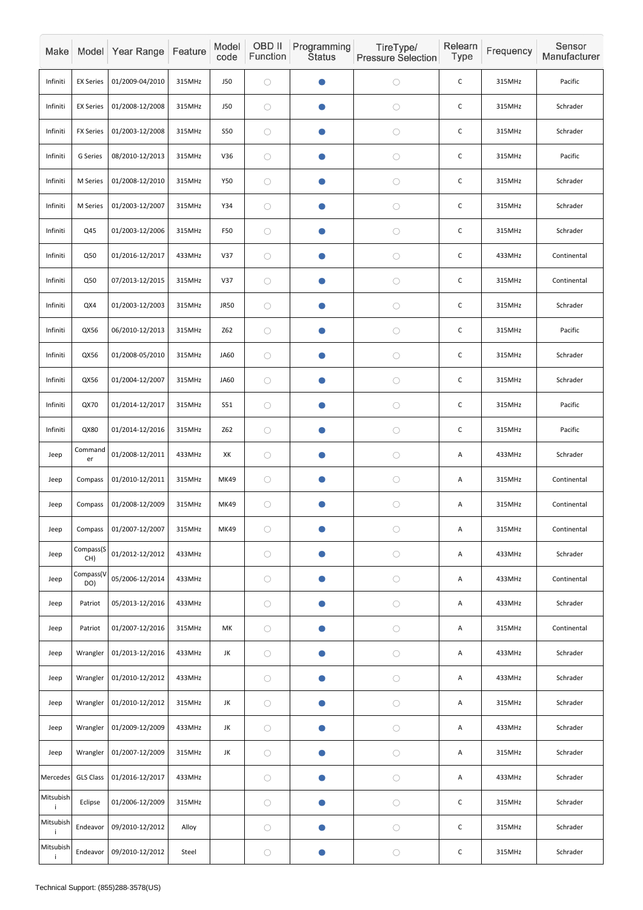| Make | Model | Year Range | Feature | Model code | OBD II Function | Programming Status | TireType/ Pressure Selection | Relearn Type | Frequency | Sensor Manufacturer |
|---|---|---|---|---|---|---|---|---|---|---|
| Infiniti | EX Series | 01/2009-04/2010 | 315MHz | J50 | ○ | ● | ○ | C | 315MHz | Pacific |
| Infiniti | EX Series | 01/2008-12/2008 | 315MHz | J50 | ○ | ● | ○ | C | 315MHz | Schrader |
| Infiniti | FX Series | 01/2003-12/2008 | 315MHz | S50 | ○ | ● | ○ | C | 315MHz | Schrader |
| Infiniti | G Series | 08/2010-12/2013 | 315MHz | V36 | ○ | ● | ○ | C | 315MHz | Pacific |
| Infiniti | M Series | 01/2008-12/2010 | 315MHz | Y50 | ○ | ● | ○ | C | 315MHz | Schrader |
| Infiniti | M Series | 01/2003-12/2007 | 315MHz | Y34 | ○ | ● | ○ | C | 315MHz | Schrader |
| Infiniti | Q45 | 01/2003-12/2006 | 315MHz | F50 | ○ | ● | ○ | C | 315MHz | Schrader |
| Infiniti | Q50 | 01/2016-12/2017 | 433MHz | V37 | ○ | ● | ○ | C | 433MHz | Continental |
| Infiniti | Q50 | 07/2013-12/2015 | 315MHz | V37 | ○ | ● | ○ | C | 315MHz | Continental |
| Infiniti | QX4 | 01/2003-12/2003 | 315MHz | JR50 | ○ | ● | ○ | C | 315MHz | Schrader |
| Infiniti | QX56 | 06/2010-12/2013 | 315MHz | Z62 | ○ | ● | ○ | C | 315MHz | Pacific |
| Infiniti | QX56 | 01/2008-05/2010 | 315MHz | JA60 | ○ | ● | ○ | C | 315MHz | Schrader |
| Infiniti | QX56 | 01/2004-12/2007 | 315MHz | JA60 | ○ | ● | ○ | C | 315MHz | Schrader |
| Infiniti | QX70 | 01/2014-12/2017 | 315MHz | S51 | ○ | ● | ○ | C | 315MHz | Pacific |
| Infiniti | QX80 | 01/2014-12/2016 | 315MHz | Z62 | ○ | ● | ○ | C | 315MHz | Pacific |
| Jeep | Commander | 01/2008-12/2011 | 433MHz | XK | ○ | ● | ○ | A | 433MHz | Schrader |
| Jeep | Compass | 01/2010-12/2011 | 315MHz | MK49 | ○ | ● | ○ | A | 315MHz | Continental |
| Jeep | Compass | 01/2008-12/2009 | 315MHz | MK49 | ○ | ● | ○ | A | 315MHz | Continental |
| Jeep | Compass | 01/2007-12/2007 | 315MHz | MK49 | ○ | ● | ○ | A | 315MHz | Continental |
| Jeep | Compass(SCH) | 01/2012-12/2012 | 433MHz | | ○ | ● | ○ | A | 433MHz | Schrader |
| Jeep | Compass(VDO) | 05/2006-12/2014 | 433MHz | | ○ | ● | ○ | A | 433MHz | Continental |
| Jeep | Patriot | 05/2013-12/2016 | 433MHz | | ○ | ● | ○ | A | 433MHz | Schrader |
| Jeep | Patriot | 01/2007-12/2016 | 315MHz | MK | ○ | ● | ○ | A | 315MHz | Continental |
| Jeep | Wrangler | 01/2013-12/2016 | 433MHz | JK | ○ | ● | ○ | A | 433MHz | Schrader |
| Jeep | Wrangler | 01/2010-12/2012 | 433MHz | | ○ | ● | ○ | A | 433MHz | Schrader |
| Jeep | Wrangler | 01/2010-12/2012 | 315MHz | JK | ○ | ● | ○ | A | 315MHz | Schrader |
| Jeep | Wrangler | 01/2009-12/2009 | 433MHz | JK | ○ | ● | ○ | A | 433MHz | Schrader |
| Jeep | Wrangler | 01/2007-12/2009 | 315MHz | JK | ○ | ● | ○ | A | 315MHz | Schrader |
| Mercedes | GLS Class | 01/2016-12/2017 | 433MHz | | ○ | ● | ○ | A | 433MHz | Schrader |
| Mitsubishi | Eclipse | 01/2006-12/2009 | 315MHz | | ○ | ● | ○ | C | 315MHz | Schrader |
| Mitsubishi | Endeavor | 09/2010-12/2012 | Alloy | | ○ | ● | ○ | C | 315MHz | Schrader |
| Mitsubishi | Endeavor | 09/2010-12/2012 | Steel | | ○ | ● | ○ | C | 315MHz | Schrader |

Technical Support: (855)288-3578(US)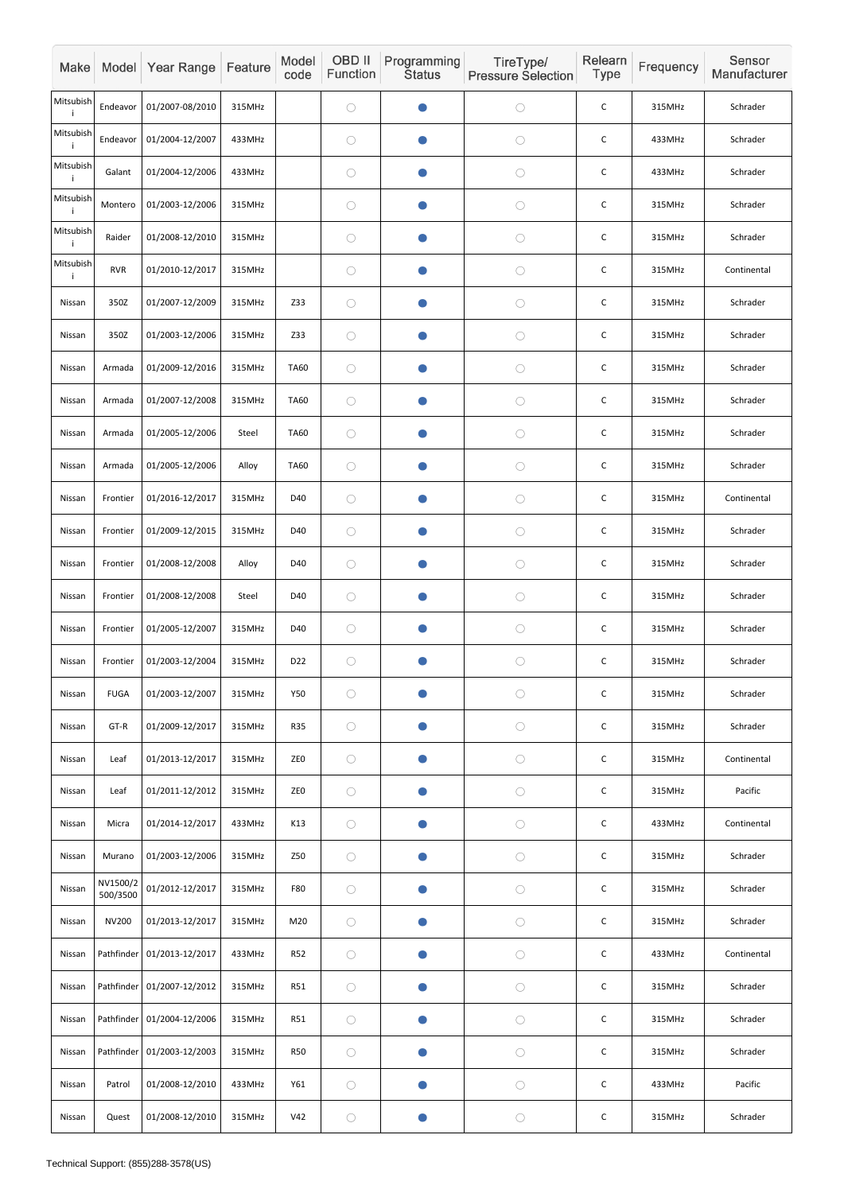| Make | Model | Year Range | Feature | Model code | OBD II Function | Programming Status | TireType/ Pressure Selection | Relearn Type | Frequency | Sensor Manufacturer |
|---|---|---|---|---|---|---|---|---|---|---|
| Mitsubishi | Endeavor | 01/2007-08/2010 | 315MHz | | ○ | ● | ○ | C | 315MHz | Schrader |
| Mitsubishi | Endeavor | 01/2004-12/2007 | 433MHz | | ○ | ● | ○ | C | 433MHz | Schrader |
| Mitsubishi | Galant | 01/2004-12/2006 | 433MHz | | ○ | ● | ○ | C | 433MHz | Schrader |
| Mitsubishi | Montero | 01/2003-12/2006 | 315MHz | | ○ | ● | ○ | C | 315MHz | Schrader |
| Mitsubishi | Raider | 01/2008-12/2010 | 315MHz | | ○ | ● | ○ | C | 315MHz | Schrader |
| Mitsubishi | RVR | 01/2010-12/2017 | 315MHz | | ○ | ● | ○ | C | 315MHz | Continental |
| Nissan | 350Z | 01/2007-12/2009 | 315MHz | Z33 | ○ | ● | ○ | C | 315MHz | Schrader |
| Nissan | 350Z | 01/2003-12/2006 | 315MHz | Z33 | ○ | ● | ○ | C | 315MHz | Schrader |
| Nissan | Armada | 01/2009-12/2016 | 315MHz | TA60 | ○ | ● | ○ | C | 315MHz | Schrader |
| Nissan | Armada | 01/2007-12/2008 | 315MHz | TA60 | ○ | ● | ○ | C | 315MHz | Schrader |
| Nissan | Armada | 01/2005-12/2006 | Steel | TA60 | ○ | ● | ○ | C | 315MHz | Schrader |
| Nissan | Armada | 01/2005-12/2006 | Alloy | TA60 | ○ | ● | ○ | C | 315MHz | Schrader |
| Nissan | Frontier | 01/2016-12/2017 | 315MHz | D40 | ○ | ● | ○ | C | 315MHz | Continental |
| Nissan | Frontier | 01/2009-12/2015 | 315MHz | D40 | ○ | ● | ○ | C | 315MHz | Schrader |
| Nissan | Frontier | 01/2008-12/2008 | Alloy | D40 | ○ | ● | ○ | C | 315MHz | Schrader |
| Nissan | Frontier | 01/2008-12/2008 | Steel | D40 | ○ | ● | ○ | C | 315MHz | Schrader |
| Nissan | Frontier | 01/2005-12/2007 | 315MHz | D40 | ○ | ● | ○ | C | 315MHz | Schrader |
| Nissan | Frontier | 01/2003-12/2004 | 315MHz | D22 | ○ | ● | ○ | C | 315MHz | Schrader |
| Nissan | FUGA | 01/2003-12/2007 | 315MHz | Y50 | ○ | ● | ○ | C | 315MHz | Schrader |
| Nissan | GT-R | 01/2009-12/2017 | 315MHz | R35 | ○ | ● | ○ | C | 315MHz | Schrader |
| Nissan | Leaf | 01/2013-12/2017 | 315MHz | ZE0 | ○ | ● | ○ | C | 315MHz | Continental |
| Nissan | Leaf | 01/2011-12/2012 | 315MHz | ZE0 | ○ | ● | ○ | C | 315MHz | Pacific |
| Nissan | Micra | 01/2014-12/2017 | 433MHz | K13 | ○ | ● | ○ | C | 433MHz | Continental |
| Nissan | Murano | 01/2003-12/2006 | 315MHz | Z50 | ○ | ● | ○ | C | 315MHz | Schrader |
| Nissan | NV1500/2500/3500 | 01/2012-12/2017 | 315MHz | F80 | ○ | ● | ○ | C | 315MHz | Schrader |
| Nissan | NV200 | 01/2013-12/2017 | 315MHz | M20 | ○ | ● | ○ | C | 315MHz | Schrader |
| Nissan | Pathfinder | 01/2013-12/2017 | 433MHz | R52 | ○ | ● | ○ | C | 433MHz | Continental |
| Nissan | Pathfinder | 01/2007-12/2012 | 315MHz | R51 | ○ | ● | ○ | C | 315MHz | Schrader |
| Nissan | Pathfinder | 01/2004-12/2006 | 315MHz | R51 | ○ | ● | ○ | C | 315MHz | Schrader |
| Nissan | Pathfinder | 01/2003-12/2003 | 315MHz | R50 | ○ | ● | ○ | C | 315MHz | Schrader |
| Nissan | Patrol | 01/2008-12/2010 | 433MHz | Y61 | ○ | ● | ○ | C | 433MHz | Pacific |
| Nissan | Quest | 01/2008-12/2010 | 315MHz | V42 | ○ | ● | ○ | C | 315MHz | Schrader |

Technical Support: (855)288-3578(US)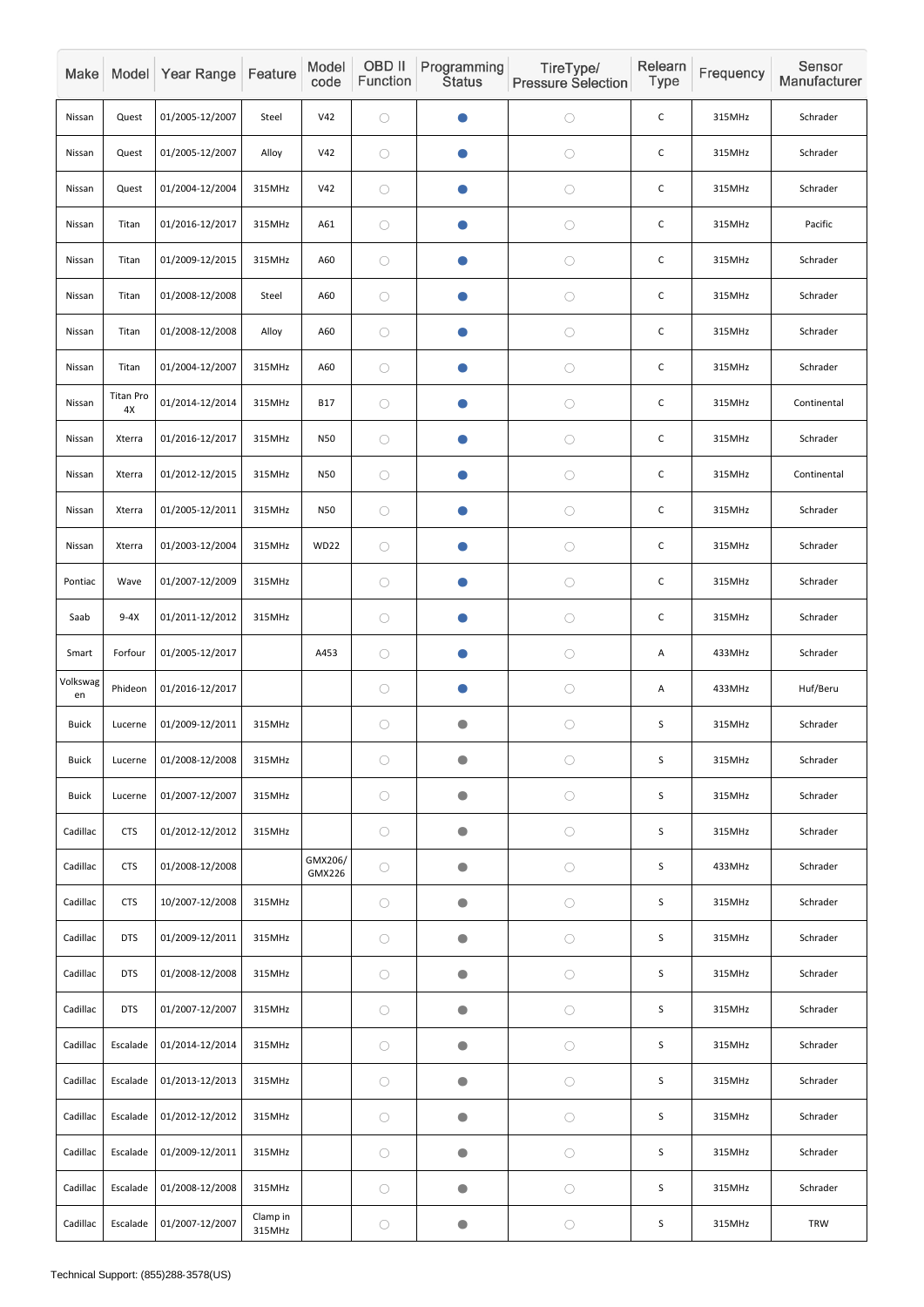| Make | Model | Year Range | Feature | Model code | OBD II Function | Programming Status | TireType/ Pressure Selection | Relearn Type | Frequency | Sensor Manufacturer |
|---|---|---|---|---|---|---|---|---|---|---|
| Nissan | Quest | 01/2005-12/2007 | Steel | V42 | ○ | ● | ○ | C | 315MHz | Schrader |
| Nissan | Quest | 01/2005-12/2007 | Alloy | V42 | ○ | ● | ○ | C | 315MHz | Schrader |
| Nissan | Quest | 01/2004-12/2004 | 315MHz | V42 | ○ | ● | ○ | C | 315MHz | Schrader |
| Nissan | Titan | 01/2016-12/2017 | 315MHz | A61 | ○ | ● | ○ | C | 315MHz | Pacific |
| Nissan | Titan | 01/2009-12/2015 | 315MHz | A60 | ○ | ● | ○ | C | 315MHz | Schrader |
| Nissan | Titan | 01/2008-12/2008 | Steel | A60 | ○ | ● | ○ | C | 315MHz | Schrader |
| Nissan | Titan | 01/2008-12/2008 | Alloy | A60 | ○ | ● | ○ | C | 315MHz | Schrader |
| Nissan | Titan | 01/2004-12/2007 | 315MHz | A60 | ○ | ● | ○ | C | 315MHz | Schrader |
| Nissan | Titan Pro 4X | 01/2014-12/2014 | 315MHz | B17 | ○ | ● | ○ | C | 315MHz | Continental |
| Nissan | Xterra | 01/2016-12/2017 | 315MHz | N50 | ○ | ● | ○ | C | 315MHz | Schrader |
| Nissan | Xterra | 01/2012-12/2015 | 315MHz | N50 | ○ | ● | ○ | C | 315MHz | Continental |
| Nissan | Xterra | 01/2005-12/2011 | 315MHz | N50 | ○ | ● | ○ | C | 315MHz | Schrader |
| Nissan | Xterra | 01/2003-12/2004 | 315MHz | WD22 | ○ | ● | ○ | C | 315MHz | Schrader |
| Pontiac | Wave | 01/2007-12/2009 | 315MHz | | ○ | ● | ○ | C | 315MHz | Schrader |
| Saab | 9-4X | 01/2011-12/2012 | 315MHz | | ○ | ● | ○ | C | 315MHz | Schrader |
| Smart | Forfour | 01/2005-12/2017 | | A453 | ○ | ● | ○ | A | 433MHz | Schrader |
| Volkswagen | Phideon | 01/2016-12/2017 | | | ○ | ● | ○ | A | 433MHz | Huf/Beru |
| Buick | Lucerne | 01/2009-12/2011 | 315MHz | | ○ | ● | ○ | S | 315MHz | Schrader |
| Buick | Lucerne | 01/2008-12/2008 | 315MHz | | ○ | ● | ○ | S | 315MHz | Schrader |
| Buick | Lucerne | 01/2007-12/2007 | 315MHz | | ○ | ● | ○ | S | 315MHz | Schrader |
| Cadillac | CTS | 01/2012-12/2012 | 315MHz | | ○ | ● | ○ | S | 315MHz | Schrader |
| Cadillac | CTS | 01/2008-12/2008 | | GMX206/ GMX226 | ○ | ● | ○ | S | 433MHz | Schrader |
| Cadillac | CTS | 10/2007-12/2008 | 315MHz | | ○ | ● | ○ | S | 315MHz | Schrader |
| Cadillac | DTS | 01/2009-12/2011 | 315MHz | | ○ | ● | ○ | S | 315MHz | Schrader |
| Cadillac | DTS | 01/2008-12/2008 | 315MHz | | ○ | ● | ○ | S | 315MHz | Schrader |
| Cadillac | DTS | 01/2007-12/2007 | 315MHz | | ○ | ● | ○ | S | 315MHz | Schrader |
| Cadillac | Escalade | 01/2014-12/2014 | 315MHz | | ○ | ● | ○ | S | 315MHz | Schrader |
| Cadillac | Escalade | 01/2013-12/2013 | 315MHz | | ○ | ● | ○ | S | 315MHz | Schrader |
| Cadillac | Escalade | 01/2012-12/2012 | 315MHz | | ○ | ● | ○ | S | 315MHz | Schrader |
| Cadillac | Escalade | 01/2009-12/2011 | 315MHz | | ○ | ● | ○ | S | 315MHz | Schrader |
| Cadillac | Escalade | 01/2008-12/2008 | 315MHz | | ○ | ● | ○ | S | 315MHz | Schrader |
| Cadillac | Escalade | 01/2007-12/2007 | Clamp in 315MHz | | ○ | ● | ○ | S | 315MHz | TRW |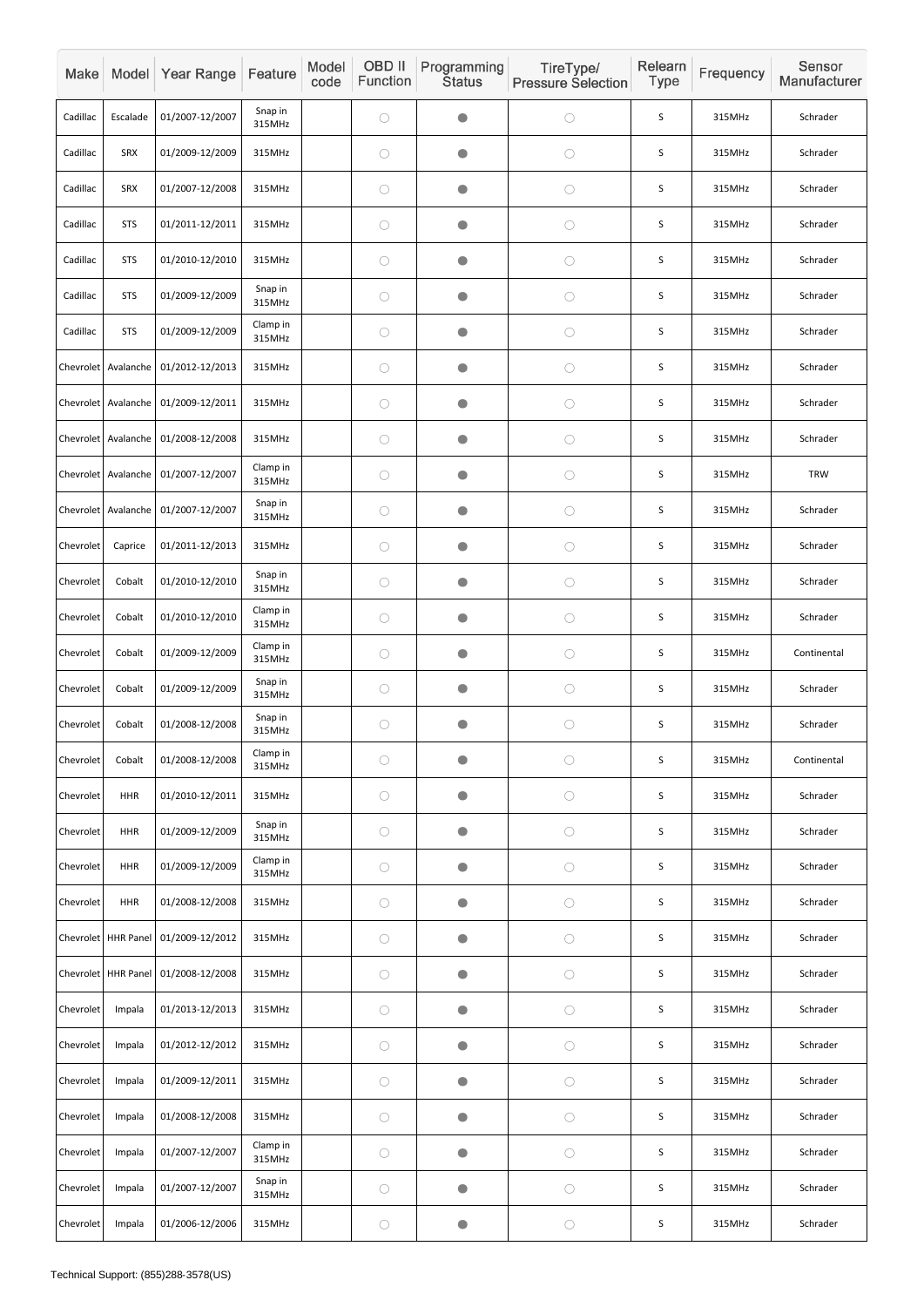| Make | Model | Year Range | Feature | Model code | OBD II Function | Programming Status | TireType/ Pressure Selection | Relearn Type | Frequency | Sensor Manufacturer |
|---|---|---|---|---|---|---|---|---|---|---|
| Cadillac | Escalade | 01/2007-12/2007 | Snap in 315MHz | | ○ | ● | ○ | S | 315MHz | Schrader |
| Cadillac | SRX | 01/2009-12/2009 | 315MHz | | ○ | ● | ○ | S | 315MHz | Schrader |
| Cadillac | SRX | 01/2007-12/2008 | 315MHz | | ○ | ● | ○ | S | 315MHz | Schrader |
| Cadillac | STS | 01/2011-12/2011 | 315MHz | | ○ | ● | ○ | S | 315MHz | Schrader |
| Cadillac | STS | 01/2010-12/2010 | 315MHz | | ○ | ● | ○ | S | 315MHz | Schrader |
| Cadillac | STS | 01/2009-12/2009 | Snap in 315MHz | | ○ | ● | ○ | S | 315MHz | Schrader |
| Cadillac | STS | 01/2009-12/2009 | Clamp in 315MHz | | ○ | ● | ○ | S | 315MHz | Schrader |
| Chevrolet | Avalanche | 01/2012-12/2013 | 315MHz | | ○ | ● | ○ | S | 315MHz | Schrader |
| Chevrolet | Avalanche | 01/2009-12/2011 | 315MHz | | ○ | ● | ○ | S | 315MHz | Schrader |
| Chevrolet | Avalanche | 01/2008-12/2008 | 315MHz | | ○ | ● | ○ | S | 315MHz | Schrader |
| Chevrolet | Avalanche | 01/2007-12/2007 | Clamp in 315MHz | | ○ | ● | ○ | S | 315MHz | TRW |
| Chevrolet | Avalanche | 01/2007-12/2007 | Snap in 315MHz | | ○ | ● | ○ | S | 315MHz | Schrader |
| Chevrolet | Caprice | 01/2011-12/2013 | 315MHz | | ○ | ● | ○ | S | 315MHz | Schrader |
| Chevrolet | Cobalt | 01/2010-12/2010 | Snap in 315MHz | | ○ | ● | ○ | S | 315MHz | Schrader |
| Chevrolet | Cobalt | 01/2010-12/2010 | Clamp in 315MHz | | ○ | ● | ○ | S | 315MHz | Schrader |
| Chevrolet | Cobalt | 01/2009-12/2009 | Clamp in 315MHz | | ○ | ● | ○ | S | 315MHz | Continental |
| Chevrolet | Cobalt | 01/2009-12/2009 | Snap in 315MHz | | ○ | ● | ○ | S | 315MHz | Schrader |
| Chevrolet | Cobalt | 01/2008-12/2008 | Snap in 315MHz | | ○ | ● | ○ | S | 315MHz | Schrader |
| Chevrolet | Cobalt | 01/2008-12/2008 | Clamp in 315MHz | | ○ | ● | ○ | S | 315MHz | Continental |
| Chevrolet | HHR | 01/2010-12/2011 | 315MHz | | ○ | ● | ○ | S | 315MHz | Schrader |
| Chevrolet | HHR | 01/2009-12/2009 | Snap in 315MHz | | ○ | ● | ○ | S | 315MHz | Schrader |
| Chevrolet | HHR | 01/2009-12/2009 | Clamp in 315MHz | | ○ | ● | ○ | S | 315MHz | Schrader |
| Chevrolet | HHR | 01/2008-12/2008 | 315MHz | | ○ | ● | ○ | S | 315MHz | Schrader |
| Chevrolet | HHR Panel | 01/2009-12/2012 | 315MHz | | ○ | ● | ○ | S | 315MHz | Schrader |
| Chevrolet | HHR Panel | 01/2008-12/2008 | 315MHz | | ○ | ● | ○ | S | 315MHz | Schrader |
| Chevrolet | Impala | 01/2013-12/2013 | 315MHz | | ○ | ● | ○ | S | 315MHz | Schrader |
| Chevrolet | Impala | 01/2012-12/2012 | 315MHz | | ○ | ● | ○ | S | 315MHz | Schrader |
| Chevrolet | Impala | 01/2009-12/2011 | 315MHz | | ○ | ● | ○ | S | 315MHz | Schrader |
| Chevrolet | Impala | 01/2008-12/2008 | 315MHz | | ○ | ● | ○ | S | 315MHz | Schrader |
| Chevrolet | Impala | 01/2007-12/2007 | Clamp in 315MHz | | ○ | ● | ○ | S | 315MHz | Schrader |
| Chevrolet | Impala | 01/2007-12/2007 | Snap in 315MHz | | ○ | ● | ○ | S | 315MHz | Schrader |
| Chevrolet | Impala | 01/2006-12/2006 | 315MHz | | ○ | ● | ○ | S | 315MHz | Schrader |

Technical Support: (855)288-3578(US)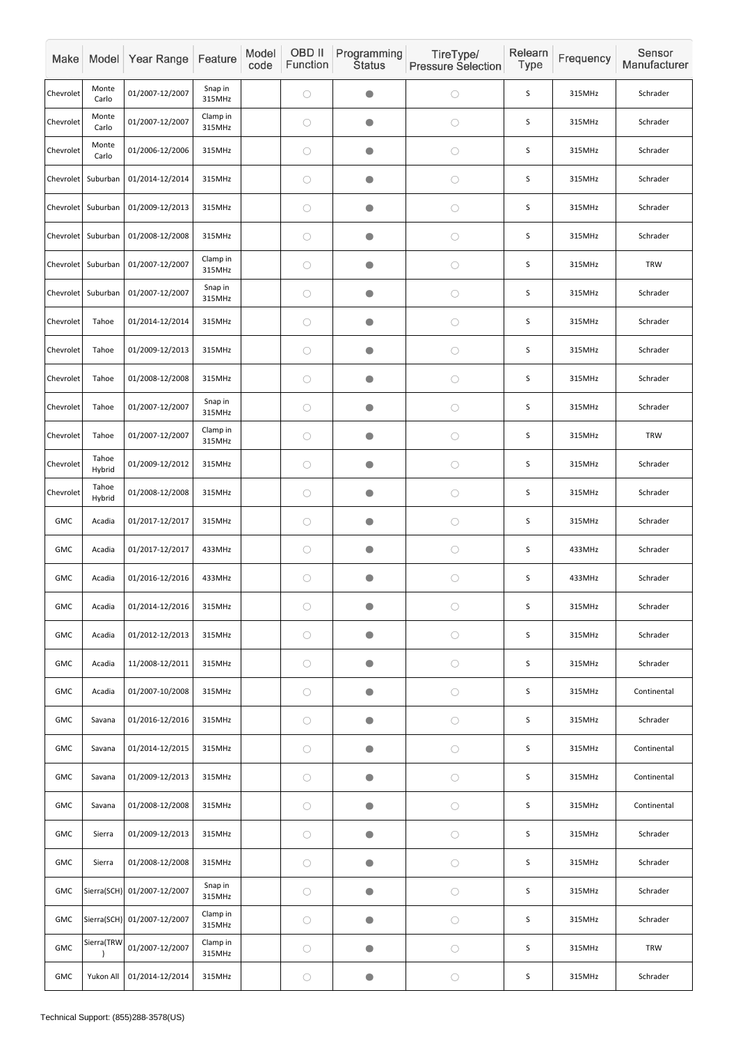| Make | Model | Year Range | Feature | Model code | OBD II Function | Programming Status | TireType/ Pressure Selection | Relearn Type | Frequency | Sensor Manufacturer |
|---|---|---|---|---|---|---|---|---|---|---|
| Chevrolet | Monte Carlo | 01/2007-12/2007 | Snap in 315MHz | | ○ | ● | ○ | S | 315MHz | Schrader |
| Chevrolet | Monte Carlo | 01/2007-12/2007 | Clamp in 315MHz | | ○ | ● | ○ | S | 315MHz | Schrader |
| Chevrolet | Monte Carlo | 01/2006-12/2006 | 315MHz | | ○ | ● | ○ | S | 315MHz | Schrader |
| Chevrolet | Suburban | 01/2014-12/2014 | 315MHz | | ○ | ● | ○ | S | 315MHz | Schrader |
| Chevrolet | Suburban | 01/2009-12/2013 | 315MHz | | ○ | ● | ○ | S | 315MHz | Schrader |
| Chevrolet | Suburban | 01/2008-12/2008 | 315MHz | | ○ | ● | ○ | S | 315MHz | Schrader |
| Chevrolet | Suburban | 01/2007-12/2007 | Clamp in 315MHz | | ○ | ● | ○ | S | 315MHz | TRW |
| Chevrolet | Suburban | 01/2007-12/2007 | Snap in 315MHz | | ○ | ● | ○ | S | 315MHz | Schrader |
| Chevrolet | Tahoe | 01/2014-12/2014 | 315MHz | | ○ | ● | ○ | S | 315MHz | Schrader |
| Chevrolet | Tahoe | 01/2009-12/2013 | 315MHz | | ○ | ● | ○ | S | 315MHz | Schrader |
| Chevrolet | Tahoe | 01/2008-12/2008 | 315MHz | | ○ | ● | ○ | S | 315MHz | Schrader |
| Chevrolet | Tahoe | 01/2007-12/2007 | Snap in 315MHz | | ○ | ● | ○ | S | 315MHz | Schrader |
| Chevrolet | Tahoe | 01/2007-12/2007 | Clamp in 315MHz | | ○ | ● | ○ | S | 315MHz | TRW |
| Chevrolet | Tahoe Hybrid | 01/2009-12/2012 | 315MHz | | ○ | ● | ○ | S | 315MHz | Schrader |
| Chevrolet | Tahoe Hybrid | 01/2008-12/2008 | 315MHz | | ○ | ● | ○ | S | 315MHz | Schrader |
| GMC | Acadia | 01/2017-12/2017 | 315MHz | | ○ | ● | ○ | S | 315MHz | Schrader |
| GMC | Acadia | 01/2017-12/2017 | 433MHz | | ○ | ● | ○ | S | 433MHz | Schrader |
| GMC | Acadia | 01/2016-12/2016 | 433MHz | | ○ | ● | ○ | S | 433MHz | Schrader |
| GMC | Acadia | 01/2014-12/2016 | 315MHz | | ○ | ● | ○ | S | 315MHz | Schrader |
| GMC | Acadia | 01/2012-12/2013 | 315MHz | | ○ | ● | ○ | S | 315MHz | Schrader |
| GMC | Acadia | 11/2008-12/2011 | 315MHz | | ○ | ● | ○ | S | 315MHz | Schrader |
| GMC | Acadia | 01/2007-10/2008 | 315MHz | | ○ | ● | ○ | S | 315MHz | Continental |
| GMC | Savana | 01/2016-12/2016 | 315MHz | | ○ | ● | ○ | S | 315MHz | Schrader |
| GMC | Savana | 01/2014-12/2015 | 315MHz | | ○ | ● | ○ | S | 315MHz | Continental |
| GMC | Savana | 01/2009-12/2013 | 315MHz | | ○ | ● | ○ | S | 315MHz | Continental |
| GMC | Savana | 01/2008-12/2008 | 315MHz | | ○ | ● | ○ | S | 315MHz | Continental |
| GMC | Sierra | 01/2009-12/2013 | 315MHz | | ○ | ● | ○ | S | 315MHz | Schrader |
| GMC | Sierra | 01/2008-12/2008 | 315MHz | | ○ | ● | ○ | S | 315MHz | Schrader |
| GMC | Sierra(SCH) | 01/2007-12/2007 | Snap in 315MHz | | ○ | ● | ○ | S | 315MHz | Schrader |
| GMC | Sierra(SCH) | 01/2007-12/2007 | Clamp in 315MHz | | ○ | ● | ○ | S | 315MHz | Schrader |
| GMC | Sierra(TRW) | 01/2007-12/2007 | Clamp in 315MHz | | ○ | ● | ○ | S | 315MHz | TRW |
| GMC | Yukon All | 01/2014-12/2014 | 315MHz | | ○ | ● | ○ | S | 315MHz | Schrader |

Technical Support: (855)288-3578(US)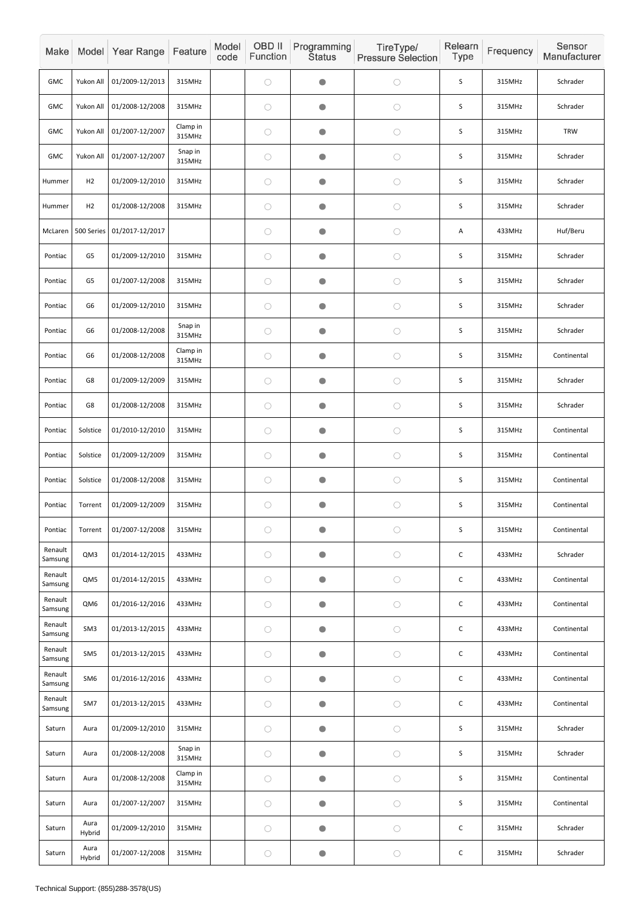| Make | Model | Year Range | Feature | Model code | OBD II Function | Programming Status | TireType/ Pressure Selection | Relearn Type | Frequency | Sensor Manufacturer |
|---|---|---|---|---|---|---|---|---|---|---|
| GMC | Yukon All | 01/2009-12/2013 | 315MHz | | ○ | ● | ○ | S | 315MHz | Schrader |
| GMC | Yukon All | 01/2008-12/2008 | 315MHz | | ○ | ● | ○ | S | 315MHz | Schrader |
| GMC | Yukon All | 01/2007-12/2007 | Clamp in 315MHz | | ○ | ● | ○ | S | 315MHz | TRW |
| GMC | Yukon All | 01/2007-12/2007 | Snap in 315MHz | | ○ | ● | ○ | S | 315MHz | Schrader |
| Hummer | H2 | 01/2009-12/2010 | 315MHz | | ○ | ● | ○ | S | 315MHz | Schrader |
| Hummer | H2 | 01/2008-12/2008 | 315MHz | | ○ | ● | ○ | S | 315MHz | Schrader |
| McLaren | 500 Series | 01/2017-12/2017 | | | ○ | ● | ○ | A | 433MHz | Huf/Beru |
| Pontiac | G5 | 01/2009-12/2010 | 315MHz | | ○ | ● | ○ | S | 315MHz | Schrader |
| Pontiac | G5 | 01/2007-12/2008 | 315MHz | | ○ | ● | ○ | S | 315MHz | Schrader |
| Pontiac | G6 | 01/2009-12/2010 | 315MHz | | ○ | ● | ○ | S | 315MHz | Schrader |
| Pontiac | G6 | 01/2008-12/2008 | Snap in 315MHz | | ○ | ● | ○ | S | 315MHz | Schrader |
| Pontiac | G6 | 01/2008-12/2008 | Clamp in 315MHz | | ○ | ● | ○ | S | 315MHz | Continental |
| Pontiac | G8 | 01/2009-12/2009 | 315MHz | | ○ | ● | ○ | S | 315MHz | Schrader |
| Pontiac | G8 | 01/2008-12/2008 | 315MHz | | ○ | ● | ○ | S | 315MHz | Schrader |
| Pontiac | Solstice | 01/2010-12/2010 | 315MHz | | ○ | ● | ○ | S | 315MHz | Continental |
| Pontiac | Solstice | 01/2009-12/2009 | 315MHz | | ○ | ● | ○ | S | 315MHz | Continental |
| Pontiac | Solstice | 01/2008-12/2008 | 315MHz | | ○ | ● | ○ | S | 315MHz | Continental |
| Pontiac | Torrent | 01/2009-12/2009 | 315MHz | | ○ | ● | ○ | S | 315MHz | Continental |
| Pontiac | Torrent | 01/2007-12/2008 | 315MHz | | ○ | ● | ○ | S | 315MHz | Continental |
| Renault Samsung | QM3 | 01/2014-12/2015 | 433MHz | | ○ | ● | ○ | C | 433MHz | Schrader |
| Renault Samsung | QM5 | 01/2014-12/2015 | 433MHz | | ○ | ● | ○ | C | 433MHz | Continental |
| Renault Samsung | QM6 | 01/2016-12/2016 | 433MHz | | ○ | ● | ○ | C | 433MHz | Continental |
| Renault Samsung | SM3 | 01/2013-12/2015 | 433MHz | | ○ | ● | ○ | C | 433MHz | Continental |
| Renault Samsung | SM5 | 01/2013-12/2015 | 433MHz | | ○ | ● | ○ | C | 433MHz | Continental |
| Renault Samsung | SM6 | 01/2016-12/2016 | 433MHz | | ○ | ● | ○ | C | 433MHz | Continental |
| Renault Samsung | SM7 | 01/2013-12/2015 | 433MHz | | ○ | ● | ○ | C | 433MHz | Continental |
| Saturn | Aura | 01/2009-12/2010 | 315MHz | | ○ | ● | ○ | S | 315MHz | Schrader |
| Saturn | Aura | 01/2008-12/2008 | Snap in 315MHz | | ○ | ● | ○ | S | 315MHz | Schrader |
| Saturn | Aura | 01/2008-12/2008 | Clamp in 315MHz | | ○ | ● | ○ | S | 315MHz | Continental |
| Saturn | Aura | 01/2007-12/2007 | 315MHz | | ○ | ● | ○ | S | 315MHz | Continental |
| Saturn | Aura Hybrid | 01/2009-12/2010 | 315MHz | | ○ | ● | ○ | C | 315MHz | Schrader |
| Saturn | Aura Hybrid | 01/2007-12/2008 | 315MHz | | ○ | ● | ○ | C | 315MHz | Schrader |

Technical Support: (855)288-3578(US)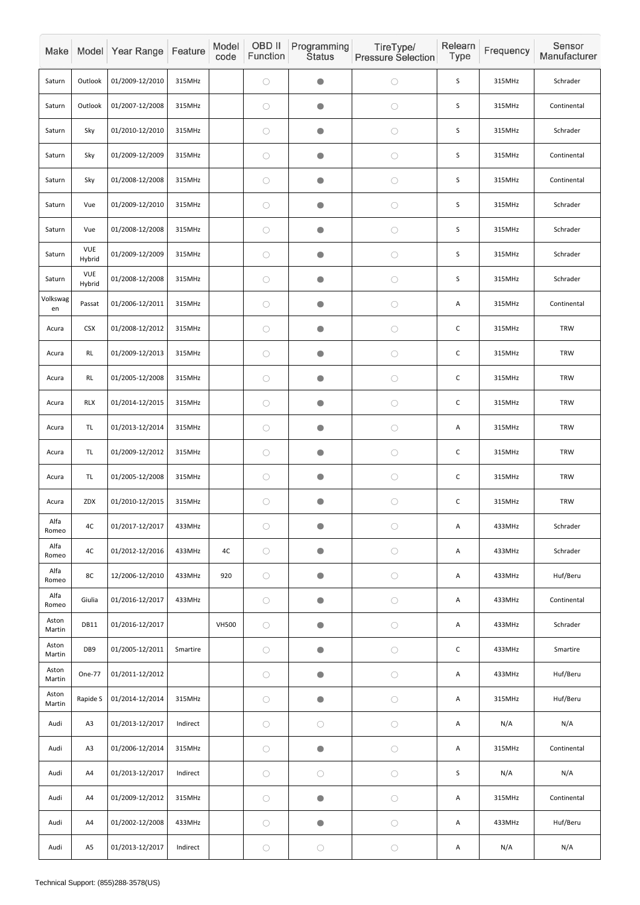| Make | Model | Year Range | Feature | Model code | OBD II Function | Programming Status | TireType/ Pressure Selection | Relearn Type | Frequency | Sensor Manufacturer |
|---|---|---|---|---|---|---|---|---|---|---|
| Saturn | Outlook | 01/2009-12/2010 | 315MHz | | ○ | ● | ○ | S | 315MHz | Schrader |
| Saturn | Outlook | 01/2007-12/2008 | 315MHz | | ○ | ● | ○ | S | 315MHz | Continental |
| Saturn | Sky | 01/2010-12/2010 | 315MHz | | ○ | ● | ○ | S | 315MHz | Schrader |
| Saturn | Sky | 01/2009-12/2009 | 315MHz | | ○ | ● | ○ | S | 315MHz | Continental |
| Saturn | Sky | 01/2008-12/2008 | 315MHz | | ○ | ● | ○ | S | 315MHz | Continental |
| Saturn | Vue | 01/2009-12/2010 | 315MHz | | ○ | ● | ○ | S | 315MHz | Schrader |
| Saturn | Vue | 01/2008-12/2008 | 315MHz | | ○ | ● | ○ | S | 315MHz | Schrader |
| Saturn | VUE Hybrid | 01/2009-12/2009 | 315MHz | | ○ | ● | ○ | S | 315MHz | Schrader |
| Saturn | VUE Hybrid | 01/2008-12/2008 | 315MHz | | ○ | ● | ○ | S | 315MHz | Schrader |
| Volkswagen | Passat | 01/2006-12/2011 | 315MHz | | ○ | ● | ○ | A | 315MHz | Continental |
| Acura | CSX | 01/2008-12/2012 | 315MHz | | ○ | ● | ○ | C | 315MHz | TRW |
| Acura | RL | 01/2009-12/2013 | 315MHz | | ○ | ● | ○ | C | 315MHz | TRW |
| Acura | RL | 01/2005-12/2008 | 315MHz | | ○ | ● | ○ | C | 315MHz | TRW |
| Acura | RLX | 01/2014-12/2015 | 315MHz | | ○ | ● | ○ | C | 315MHz | TRW |
| Acura | TL | 01/2013-12/2014 | 315MHz | | ○ | ● | ○ | A | 315MHz | TRW |
| Acura | TL | 01/2009-12/2012 | 315MHz | | ○ | ● | ○ | C | 315MHz | TRW |
| Acura | TL | 01/2005-12/2008 | 315MHz | | ○ | ● | ○ | C | 315MHz | TRW |
| Acura | ZDX | 01/2010-12/2015 | 315MHz | | ○ | ● | ○ | C | 315MHz | TRW |
| Alfa Romeo | 4C | 01/2017-12/2017 | 433MHz | | ○ | ● | ○ | A | 433MHz | Schrader |
| Alfa Romeo | 4C | 01/2012-12/2016 | 433MHz | 4C | ○ | ● | ○ | A | 433MHz | Schrader |
| Alfa Romeo | 8C | 12/2006-12/2010 | 433MHz | 920 | ○ | ● | ○ | A | 433MHz | Huf/Beru |
| Alfa Romeo | Giulia | 01/2016-12/2017 | 433MHz | | ○ | ● | ○ | A | 433MHz | Continental |
| Aston Martin | DB11 | 01/2016-12/2017 | | VH500 | ○ | ● | ○ | A | 433MHz | Schrader |
| Aston Martin | DB9 | 01/2005-12/2011 | Smartire | | ○ | ● | ○ | C | 433MHz | Smartire |
| Aston Martin | One-77 | 01/2011-12/2012 | | | ○ | ● | ○ | A | 433MHz | Huf/Beru |
| Aston Martin | Rapide S | 01/2014-12/2014 | 315MHz | | ○ | ● | ○ | A | 315MHz | Huf/Beru |
| Audi | A3 | 01/2013-12/2017 | Indirect | | ○ | ○ | ○ | A | N/A | N/A |
| Audi | A3 | 01/2006-12/2014 | 315MHz | | ○ | ● | ○ | A | 315MHz | Continental |
| Audi | A4 | 01/2013-12/2017 | Indirect | | ○ | ○ | ○ | S | N/A | N/A |
| Audi | A4 | 01/2009-12/2012 | 315MHz | | ○ | ● | ○ | A | 315MHz | Continental |
| Audi | A4 | 01/2002-12/2008 | 433MHz | | ○ | ● | ○ | A | 433MHz | Huf/Beru |
| Audi | A5 | 01/2013-12/2017 | Indirect | | ○ | ○ | ○ | A | N/A | N/A |

Technical Support: (855)288-3578(US)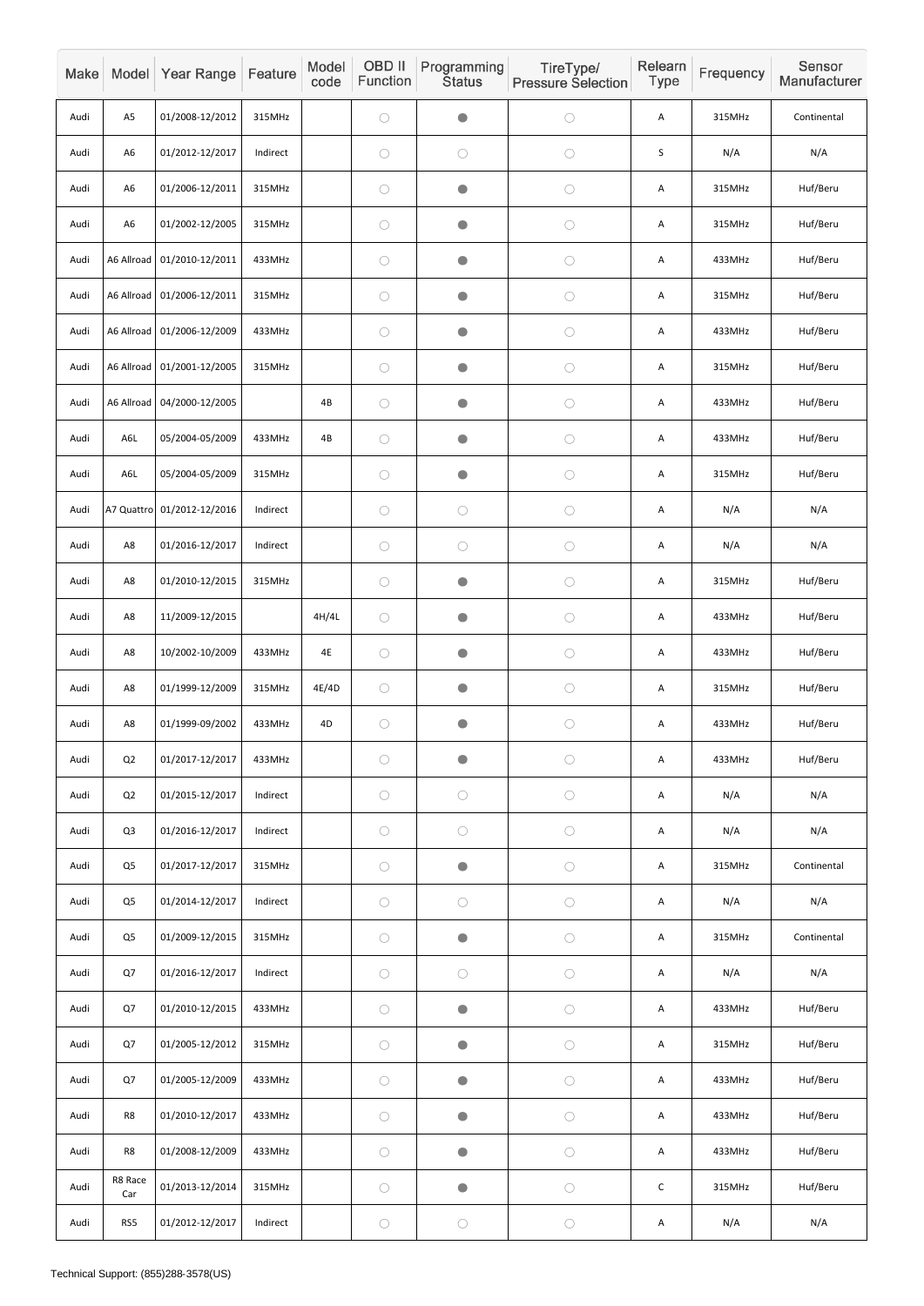| Make | Model | Year Range | Feature | Model code | OBD II Function | Programming Status | TireType/ Pressure Selection | Relearn Type | Frequency | Sensor Manufacturer |
|---|---|---|---|---|---|---|---|---|---|---|
| Audi | A5 | 01/2008-12/2012 | 315MHz | | ○ | ● | ○ | A | 315MHz | Continental |
| Audi | A6 | 01/2012-12/2017 | Indirect | | ○ | ○ | ○ | S | N/A | N/A |
| Audi | A6 | 01/2006-12/2011 | 315MHz | | ○ | ● | ○ | A | 315MHz | Huf/Beru |
| Audi | A6 | 01/2002-12/2005 | 315MHz | | ○ | ● | ○ | A | 315MHz | Huf/Beru |
| Audi | A6 Allroad | 01/2010-12/2011 | 433MHz | | ○ | ● | ○ | A | 433MHz | Huf/Beru |
| Audi | A6 Allroad | 01/2006-12/2011 | 315MHz | | ○ | ● | ○ | A | 315MHz | Huf/Beru |
| Audi | A6 Allroad | 01/2006-12/2009 | 433MHz | | ○ | ● | ○ | A | 433MHz | Huf/Beru |
| Audi | A6 Allroad | 01/2001-12/2005 | 315MHz | | ○ | ● | ○ | A | 315MHz | Huf/Beru |
| Audi | A6 Allroad | 04/2000-12/2005 | | 4B | ○ | ● | ○ | A | 433MHz | Huf/Beru |
| Audi | A6L | 05/2004-05/2009 | 433MHz | 4B | ○ | ● | ○ | A | 433MHz | Huf/Beru |
| Audi | A6L | 05/2004-05/2009 | 315MHz | | ○ | ● | ○ | A | 315MHz | Huf/Beru |
| Audi | A7 Quattro | 01/2012-12/2016 | Indirect | | ○ | ○ | ○ | A | N/A | N/A |
| Audi | A8 | 01/2016-12/2017 | Indirect | | ○ | ○ | ○ | A | N/A | N/A |
| Audi | A8 | 01/2010-12/2015 | 315MHz | | ○ | ● | ○ | A | 315MHz | Huf/Beru |
| Audi | A8 | 11/2009-12/2015 | | 4H/4L | ○ | ● | ○ | A | 433MHz | Huf/Beru |
| Audi | A8 | 10/2002-10/2009 | 433MHz | 4E | ○ | ● | ○ | A | 433MHz | Huf/Beru |
| Audi | A8 | 01/1999-12/2009 | 315MHz | 4E/4D | ○ | ● | ○ | A | 315MHz | Huf/Beru |
| Audi | A8 | 01/1999-09/2002 | 433MHz | 4D | ○ | ● | ○ | A | 433MHz | Huf/Beru |
| Audi | Q2 | 01/2017-12/2017 | 433MHz | | ○ | ● | ○ | A | 433MHz | Huf/Beru |
| Audi | Q2 | 01/2015-12/2017 | Indirect | | ○ | ○ | ○ | A | N/A | N/A |
| Audi | Q3 | 01/2016-12/2017 | Indirect | | ○ | ○ | ○ | A | N/A | N/A |
| Audi | Q5 | 01/2017-12/2017 | 315MHz | | ○ | ● | ○ | A | 315MHz | Continental |
| Audi | Q5 | 01/2014-12/2017 | Indirect | | ○ | ○ | ○ | A | N/A | N/A |
| Audi | Q5 | 01/2009-12/2015 | 315MHz | | ○ | ● | ○ | A | 315MHz | Continental |
| Audi | Q7 | 01/2016-12/2017 | Indirect | | ○ | ○ | ○ | A | N/A | N/A |
| Audi | Q7 | 01/2010-12/2015 | 433MHz | | ○ | ● | ○ | A | 433MHz | Huf/Beru |
| Audi | Q7 | 01/2005-12/2012 | 315MHz | | ○ | ● | ○ | A | 315MHz | Huf/Beru |
| Audi | Q7 | 01/2005-12/2009 | 433MHz | | ○ | ● | ○ | A | 433MHz | Huf/Beru |
| Audi | R8 | 01/2010-12/2017 | 433MHz | | ○ | ● | ○ | A | 433MHz | Huf/Beru |
| Audi | R8 | 01/2008-12/2009 | 433MHz | | ○ | ● | ○ | A | 433MHz | Huf/Beru |
| Audi | R8 Race Car | 01/2013-12/2014 | 315MHz | | ○ | ● | ○ | C | 315MHz | Huf/Beru |
| Audi | RS5 | 01/2012-12/2017 | Indirect | | ○ | ○ | ○ | A | N/A | N/A |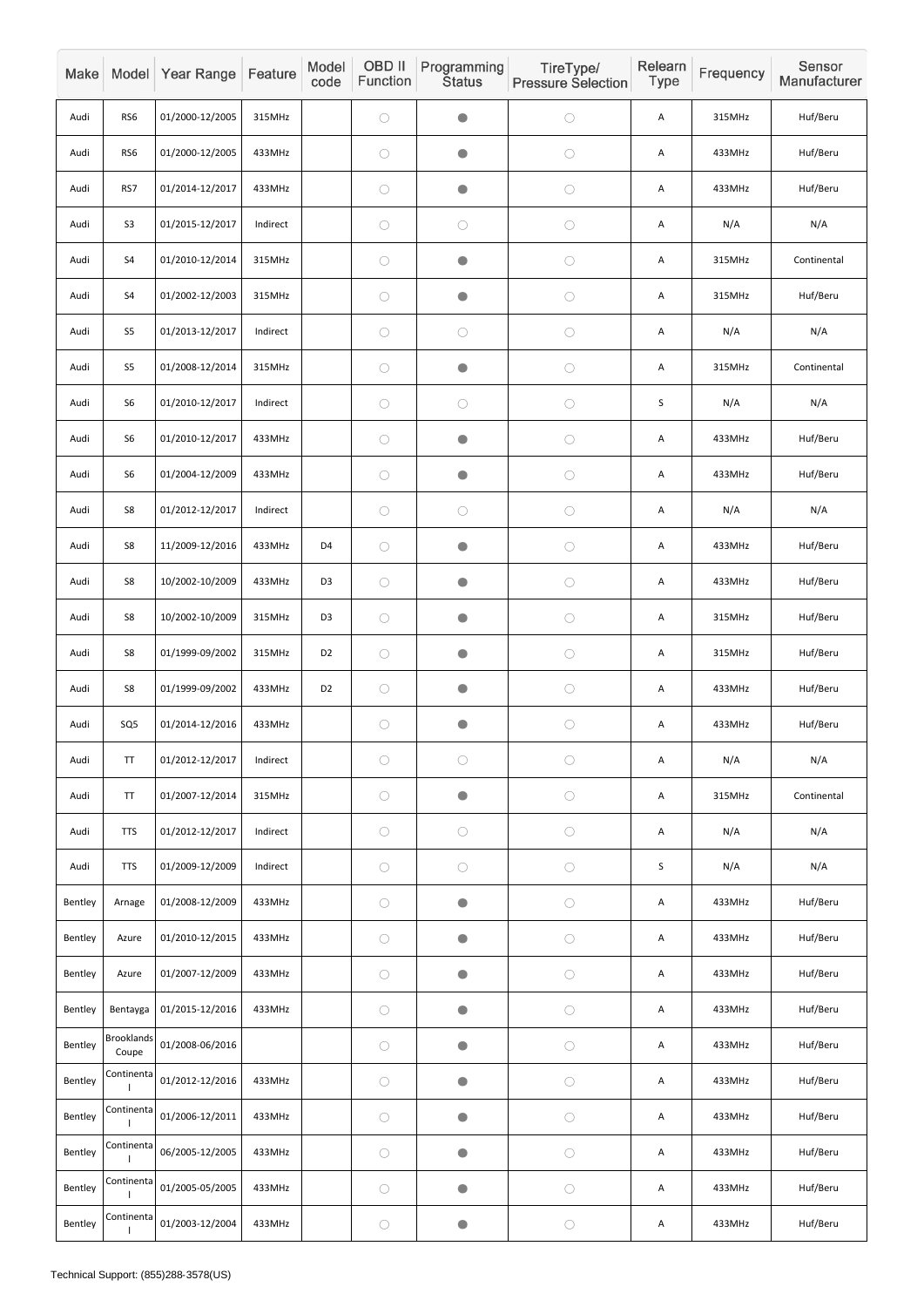| Make | Model | Year Range | Feature | Model code | OBD II Function | Programming Status | TireType/ Pressure Selection | Relearn Type | Frequency | Sensor Manufacturer |
|---|---|---|---|---|---|---|---|---|---|---|
| Audi | RS6 | 01/2000-12/2005 | 315MHz | | ○ | ● | ○ | A | 315MHz | Huf/Beru |
| Audi | RS6 | 01/2000-12/2005 | 433MHz | | ○ | ● | ○ | A | 433MHz | Huf/Beru |
| Audi | RS7 | 01/2014-12/2017 | 433MHz | | ○ | ● | ○ | A | 433MHz | Huf/Beru |
| Audi | S3 | 01/2015-12/2017 | Indirect | | ○ | ○ | ○ | A | N/A | N/A |
| Audi | S4 | 01/2010-12/2014 | 315MHz | | ○ | ● | ○ | A | 315MHz | Continental |
| Audi | S4 | 01/2002-12/2003 | 315MHz | | ○ | ● | ○ | A | 315MHz | Huf/Beru |
| Audi | S5 | 01/2013-12/2017 | Indirect | | ○ | ○ | ○ | A | N/A | N/A |
| Audi | S5 | 01/2008-12/2014 | 315MHz | | ○ | ● | ○ | A | 315MHz | Continental |
| Audi | S6 | 01/2010-12/2017 | Indirect | | ○ | ○ | ○ | S | N/A | N/A |
| Audi | S6 | 01/2010-12/2017 | 433MHz | | ○ | ● | ○ | A | 433MHz | Huf/Beru |
| Audi | S6 | 01/2004-12/2009 | 433MHz | | ○ | ● | ○ | A | 433MHz | Huf/Beru |
| Audi | S8 | 01/2012-12/2017 | Indirect | | ○ | ○ | ○ | A | N/A | N/A |
| Audi | S8 | 11/2009-12/2016 | 433MHz | D4 | ○ | ● | ○ | A | 433MHz | Huf/Beru |
| Audi | S8 | 10/2002-10/2009 | 433MHz | D3 | ○ | ● | ○ | A | 433MHz | Huf/Beru |
| Audi | S8 | 10/2002-10/2009 | 315MHz | D3 | ○ | ● | ○ | A | 315MHz | Huf/Beru |
| Audi | S8 | 01/1999-09/2002 | 315MHz | D2 | ○ | ● | ○ | A | 315MHz | Huf/Beru |
| Audi | S8 | 01/1999-09/2002 | 433MHz | D2 | ○ | ● | ○ | A | 433MHz | Huf/Beru |
| Audi | SQ5 | 01/2014-12/2016 | 433MHz | | ○ | ● | ○ | A | 433MHz | Huf/Beru |
| Audi | TT | 01/2012-12/2017 | Indirect | | ○ | ○ | ○ | A | N/A | N/A |
| Audi | TT | 01/2007-12/2014 | 315MHz | | ○ | ● | ○ | A | 315MHz | Continental |
| Audi | TTS | 01/2012-12/2017 | Indirect | | ○ | ○ | ○ | A | N/A | N/A |
| Audi | TTS | 01/2009-12/2009 | Indirect | | ○ | ○ | ○ | S | N/A | N/A |
| Bentley | Arnage | 01/2008-12/2009 | 433MHz | | ○ | ● | ○ | A | 433MHz | Huf/Beru |
| Bentley | Azure | 01/2010-12/2015 | 433MHz | | ○ | ● | ○ | A | 433MHz | Huf/Beru |
| Bentley | Azure | 01/2007-12/2009 | 433MHz | | ○ | ● | ○ | A | 433MHz | Huf/Beru |
| Bentley | Bentayga | 01/2015-12/2016 | 433MHz | | ○ | ● | ○ | A | 433MHz | Huf/Beru |
| Bentley | Brooklands Coupe | 01/2008-06/2016 | | | ○ | ● | ○ | A | 433MHz | Huf/Beru |
| Bentley | Continental | 01/2012-12/2016 | 433MHz | | ○ | ● | ○ | A | 433MHz | Huf/Beru |
| Bentley | Continental | 01/2006-12/2011 | 433MHz | | ○ | ● | ○ | A | 433MHz | Huf/Beru |
| Bentley | Continental | 06/2005-12/2005 | 433MHz | | ○ | ● | ○ | A | 433MHz | Huf/Beru |
| Bentley | Continental | 01/2005-05/2005 | 433MHz | | ○ | ● | ○ | A | 433MHz | Huf/Beru |
| Bentley | Continental | 01/2003-12/2004 | 433MHz | | ○ | ● | ○ | A | 433MHz | Huf/Beru |

Technical Support: (855)288-3578(US)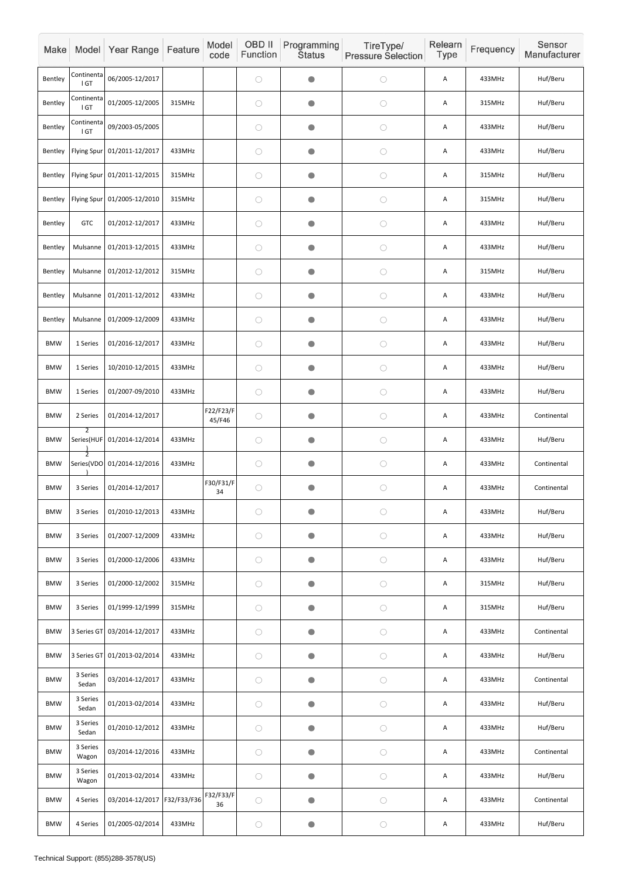| Make | Model | Year Range | Feature | Model code | OBD II Function | Programming Status | TireType/ Pressure Selection | Relearn Type | Frequency | Sensor Manufacturer |
|---|---|---|---|---|---|---|---|---|---|---|
| Bentley | Continental GT | 06/2005-12/2017 | | | ○ | ● | ○ | A | 433MHz | Huf/Beru |
| Bentley | Continental GT | 01/2005-12/2005 | 315MHz | | ○ | ● | ○ | A | 315MHz | Huf/Beru |
| Bentley | Continental GT | 09/2003-05/2005 | | | ○ | ● | ○ | A | 433MHz | Huf/Beru |
| Bentley | Flying Spur | 01/2011-12/2017 | 433MHz | | ○ | ● | ○ | A | 433MHz | Huf/Beru |
| Bentley | Flying Spur | 01/2011-12/2015 | 315MHz | | ○ | ● | ○ | A | 315MHz | Huf/Beru |
| Bentley | Flying Spur | 01/2005-12/2010 | 315MHz | | ○ | ● | ○ | A | 315MHz | Huf/Beru |
| Bentley | GTC | 01/2012-12/2017 | 433MHz | | ○ | ● | ○ | A | 433MHz | Huf/Beru |
| Bentley | Mulsanne | 01/2013-12/2015 | 433MHz | | ○ | ● | ○ | A | 433MHz | Huf/Beru |
| Bentley | Mulsanne | 01/2012-12/2012 | 315MHz | | ○ | ● | ○ | A | 315MHz | Huf/Beru |
| Bentley | Mulsanne | 01/2011-12/2012 | 433MHz | | ○ | ● | ○ | A | 433MHz | Huf/Beru |
| Bentley | Mulsanne | 01/2009-12/2009 | 433MHz | | ○ | ● | ○ | A | 433MHz | Huf/Beru |
| BMW | 1 Series | 01/2016-12/2017 | 433MHz | | ○ | ● | ○ | A | 433MHz | Huf/Beru |
| BMW | 1 Series | 10/2010-12/2015 | 433MHz | | ○ | ● | ○ | A | 433MHz | Huf/Beru |
| BMW | 1 Series | 01/2007-09/2010 | 433MHz | | ○ | ● | ○ | A | 433MHz | Huf/Beru |
| BMW | 2 Series | 01/2014-12/2017 | | F22/F23/F45/F46 | ○ | ● | ○ | A | 433MHz | Continental |
| BMW | 2 Series(HUF) | 01/2014-12/2014 | 433MHz | | ○ | ● | ○ | A | 433MHz | Huf/Beru |
| BMW | 2 Series(VDO) | 01/2014-12/2016 | 433MHz | | ○ | ● | ○ | A | 433MHz | Continental |
| BMW | 3 Series | 01/2014-12/2017 | | F30/F31/F34 | ○ | ● | ○ | A | 433MHz | Continental |
| BMW | 3 Series | 01/2010-12/2013 | 433MHz | | ○ | ● | ○ | A | 433MHz | Huf/Beru |
| BMW | 3 Series | 01/2007-12/2009 | 433MHz | | ○ | ● | ○ | A | 433MHz | Huf/Beru |
| BMW | 3 Series | 01/2000-12/2006 | 433MHz | | ○ | ● | ○ | A | 433MHz | Huf/Beru |
| BMW | 3 Series | 01/2000-12/2002 | 315MHz | | ○ | ● | ○ | A | 315MHz | Huf/Beru |
| BMW | 3 Series | 01/1999-12/1999 | 315MHz | | ○ | ● | ○ | A | 315MHz | Huf/Beru |
| BMW | 3 Series GT | 03/2014-12/2017 | 433MHz | | ○ | ● | ○ | A | 433MHz | Continental |
| BMW | 3 Series GT | 01/2013-02/2014 | 433MHz | | ○ | ● | ○ | A | 433MHz | Huf/Beru |
| BMW | 3 Series Sedan | 03/2014-12/2017 | 433MHz | | ○ | ● | ○ | A | 433MHz | Continental |
| BMW | 3 Series Sedan | 01/2013-02/2014 | 433MHz | | ○ | ● | ○ | A | 433MHz | Huf/Beru |
| BMW | 3 Series Sedan | 01/2010-12/2012 | 433MHz | | ○ | ● | ○ | A | 433MHz | Huf/Beru |
| BMW | 3 Series Wagon | 03/2014-12/2016 | 433MHz | | ○ | ● | ○ | A | 433MHz | Continental |
| BMW | 3 Series Wagon | 01/2013-02/2014 | 433MHz | | ○ | ● | ○ | A | 433MHz | Huf/Beru |
| BMW | 4 Series | 03/2014-12/2017 | F32/F33/F36 | F32/F33/F36 | ○ | ● | ○ | A | 433MHz | Continental |
| BMW | 4 Series | 01/2005-02/2014 | 433MHz | | ○ | ● | ○ | A | 433MHz | Huf/Beru |

Technical Support: (855)288-3578(US)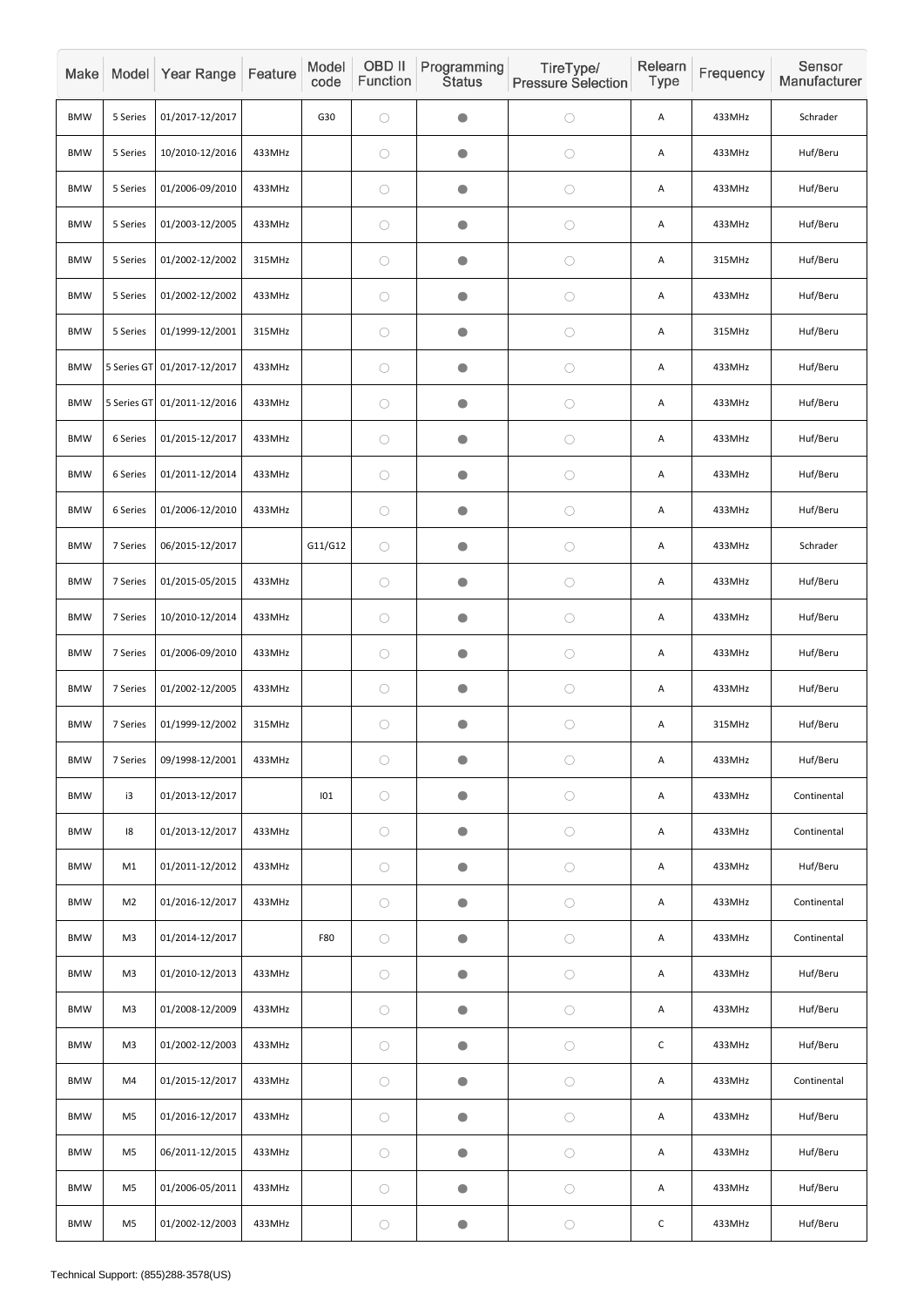| Make | Model | Year Range | Feature | Model code | OBD II Function | Programming Status | TireType/ Pressure Selection | Relearn Type | Frequency | Sensor Manufacturer |
|---|---|---|---|---|---|---|---|---|---|---|
| BMW | 5 Series | 01/2017-12/2017 | | G30 | ○ | ● | ○ | A | 433MHz | Schrader |
| BMW | 5 Series | 10/2010-12/2016 | 433MHz | | ○ | ● | ○ | A | 433MHz | Huf/Beru |
| BMW | 5 Series | 01/2006-09/2010 | 433MHz | | ○ | ● | ○ | A | 433MHz | Huf/Beru |
| BMW | 5 Series | 01/2003-12/2005 | 433MHz | | ○ | ● | ○ | A | 433MHz | Huf/Beru |
| BMW | 5 Series | 01/2002-12/2002 | 315MHz | | ○ | ● | ○ | A | 315MHz | Huf/Beru |
| BMW | 5 Series | 01/2002-12/2002 | 433MHz | | ○ | ● | ○ | A | 433MHz | Huf/Beru |
| BMW | 5 Series | 01/1999-12/2001 | 315MHz | | ○ | ● | ○ | A | 315MHz | Huf/Beru |
| BMW | 5 Series GT | 01/2017-12/2017 | 433MHz | | ○ | ● | ○ | A | 433MHz | Huf/Beru |
| BMW | 5 Series GT | 01/2011-12/2016 | 433MHz | | ○ | ● | ○ | A | 433MHz | Huf/Beru |
| BMW | 6 Series | 01/2015-12/2017 | 433MHz | | ○ | ● | ○ | A | 433MHz | Huf/Beru |
| BMW | 6 Series | 01/2011-12/2014 | 433MHz | | ○ | ● | ○ | A | 433MHz | Huf/Beru |
| BMW | 6 Series | 01/2006-12/2010 | 433MHz | | ○ | ● | ○ | A | 433MHz | Huf/Beru |
| BMW | 7 Series | 06/2015-12/2017 | | G11/G12 | ○ | ● | ○ | A | 433MHz | Schrader |
| BMW | 7 Series | 01/2015-05/2015 | 433MHz | | ○ | ● | ○ | A | 433MHz | Huf/Beru |
| BMW | 7 Series | 10/2010-12/2014 | 433MHz | | ○ | ● | ○ | A | 433MHz | Huf/Beru |
| BMW | 7 Series | 01/2006-09/2010 | 433MHz | | ○ | ● | ○ | A | 433MHz | Huf/Beru |
| BMW | 7 Series | 01/2002-12/2005 | 433MHz | | ○ | ● | ○ | A | 433MHz | Huf/Beru |
| BMW | 7 Series | 01/1999-12/2002 | 315MHz | | ○ | ● | ○ | A | 315MHz | Huf/Beru |
| BMW | 7 Series | 09/1998-12/2001 | 433MHz | | ○ | ● | ○ | A | 433MHz | Huf/Beru |
| BMW | i3 | 01/2013-12/2017 | | I01 | ○ | ● | ○ | A | 433MHz | Continental |
| BMW | I8 | 01/2013-12/2017 | 433MHz | | ○ | ● | ○ | A | 433MHz | Continental |
| BMW | M1 | 01/2011-12/2012 | 433MHz | | ○ | ● | ○ | A | 433MHz | Huf/Beru |
| BMW | M2 | 01/2016-12/2017 | 433MHz | | ○ | ● | ○ | A | 433MHz | Continental |
| BMW | M3 | 01/2014-12/2017 | | F80 | ○ | ● | ○ | A | 433MHz | Continental |
| BMW | M3 | 01/2010-12/2013 | 433MHz | | ○ | ● | ○ | A | 433MHz | Huf/Beru |
| BMW | M3 | 01/2008-12/2009 | 433MHz | | ○ | ● | ○ | A | 433MHz | Huf/Beru |
| BMW | M3 | 01/2002-12/2003 | 433MHz | | ○ | ● | ○ | C | 433MHz | Huf/Beru |
| BMW | M4 | 01/2015-12/2017 | 433MHz | | ○ | ● | ○ | A | 433MHz | Continental |
| BMW | M5 | 01/2016-12/2017 | 433MHz | | ○ | ● | ○ | A | 433MHz | Huf/Beru |
| BMW | M5 | 06/2011-12/2015 | 433MHz | | ○ | ● | ○ | A | 433MHz | Huf/Beru |
| BMW | M5 | 01/2006-05/2011 | 433MHz | | ○ | ● | ○ | A | 433MHz | Huf/Beru |
| BMW | M5 | 01/2002-12/2003 | 433MHz | | ○ | ● | ○ | C | 433MHz | Huf/Beru |

Technical Support: (855)288-3578(US)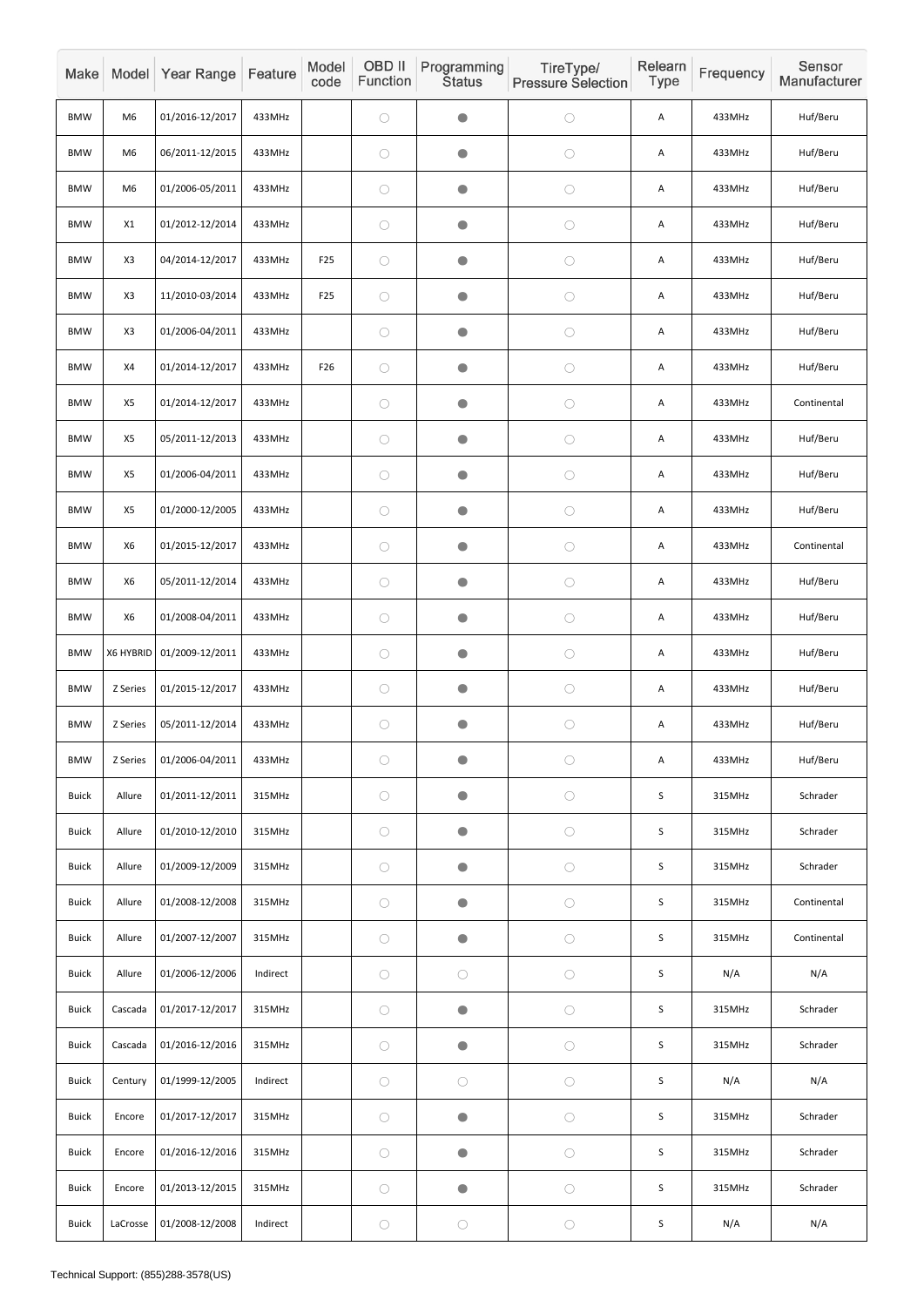| Make | Model | Year Range | Feature | Model code | OBD II Function | Programming Status | TireType/ Pressure Selection | Relearn Type | Frequency | Sensor Manufacturer |
|---|---|---|---|---|---|---|---|---|---|---|
| BMW | M6 | 01/2016-12/2017 | 433MHz | | ○ | ● | ○ | A | 433MHz | Huf/Beru |
| BMW | M6 | 06/2011-12/2015 | 433MHz | | ○ | ● | ○ | A | 433MHz | Huf/Beru |
| BMW | M6 | 01/2006-05/2011 | 433MHz | | ○ | ● | ○ | A | 433MHz | Huf/Beru |
| BMW | X1 | 01/2012-12/2014 | 433MHz | | ○ | ● | ○ | A | 433MHz | Huf/Beru |
| BMW | X3 | 04/2014-12/2017 | 433MHz | F25 | ○ | ● | ○ | A | 433MHz | Huf/Beru |
| BMW | X3 | 11/2010-03/2014 | 433MHz | F25 | ○ | ● | ○ | A | 433MHz | Huf/Beru |
| BMW | X3 | 01/2006-04/2011 | 433MHz | | ○ | ● | ○ | A | 433MHz | Huf/Beru |
| BMW | X4 | 01/2014-12/2017 | 433MHz | F26 | ○ | ● | ○ | A | 433MHz | Huf/Beru |
| BMW | X5 | 01/2014-12/2017 | 433MHz | | ○ | ● | ○ | A | 433MHz | Continental |
| BMW | X5 | 05/2011-12/2013 | 433MHz | | ○ | ● | ○ | A | 433MHz | Huf/Beru |
| BMW | X5 | 01/2006-04/2011 | 433MHz | | ○ | ● | ○ | A | 433MHz | Huf/Beru |
| BMW | X5 | 01/2000-12/2005 | 433MHz | | ○ | ● | ○ | A | 433MHz | Huf/Beru |
| BMW | X6 | 01/2015-12/2017 | 433MHz | | ○ | ● | ○ | A | 433MHz | Continental |
| BMW | X6 | 05/2011-12/2014 | 433MHz | | ○ | ● | ○ | A | 433MHz | Huf/Beru |
| BMW | X6 | 01/2008-04/2011 | 433MHz | | ○ | ● | ○ | A | 433MHz | Huf/Beru |
| BMW | X6 HYBRID | 01/2009-12/2011 | 433MHz | | ○ | ● | ○ | A | 433MHz | Huf/Beru |
| BMW | Z Series | 01/2015-12/2017 | 433MHz | | ○ | ● | ○ | A | 433MHz | Huf/Beru |
| BMW | Z Series | 05/2011-12/2014 | 433MHz | | ○ | ● | ○ | A | 433MHz | Huf/Beru |
| BMW | Z Series | 01/2006-04/2011 | 433MHz | | ○ | ● | ○ | A | 433MHz | Huf/Beru |
| Buick | Allure | 01/2011-12/2011 | 315MHz | | ○ | ● | ○ | S | 315MHz | Schrader |
| Buick | Allure | 01/2010-12/2010 | 315MHz | | ○ | ● | ○ | S | 315MHz | Schrader |
| Buick | Allure | 01/2009-12/2009 | 315MHz | | ○ | ● | ○ | S | 315MHz | Schrader |
| Buick | Allure | 01/2008-12/2008 | 315MHz | | ○ | ● | ○ | S | 315MHz | Continental |
| Buick | Allure | 01/2007-12/2007 | 315MHz | | ○ | ● | ○ | S | 315MHz | Continental |
| Buick | Allure | 01/2006-12/2006 | Indirect | | ○ | ○ | ○ | S | N/A | N/A |
| Buick | Cascada | 01/2017-12/2017 | 315MHz | | ○ | ● | ○ | S | 315MHz | Schrader |
| Buick | Cascada | 01/2016-12/2016 | 315MHz | | ○ | ● | ○ | S | 315MHz | Schrader |
| Buick | Century | 01/1999-12/2005 | Indirect | | ○ | ○ | ○ | S | N/A | N/A |
| Buick | Encore | 01/2017-12/2017 | 315MHz | | ○ | ● | ○ | S | 315MHz | Schrader |
| Buick | Encore | 01/2016-12/2016 | 315MHz | | ○ | ● | ○ | S | 315MHz | Schrader |
| Buick | Encore | 01/2013-12/2015 | 315MHz | | ○ | ● | ○ | S | 315MHz | Schrader |
| Buick | LaCrosse | 01/2008-12/2008 | Indirect | | ○ | ○ | ○ | S | N/A | N/A |

Technical Support: (855)288-3578(US)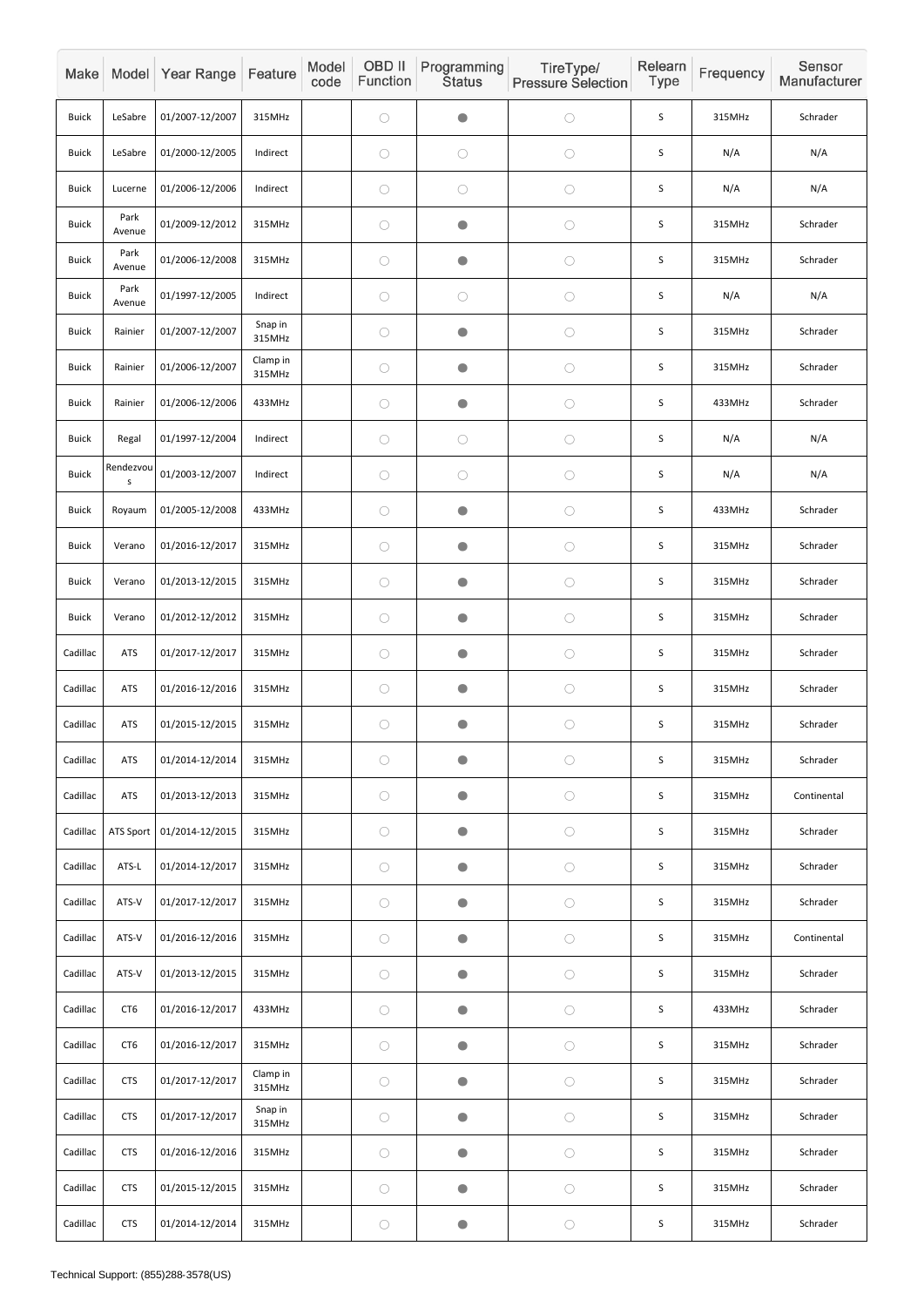| Make | Model | Year Range | Feature | Model code | OBD II Function | Programming Status | TireType/ Pressure Selection | Relearn Type | Frequency | Sensor Manufacturer |
|---|---|---|---|---|---|---|---|---|---|---|
| Buick | LeSabre | 01/2007-12/2007 | 315MHz | | ○ | ● | ○ | S | 315MHz | Schrader |
| Buick | LeSabre | 01/2000-12/2005 | Indirect | | ○ | ○ | ○ | S | N/A | N/A |
| Buick | Lucerne | 01/2006-12/2006 | Indirect | | ○ | ○ | ○ | S | N/A | N/A |
| Buick | Park Avenue | 01/2009-12/2012 | 315MHz | | ○ | ● | ○ | S | 315MHz | Schrader |
| Buick | Park Avenue | 01/2006-12/2008 | 315MHz | | ○ | ● | ○ | S | 315MHz | Schrader |
| Buick | Park Avenue | 01/1997-12/2005 | Indirect | | ○ | ○ | ○ | S | N/A | N/A |
| Buick | Rainier | 01/2007-12/2007 | Snap in 315MHz | | ○ | ● | ○ | S | 315MHz | Schrader |
| Buick | Rainier | 01/2006-12/2007 | Clamp in 315MHz | | ○ | ● | ○ | S | 315MHz | Schrader |
| Buick | Rainier | 01/2006-12/2006 | 433MHz | | ○ | ● | ○ | S | 433MHz | Schrader |
| Buick | Regal | 01/1997-12/2004 | Indirect | | ○ | ○ | ○ | S | N/A | N/A |
| Buick | Rendezvous | 01/2003-12/2007 | Indirect | | ○ | ○ | ○ | S | N/A | N/A |
| Buick | Royaum | 01/2005-12/2008 | 433MHz | | ○ | ● | ○ | S | 433MHz | Schrader |
| Buick | Verano | 01/2016-12/2017 | 315MHz | | ○ | ● | ○ | S | 315MHz | Schrader |
| Buick | Verano | 01/2013-12/2015 | 315MHz | | ○ | ● | ○ | S | 315MHz | Schrader |
| Buick | Verano | 01/2012-12/2012 | 315MHz | | ○ | ● | ○ | S | 315MHz | Schrader |
| Cadillac | ATS | 01/2017-12/2017 | 315MHz | | ○ | ● | ○ | S | 315MHz | Schrader |
| Cadillac | ATS | 01/2016-12/2016 | 315MHz | | ○ | ● | ○ | S | 315MHz | Schrader |
| Cadillac | ATS | 01/2015-12/2015 | 315MHz | | ○ | ● | ○ | S | 315MHz | Schrader |
| Cadillac | ATS | 01/2014-12/2014 | 315MHz | | ○ | ● | ○ | S | 315MHz | Schrader |
| Cadillac | ATS | 01/2013-12/2013 | 315MHz | | ○ | ● | ○ | S | 315MHz | Continental |
| Cadillac | ATS Sport | 01/2014-12/2015 | 315MHz | | ○ | ● | ○ | S | 315MHz | Schrader |
| Cadillac | ATS-L | 01/2014-12/2017 | 315MHz | | ○ | ● | ○ | S | 315MHz | Schrader |
| Cadillac | ATS-V | 01/2017-12/2017 | 315MHz | | ○ | ● | ○ | S | 315MHz | Schrader |
| Cadillac | ATS-V | 01/2016-12/2016 | 315MHz | | ○ | ● | ○ | S | 315MHz | Continental |
| Cadillac | ATS-V | 01/2013-12/2015 | 315MHz | | ○ | ● | ○ | S | 315MHz | Schrader |
| Cadillac | CT6 | 01/2016-12/2017 | 433MHz | | ○ | ● | ○ | S | 433MHz | Schrader |
| Cadillac | CT6 | 01/2016-12/2017 | 315MHz | | ○ | ● | ○ | S | 315MHz | Schrader |
| Cadillac | CTS | 01/2017-12/2017 | Clamp in 315MHz | | ○ | ● | ○ | S | 315MHz | Schrader |
| Cadillac | CTS | 01/2017-12/2017 | Snap in 315MHz | | ○ | ● | ○ | S | 315MHz | Schrader |
| Cadillac | CTS | 01/2016-12/2016 | 315MHz | | ○ | ● | ○ | S | 315MHz | Schrader |
| Cadillac | CTS | 01/2015-12/2015 | 315MHz | | ○ | ● | ○ | S | 315MHz | Schrader |
| Cadillac | CTS | 01/2014-12/2014 | 315MHz | | ○ | ● | ○ | S | 315MHz | Schrader |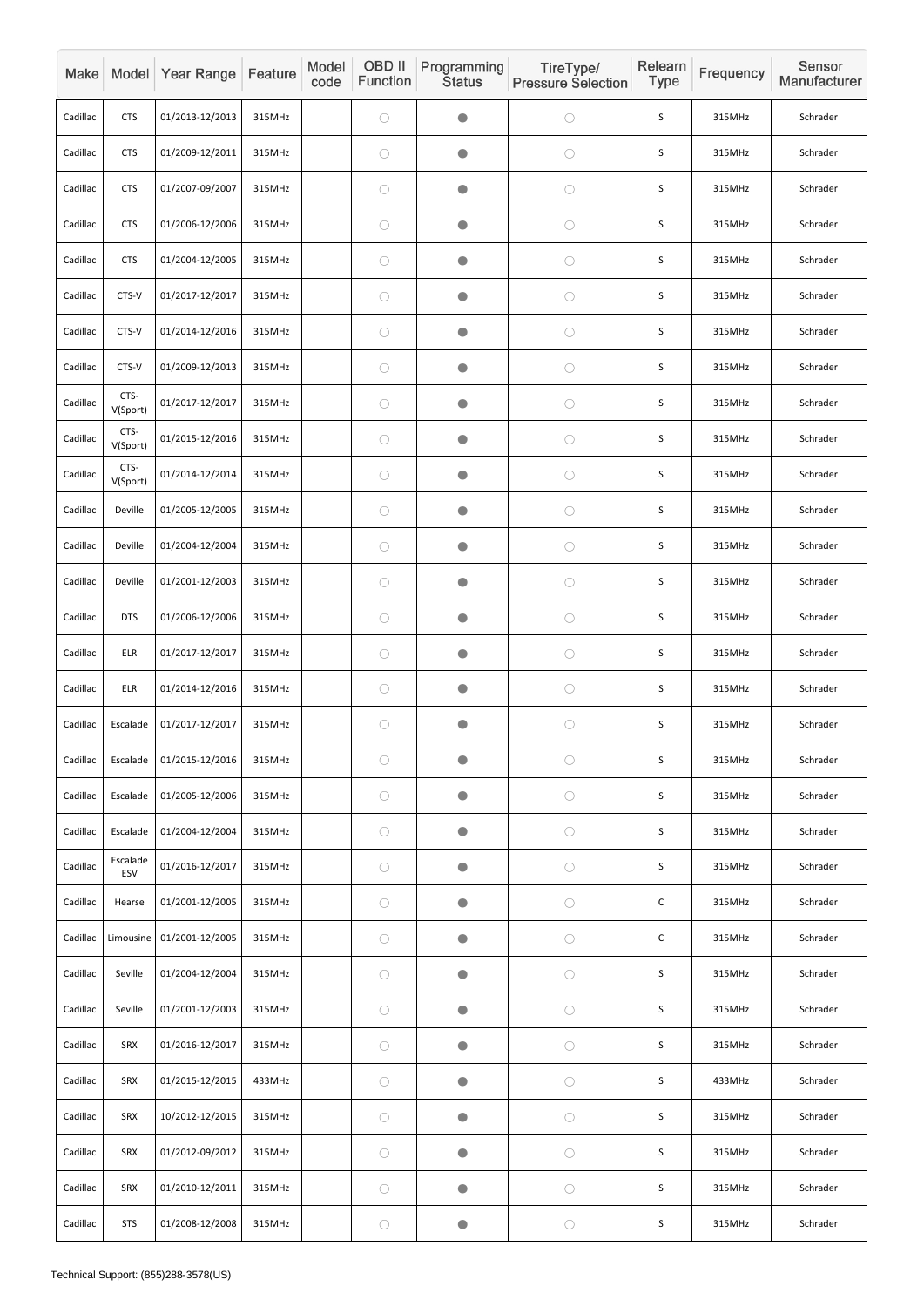| Make | Model | Year Range | Feature | Model code | OBD II Function | Programming Status | TireType/ Pressure Selection | Relearn Type | Frequency | Sensor Manufacturer |
|---|---|---|---|---|---|---|---|---|---|---|
| Cadillac | CTS | 01/2013-12/2013 | 315MHz | | ○ | ● | ○ | S | 315MHz | Schrader |
| Cadillac | CTS | 01/2009-12/2011 | 315MHz | | ○ | ● | ○ | S | 315MHz | Schrader |
| Cadillac | CTS | 01/2007-09/2007 | 315MHz | | ○ | ● | ○ | S | 315MHz | Schrader |
| Cadillac | CTS | 01/2006-12/2006 | 315MHz | | ○ | ● | ○ | S | 315MHz | Schrader |
| Cadillac | CTS | 01/2004-12/2005 | 315MHz | | ○ | ● | ○ | S | 315MHz | Schrader |
| Cadillac | CTS-V | 01/2017-12/2017 | 315MHz | | ○ | ● | ○ | S | 315MHz | Schrader |
| Cadillac | CTS-V | 01/2014-12/2016 | 315MHz | | ○ | ● | ○ | S | 315MHz | Schrader |
| Cadillac | CTS-V | 01/2009-12/2013 | 315MHz | | ○ | ● | ○ | S | 315MHz | Schrader |
| Cadillac | CTS-V(Sport) | 01/2017-12/2017 | 315MHz | | ○ | ● | ○ | S | 315MHz | Schrader |
| Cadillac | CTS-V(Sport) | 01/2015-12/2016 | 315MHz | | ○ | ● | ○ | S | 315MHz | Schrader |
| Cadillac | CTS-V(Sport) | 01/2014-12/2014 | 315MHz | | ○ | ● | ○ | S | 315MHz | Schrader |
| Cadillac | Deville | 01/2005-12/2005 | 315MHz | | ○ | ● | ○ | S | 315MHz | Schrader |
| Cadillac | Deville | 01/2004-12/2004 | 315MHz | | ○ | ● | ○ | S | 315MHz | Schrader |
| Cadillac | Deville | 01/2001-12/2003 | 315MHz | | ○ | ● | ○ | S | 315MHz | Schrader |
| Cadillac | DTS | 01/2006-12/2006 | 315MHz | | ○ | ● | ○ | S | 315MHz | Schrader |
| Cadillac | ELR | 01/2017-12/2017 | 315MHz | | ○ | ● | ○ | S | 315MHz | Schrader |
| Cadillac | ELR | 01/2014-12/2016 | 315MHz | | ○ | ● | ○ | S | 315MHz | Schrader |
| Cadillac | Escalade | 01/2017-12/2017 | 315MHz | | ○ | ● | ○ | S | 315MHz | Schrader |
| Cadillac | Escalade | 01/2015-12/2016 | 315MHz | | ○ | ● | ○ | S | 315MHz | Schrader |
| Cadillac | Escalade | 01/2005-12/2006 | 315MHz | | ○ | ● | ○ | S | 315MHz | Schrader |
| Cadillac | Escalade | 01/2004-12/2004 | 315MHz | | ○ | ● | ○ | S | 315MHz | Schrader |
| Cadillac | Escalade ESV | 01/2016-12/2017 | 315MHz | | ○ | ● | ○ | S | 315MHz | Schrader |
| Cadillac | Hearse | 01/2001-12/2005 | 315MHz | | ○ | ● | ○ | C | 315MHz | Schrader |
| Cadillac | Limousine | 01/2001-12/2005 | 315MHz | | ○ | ● | ○ | C | 315MHz | Schrader |
| Cadillac | Seville | 01/2004-12/2004 | 315MHz | | ○ | ● | ○ | S | 315MHz | Schrader |
| Cadillac | Seville | 01/2001-12/2003 | 315MHz | | ○ | ● | ○ | S | 315MHz | Schrader |
| Cadillac | SRX | 01/2016-12/2017 | 315MHz | | ○ | ● | ○ | S | 315MHz | Schrader |
| Cadillac | SRX | 01/2015-12/2015 | 433MHz | | ○ | ● | ○ | S | 433MHz | Schrader |
| Cadillac | SRX | 10/2012-12/2015 | 315MHz | | ○ | ● | ○ | S | 315MHz | Schrader |
| Cadillac | SRX | 01/2012-09/2012 | 315MHz | | ○ | ● | ○ | S | 315MHz | Schrader |
| Cadillac | SRX | 01/2010-12/2011 | 315MHz | | ○ | ● | ○ | S | 315MHz | Schrader |
| Cadillac | STS | 01/2008-12/2008 | 315MHz | | ○ | ● | ○ | S | 315MHz | Schrader |

Technical Support: (855)288-3578(US)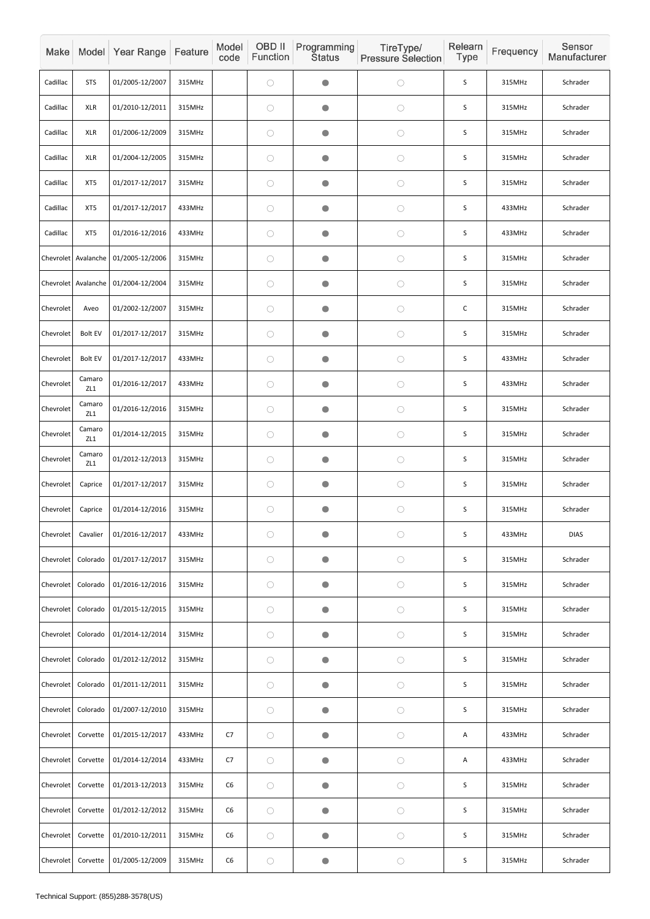| Make | Model | Year Range | Feature | Model code | OBD II Function | Programming Status | TireType/ Pressure Selection | Relearn Type | Frequency | Sensor Manufacturer |
|---|---|---|---|---|---|---|---|---|---|---|
| Cadillac | STS | 01/2005-12/2007 | 315MHz | | ○ | ● | ○ | S | 315MHz | Schrader |
| Cadillac | XLR | 01/2010-12/2011 | 315MHz | | ○ | ● | ○ | S | 315MHz | Schrader |
| Cadillac | XLR | 01/2006-12/2009 | 315MHz | | ○ | ● | ○ | S | 315MHz | Schrader |
| Cadillac | XLR | 01/2004-12/2005 | 315MHz | | ○ | ● | ○ | S | 315MHz | Schrader |
| Cadillac | XT5 | 01/2017-12/2017 | 315MHz | | ○ | ● | ○ | S | 315MHz | Schrader |
| Cadillac | XT5 | 01/2017-12/2017 | 433MHz | | ○ | ● | ○ | S | 433MHz | Schrader |
| Cadillac | XT5 | 01/2016-12/2016 | 433MHz | | ○ | ● | ○ | S | 433MHz | Schrader |
| Chevrolet | Avalanche | 01/2005-12/2006 | 315MHz | | ○ | ● | ○ | S | 315MHz | Schrader |
| Chevrolet | Avalanche | 01/2004-12/2004 | 315MHz | | ○ | ● | ○ | S | 315MHz | Schrader |
| Chevrolet | Aveo | 01/2002-12/2007 | 315MHz | | ○ | ● | ○ | C | 315MHz | Schrader |
| Chevrolet | Bolt EV | 01/2017-12/2017 | 315MHz | | ○ | ● | ○ | S | 315MHz | Schrader |
| Chevrolet | Bolt EV | 01/2017-12/2017 | 433MHz | | ○ | ● | ○ | S | 433MHz | Schrader |
| Chevrolet | Camaro ZL1 | 01/2016-12/2017 | 433MHz | | ○ | ● | ○ | S | 433MHz | Schrader |
| Chevrolet | Camaro ZL1 | 01/2016-12/2016 | 315MHz | | ○ | ● | ○ | S | 315MHz | Schrader |
| Chevrolet | Camaro ZL1 | 01/2014-12/2015 | 315MHz | | ○ | ● | ○ | S | 315MHz | Schrader |
| Chevrolet | Camaro ZL1 | 01/2012-12/2013 | 315MHz | | ○ | ● | ○ | S | 315MHz | Schrader |
| Chevrolet | Caprice | 01/2017-12/2017 | 315MHz | | ○ | ● | ○ | S | 315MHz | Schrader |
| Chevrolet | Caprice | 01/2014-12/2016 | 315MHz | | ○ | ● | ○ | S | 315MHz | Schrader |
| Chevrolet | Cavalier | 01/2016-12/2017 | 433MHz | | ○ | ● | ○ | S | 433MHz | DIAS |
| Chevrolet | Colorado | 01/2017-12/2017 | 315MHz | | ○ | ● | ○ | S | 315MHz | Schrader |
| Chevrolet | Colorado | 01/2016-12/2016 | 315MHz | | ○ | ● | ○ | S | 315MHz | Schrader |
| Chevrolet | Colorado | 01/2015-12/2015 | 315MHz | | ○ | ● | ○ | S | 315MHz | Schrader |
| Chevrolet | Colorado | 01/2014-12/2014 | 315MHz | | ○ | ● | ○ | S | 315MHz | Schrader |
| Chevrolet | Colorado | 01/2012-12/2012 | 315MHz | | ○ | ● | ○ | S | 315MHz | Schrader |
| Chevrolet | Colorado | 01/2011-12/2011 | 315MHz | | ○ | ● | ○ | S | 315MHz | Schrader |
| Chevrolet | Colorado | 01/2007-12/2010 | 315MHz | | ○ | ● | ○ | S | 315MHz | Schrader |
| Chevrolet | Corvette | 01/2015-12/2017 | 433MHz | C7 | ○ | ● | ○ | A | 433MHz | Schrader |
| Chevrolet | Corvette | 01/2014-12/2014 | 433MHz | C7 | ○ | ● | ○ | A | 433MHz | Schrader |
| Chevrolet | Corvette | 01/2013-12/2013 | 315MHz | C6 | ○ | ● | ○ | S | 315MHz | Schrader |
| Chevrolet | Corvette | 01/2012-12/2012 | 315MHz | C6 | ○ | ● | ○ | S | 315MHz | Schrader |
| Chevrolet | Corvette | 01/2010-12/2011 | 315MHz | C6 | ○ | ● | ○ | S | 315MHz | Schrader |
| Chevrolet | Corvette | 01/2005-12/2009 | 315MHz | C6 | ○ | ● | ○ | S | 315MHz | Schrader |

Technical Support: (855)288-3578(US)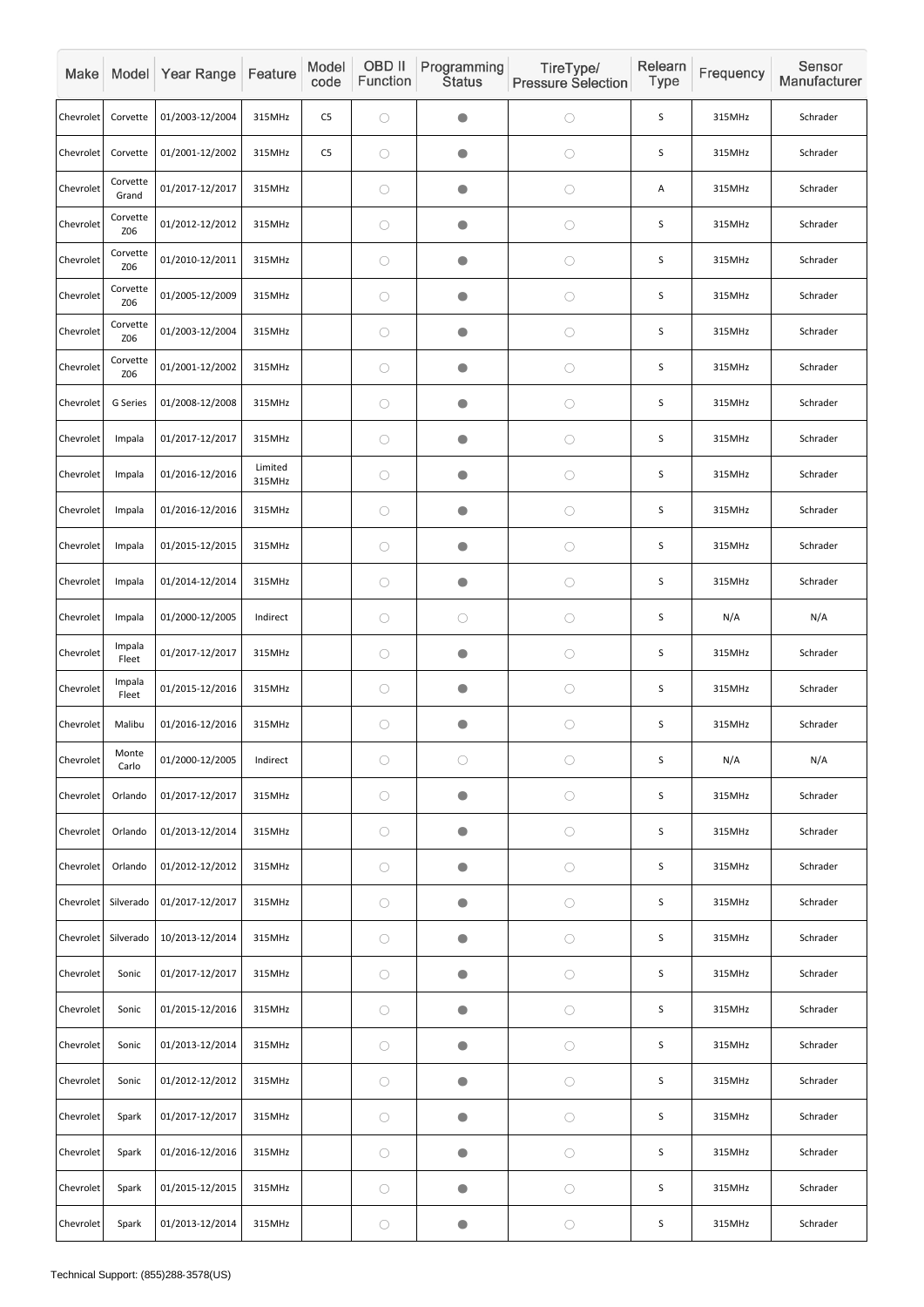| Make | Model | Year Range | Feature | Model code | OBD II Function | Programming Status | TireType/ Pressure Selection | Relearn Type | Frequency | Sensor Manufacturer |
|---|---|---|---|---|---|---|---|---|---|---|
| Chevrolet | Corvette | 01/2003-12/2004 | 315MHz | C5 | ○ | ● | ○ | S | 315MHz | Schrader |
| Chevrolet | Corvette | 01/2001-12/2002 | 315MHz | C5 | ○ | ● | ○ | S | 315MHz | Schrader |
| Chevrolet | Corvette Grand | 01/2017-12/2017 | 315MHz | | ○ | ● | ○ | A | 315MHz | Schrader |
| Chevrolet | Corvette Z06 | 01/2012-12/2012 | 315MHz | | ○ | ● | ○ | S | 315MHz | Schrader |
| Chevrolet | Corvette Z06 | 01/2010-12/2011 | 315MHz | | ○ | ● | ○ | S | 315MHz | Schrader |
| Chevrolet | Corvette Z06 | 01/2005-12/2009 | 315MHz | | ○ | ● | ○ | S | 315MHz | Schrader |
| Chevrolet | Corvette Z06 | 01/2003-12/2004 | 315MHz | | ○ | ● | ○ | S | 315MHz | Schrader |
| Chevrolet | Corvette Z06 | 01/2001-12/2002 | 315MHz | | ○ | ● | ○ | S | 315MHz | Schrader |
| Chevrolet | G Series | 01/2008-12/2008 | 315MHz | | ○ | ● | ○ | S | 315MHz | Schrader |
| Chevrolet | Impala | 01/2017-12/2017 | 315MHz | | ○ | ● | ○ | S | 315MHz | Schrader |
| Chevrolet | Impala | 01/2016-12/2016 | Limited 315MHz | | ○ | ● | ○ | S | 315MHz | Schrader |
| Chevrolet | Impala | 01/2016-12/2016 | 315MHz | | ○ | ● | ○ | S | 315MHz | Schrader |
| Chevrolet | Impala | 01/2015-12/2015 | 315MHz | | ○ | ● | ○ | S | 315MHz | Schrader |
| Chevrolet | Impala | 01/2014-12/2014 | 315MHz | | ○ | ● | ○ | S | 315MHz | Schrader |
| Chevrolet | Impala | 01/2000-12/2005 | Indirect | | ○ | ○ | ○ | S | N/A | N/A |
| Chevrolet | Impala Fleet | 01/2017-12/2017 | 315MHz | | ○ | ● | ○ | S | 315MHz | Schrader |
| Chevrolet | Impala Fleet | 01/2015-12/2016 | 315MHz | | ○ | ● | ○ | S | 315MHz | Schrader |
| Chevrolet | Malibu | 01/2016-12/2016 | 315MHz | | ○ | ● | ○ | S | 315MHz | Schrader |
| Chevrolet | Monte Carlo | 01/2000-12/2005 | Indirect | | ○ | ○ | ○ | S | N/A | N/A |
| Chevrolet | Orlando | 01/2017-12/2017 | 315MHz | | ○ | ● | ○ | S | 315MHz | Schrader |
| Chevrolet | Orlando | 01/2013-12/2014 | 315MHz | | ○ | ● | ○ | S | 315MHz | Schrader |
| Chevrolet | Orlando | 01/2012-12/2012 | 315MHz | | ○ | ● | ○ | S | 315MHz | Schrader |
| Chevrolet | Silverado | 01/2017-12/2017 | 315MHz | | ○ | ● | ○ | S | 315MHz | Schrader |
| Chevrolet | Silverado | 10/2013-12/2014 | 315MHz | | ○ | ● | ○ | S | 315MHz | Schrader |
| Chevrolet | Sonic | 01/2017-12/2017 | 315MHz | | ○ | ● | ○ | S | 315MHz | Schrader |
| Chevrolet | Sonic | 01/2015-12/2016 | 315MHz | | ○ | ● | ○ | S | 315MHz | Schrader |
| Chevrolet | Sonic | 01/2013-12/2014 | 315MHz | | ○ | ● | ○ | S | 315MHz | Schrader |
| Chevrolet | Sonic | 01/2012-12/2012 | 315MHz | | ○ | ● | ○ | S | 315MHz | Schrader |
| Chevrolet | Spark | 01/2017-12/2017 | 315MHz | | ○ | ● | ○ | S | 315MHz | Schrader |
| Chevrolet | Spark | 01/2016-12/2016 | 315MHz | | ○ | ● | ○ | S | 315MHz | Schrader |
| Chevrolet | Spark | 01/2015-12/2015 | 315MHz | | ○ | ● | ○ | S | 315MHz | Schrader |
| Chevrolet | Spark | 01/2013-12/2014 | 315MHz | | ○ | ● | ○ | S | 315MHz | Schrader |

Technical Support: (855)288-3578(US)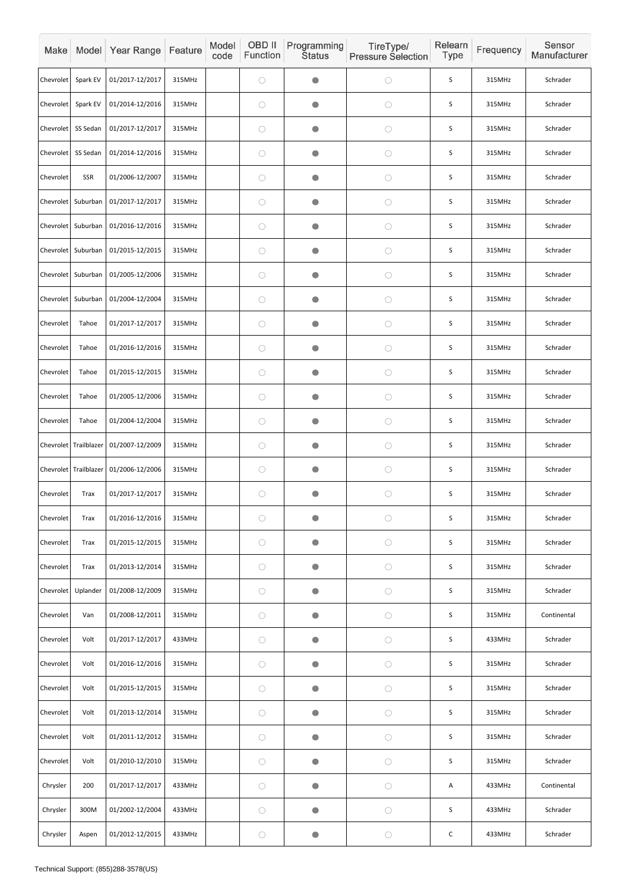| Make | Model | Year Range | Feature | Model code | OBD II Function | Programming Status | TireType/ Pressure Selection | Relearn Type | Frequency | Sensor Manufacturer |
|---|---|---|---|---|---|---|---|---|---|---|
| Chevrolet | Spark EV | 01/2017-12/2017 | 315MHz | | ○ | ● | ○ | S | 315MHz | Schrader |
| Chevrolet | Spark EV | 01/2014-12/2016 | 315MHz | | ○ | ● | ○ | S | 315MHz | Schrader |
| Chevrolet | SS Sedan | 01/2017-12/2017 | 315MHz | | ○ | ● | ○ | S | 315MHz | Schrader |
| Chevrolet | SS Sedan | 01/2014-12/2016 | 315MHz | | ○ | ● | ○ | S | 315MHz | Schrader |
| Chevrolet | SSR | 01/2006-12/2007 | 315MHz | | ○ | ● | ○ | S | 315MHz | Schrader |
| Chevrolet | Suburban | 01/2017-12/2017 | 315MHz | | ○ | ● | ○ | S | 315MHz | Schrader |
| Chevrolet | Suburban | 01/2016-12/2016 | 315MHz | | ○ | ● | ○ | S | 315MHz | Schrader |
| Chevrolet | Suburban | 01/2015-12/2015 | 315MHz | | ○ | ● | ○ | S | 315MHz | Schrader |
| Chevrolet | Suburban | 01/2005-12/2006 | 315MHz | | ○ | ● | ○ | S | 315MHz | Schrader |
| Chevrolet | Suburban | 01/2004-12/2004 | 315MHz | | ○ | ● | ○ | S | 315MHz | Schrader |
| Chevrolet | Tahoe | 01/2017-12/2017 | 315MHz | | ○ | ● | ○ | S | 315MHz | Schrader |
| Chevrolet | Tahoe | 01/2016-12/2016 | 315MHz | | ○ | ● | ○ | S | 315MHz | Schrader |
| Chevrolet | Tahoe | 01/2015-12/2015 | 315MHz | | ○ | ● | ○ | S | 315MHz | Schrader |
| Chevrolet | Tahoe | 01/2005-12/2006 | 315MHz | | ○ | ● | ○ | S | 315MHz | Schrader |
| Chevrolet | Tahoe | 01/2004-12/2004 | 315MHz | | ○ | ● | ○ | S | 315MHz | Schrader |
| Chevrolet | Trailblazer | 01/2007-12/2009 | 315MHz | | ○ | ● | ○ | S | 315MHz | Schrader |
| Chevrolet | Trailblazer | 01/2006-12/2006 | 315MHz | | ○ | ● | ○ | S | 315MHz | Schrader |
| Chevrolet | Trax | 01/2017-12/2017 | 315MHz | | ○ | ● | ○ | S | 315MHz | Schrader |
| Chevrolet | Trax | 01/2016-12/2016 | 315MHz | | ○ | ● | ○ | S | 315MHz | Schrader |
| Chevrolet | Trax | 01/2015-12/2015 | 315MHz | | ○ | ● | ○ | S | 315MHz | Schrader |
| Chevrolet | Trax | 01/2013-12/2014 | 315MHz | | ○ | ● | ○ | S | 315MHz | Schrader |
| Chevrolet | Uplander | 01/2008-12/2009 | 315MHz | | ○ | ● | ○ | S | 315MHz | Schrader |
| Chevrolet | Van | 01/2008-12/2011 | 315MHz | | ○ | ● | ○ | S | 315MHz | Continental |
| Chevrolet | Volt | 01/2017-12/2017 | 433MHz | | ○ | ● | ○ | S | 433MHz | Schrader |
| Chevrolet | Volt | 01/2016-12/2016 | 315MHz | | ○ | ● | ○ | S | 315MHz | Schrader |
| Chevrolet | Volt | 01/2015-12/2015 | 315MHz | | ○ | ● | ○ | S | 315MHz | Schrader |
| Chevrolet | Volt | 01/2013-12/2014 | 315MHz | | ○ | ● | ○ | S | 315MHz | Schrader |
| Chevrolet | Volt | 01/2011-12/2012 | 315MHz | | ○ | ● | ○ | S | 315MHz | Schrader |
| Chevrolet | Volt | 01/2010-12/2010 | 315MHz | | ○ | ● | ○ | S | 315MHz | Schrader |
| Chrysler | 200 | 01/2017-12/2017 | 433MHz | | ○ | ● | ○ | A | 433MHz | Continental |
| Chrysler | 300M | 01/2002-12/2004 | 433MHz | | ○ | ● | ○ | S | 433MHz | Schrader |
| Chrysler | Aspen | 01/2012-12/2015 | 433MHz | | ○ | ● | ○ | C | 433MHz | Schrader |

Technical Support: (855)288-3578(US)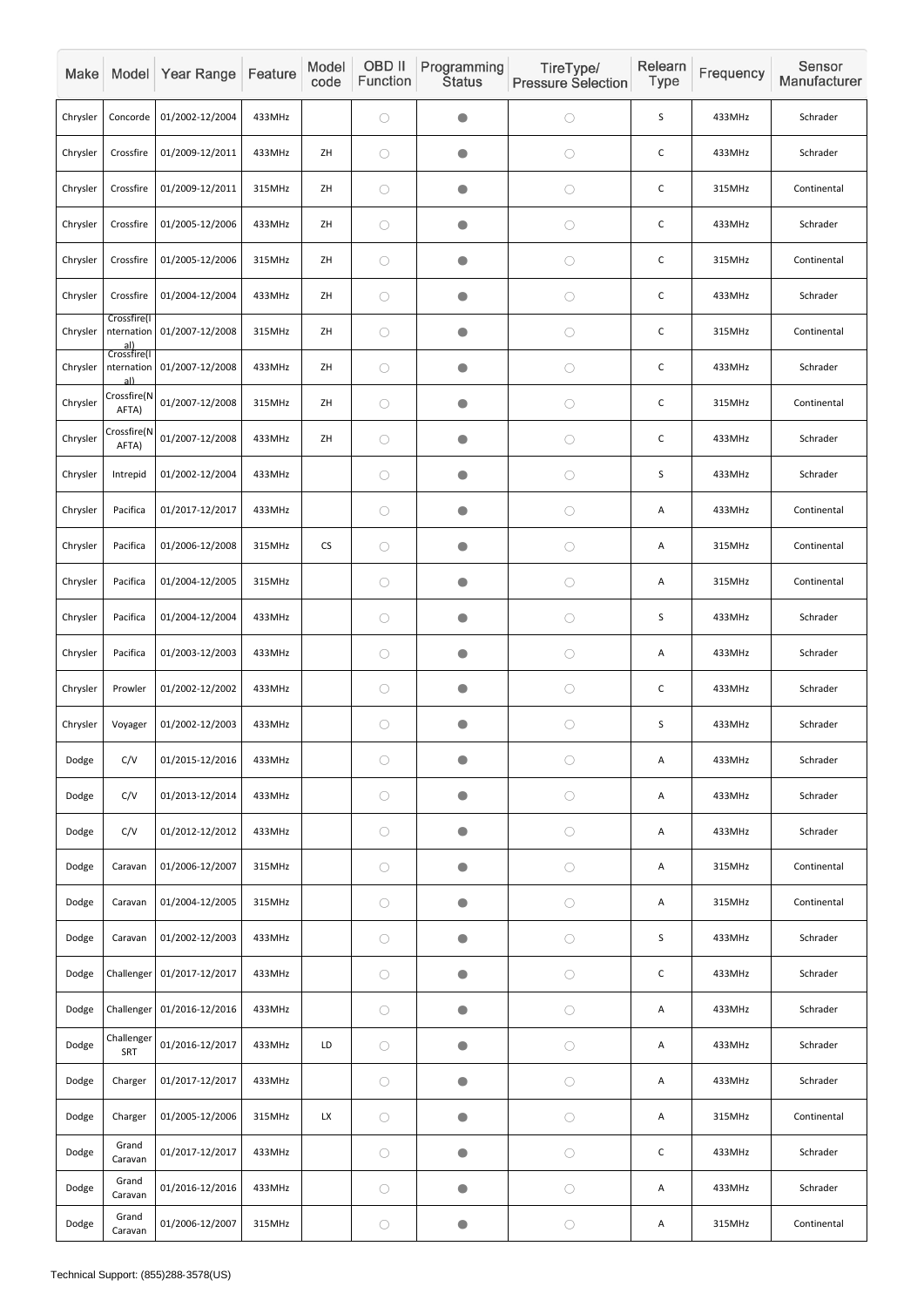| Make | Model | Year Range | Feature | Model code | OBD II Function | Programming Status | TireType/ Pressure Selection | Relearn Type | Frequency | Sensor Manufacturer |
|---|---|---|---|---|---|---|---|---|---|---|
| Chrysler | Concorde | 01/2002-12/2004 | 433MHz | | ○ | ● | ○ | S | 433MHz | Schrader |
| Chrysler | Crossfire | 01/2009-12/2011 | 433MHz | ZH | ○ | ● | ○ | C | 433MHz | Schrader |
| Chrysler | Crossfire | 01/2009-12/2011 | 315MHz | ZH | ○ | ● | ○ | C | 315MHz | Continental |
| Chrysler | Crossfire | 01/2005-12/2006 | 433MHz | ZH | ○ | ● | ○ | C | 433MHz | Schrader |
| Chrysler | Crossfire | 01/2005-12/2006 | 315MHz | ZH | ○ | ● | ○ | C | 315MHz | Continental |
| Chrysler | Crossfire | 01/2004-12/2004 | 433MHz | ZH | ○ | ● | ○ | C | 433MHz | Schrader |
| Chrysler | Crossfire(International) | 01/2007-12/2008 | 315MHz | ZH | ○ | ● | ○ | C | 315MHz | Continental |
| Chrysler | Crossfire(International) | 01/2007-12/2008 | 433MHz | ZH | ○ | ● | ○ | C | 433MHz | Schrader |
| Chrysler | Crossfire(NAFTA) | 01/2007-12/2008 | 315MHz | ZH | ○ | ● | ○ | C | 315MHz | Continental |
| Chrysler | Crossfire(NAFTA) | 01/2007-12/2008 | 433MHz | ZH | ○ | ● | ○ | C | 433MHz | Schrader |
| Chrysler | Intrepid | 01/2002-12/2004 | 433MHz | | ○ | ● | ○ | S | 433MHz | Schrader |
| Chrysler | Pacifica | 01/2017-12/2017 | 433MHz | | ○ | ● | ○ | A | 433MHz | Continental |
| Chrysler | Pacifica | 01/2006-12/2008 | 315MHz | CS | ○ | ● | ○ | A | 315MHz | Continental |
| Chrysler | Pacifica | 01/2004-12/2005 | 315MHz | | ○ | ● | ○ | A | 315MHz | Continental |
| Chrysler | Pacifica | 01/2004-12/2004 | 433MHz | | ○ | ● | ○ | S | 433MHz | Schrader |
| Chrysler | Pacifica | 01/2003-12/2003 | 433MHz | | ○ | ● | ○ | A | 433MHz | Schrader |
| Chrysler | Prowler | 01/2002-12/2002 | 433MHz | | ○ | ● | ○ | C | 433MHz | Schrader |
| Chrysler | Voyager | 01/2002-12/2003 | 433MHz | | ○ | ● | ○ | S | 433MHz | Schrader |
| Dodge | C/V | 01/2015-12/2016 | 433MHz | | ○ | ● | ○ | A | 433MHz | Schrader |
| Dodge | C/V | 01/2013-12/2014 | 433MHz | | ○ | ● | ○ | A | 433MHz | Schrader |
| Dodge | C/V | 01/2012-12/2012 | 433MHz | | ○ | ● | ○ | A | 433MHz | Schrader |
| Dodge | Caravan | 01/2006-12/2007 | 315MHz | | ○ | ● | ○ | A | 315MHz | Continental |
| Dodge | Caravan | 01/2004-12/2005 | 315MHz | | ○ | ● | ○ | A | 315MHz | Continental |
| Dodge | Caravan | 01/2002-12/2003 | 433MHz | | ○ | ● | ○ | S | 433MHz | Schrader |
| Dodge | Challenger | 01/2017-12/2017 | 433MHz | | ○ | ● | ○ | C | 433MHz | Schrader |
| Dodge | Challenger | 01/2016-12/2016 | 433MHz | | ○ | ● | ○ | A | 433MHz | Schrader |
| Dodge | Challenger SRT | 01/2016-12/2017 | 433MHz | LD | ○ | ● | ○ | A | 433MHz | Schrader |
| Dodge | Charger | 01/2017-12/2017 | 433MHz | | ○ | ● | ○ | A | 433MHz | Schrader |
| Dodge | Charger | 01/2005-12/2006 | 315MHz | LX | ○ | ● | ○ | A | 315MHz | Continental |
| Dodge | Grand Caravan | 01/2017-12/2017 | 433MHz | | ○ | ● | ○ | C | 433MHz | Schrader |
| Dodge | Grand Caravan | 01/2016-12/2016 | 433MHz | | ○ | ● | ○ | A | 433MHz | Schrader |
| Dodge | Grand Caravan | 01/2006-12/2007 | 315MHz | | ○ | ● | ○ | A | 315MHz | Continental |

Technical Support: (855)288-3578(US)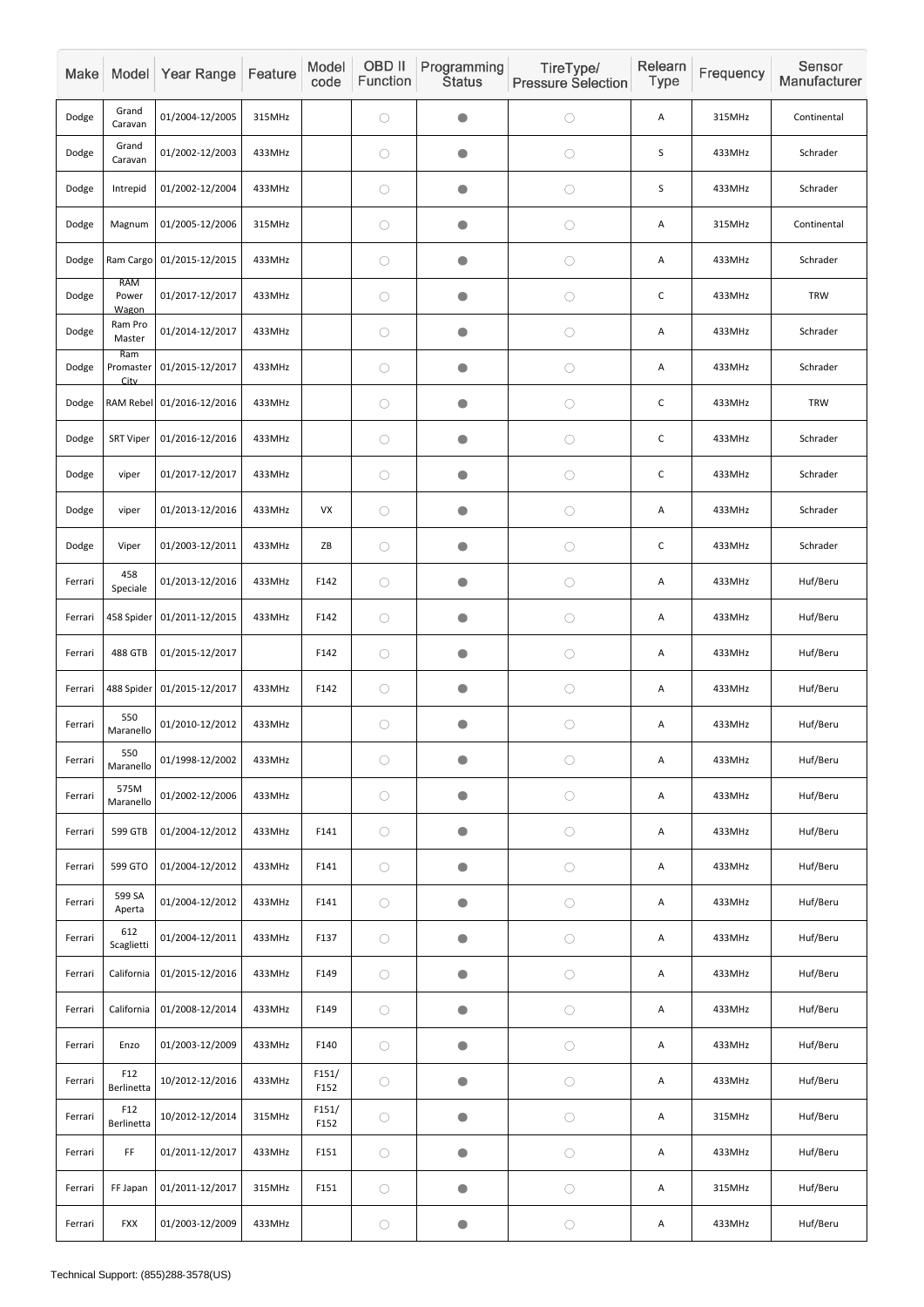| Make | Model | Year Range | Feature | Model code | OBD II Function | Programming Status | TireType/ Pressure Selection | Relearn Type | Frequency | Sensor Manufacturer |
|---|---|---|---|---|---|---|---|---|---|---|
| Dodge | Grand Caravan | 01/2004-12/2005 | 315MHz | | ○ | ● | ○ | A | 315MHz | Continental |
| Dodge | Grand Caravan | 01/2002-12/2003 | 433MHz | | ○ | ● | ○ | S | 433MHz | Schrader |
| Dodge | Intrepid | 01/2002-12/2004 | 433MHz | | ○ | ● | ○ | S | 433MHz | Schrader |
| Dodge | Magnum | 01/2005-12/2006 | 315MHz | | ○ | ● | ○ | A | 315MHz | Continental |
| Dodge | Ram Cargo | 01/2015-12/2015 | 433MHz | | ○ | ● | ○ | A | 433MHz | Schrader |
| Dodge | RAM Power Wagon | 01/2017-12/2017 | 433MHz | | ○ | ● | ○ | C | 433MHz | TRW |
| Dodge | Ram Pro Master | 01/2014-12/2017 | 433MHz | | ○ | ● | ○ | A | 433MHz | Schrader |
| Dodge | Ram Promaster City | 01/2015-12/2017 | 433MHz | | ○ | ● | ○ | A | 433MHz | Schrader |
| Dodge | RAM Rebel | 01/2016-12/2016 | 433MHz | | ○ | ● | ○ | C | 433MHz | TRW |
| Dodge | SRT Viper | 01/2016-12/2016 | 433MHz | | ○ | ● | ○ | C | 433MHz | Schrader |
| Dodge | viper | 01/2017-12/2017 | 433MHz | | ○ | ● | ○ | C | 433MHz | Schrader |
| Dodge | viper | 01/2013-12/2016 | 433MHz | VX | ○ | ● | ○ | A | 433MHz | Schrader |
| Dodge | Viper | 01/2003-12/2011 | 433MHz | ZB | ○ | ● | ○ | C | 433MHz | Schrader |
| Ferrari | 458 Speciale | 01/2013-12/2016 | 433MHz | F142 | ○ | ● | ○ | A | 433MHz | Huf/Beru |
| Ferrari | 458 Spider | 01/2011-12/2015 | 433MHz | F142 | ○ | ● | ○ | A | 433MHz | Huf/Beru |
| Ferrari | 488 GTB | 01/2015-12/2017 | | F142 | ○ | ● | ○ | A | 433MHz | Huf/Beru |
| Ferrari | 488 Spider | 01/2015-12/2017 | 433MHz | F142 | ○ | ● | ○ | A | 433MHz | Huf/Beru |
| Ferrari | 550 Maranello | 01/2010-12/2012 | 433MHz | | ○ | ● | ○ | A | 433MHz | Huf/Beru |
| Ferrari | 550 Maranello | 01/1998-12/2002 | 433MHz | | ○ | ● | ○ | A | 433MHz | Huf/Beru |
| Ferrari | 575M Maranello | 01/2002-12/2006 | 433MHz | | ○ | ● | ○ | A | 433MHz | Huf/Beru |
| Ferrari | 599 GTB | 01/2004-12/2012 | 433MHz | F141 | ○ | ● | ○ | A | 433MHz | Huf/Beru |
| Ferrari | 599 GTO | 01/2004-12/2012 | 433MHz | F141 | ○ | ● | ○ | A | 433MHz | Huf/Beru |
| Ferrari | 599 SA Aperta | 01/2004-12/2012 | 433MHz | F141 | ○ | ● | ○ | A | 433MHz | Huf/Beru |
| Ferrari | 612 Scaglietti | 01/2004-12/2011 | 433MHz | F137 | ○ | ● | ○ | A | 433MHz | Huf/Beru |
| Ferrari | California | 01/2015-12/2016 | 433MHz | F149 | ○ | ● | ○ | A | 433MHz | Huf/Beru |
| Ferrari | California | 01/2008-12/2014 | 433MHz | F149 | ○ | ● | ○ | A | 433MHz | Huf/Beru |
| Ferrari | Enzo | 01/2003-12/2009 | 433MHz | F140 | ○ | ● | ○ | A | 433MHz | Huf/Beru |
| Ferrari | F12 Berlinetta | 10/2012-12/2016 | 433MHz | F151/ F152 | ○ | ● | ○ | A | 433MHz | Huf/Beru |
| Ferrari | F12 Berlinetta | 10/2012-12/2014 | 315MHz | F151/ F152 | ○ | ● | ○ | A | 315MHz | Huf/Beru |
| Ferrari | FF | 01/2011-12/2017 | 433MHz | F151 | ○ | ● | ○ | A | 433MHz | Huf/Beru |
| Ferrari | FF Japan | 01/2011-12/2017 | 315MHz | F151 | ○ | ● | ○ | A | 315MHz | Huf/Beru |
| Ferrari | FXX | 01/2003-12/2009 | 433MHz | | ○ | ● | ○ | A | 433MHz | Huf/Beru |

Technical Support: (855)288-3578(US)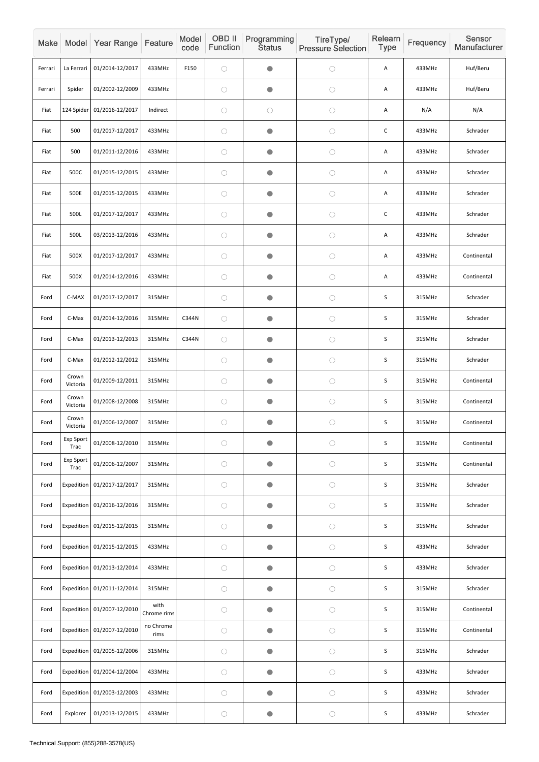| Make | Model | Year Range | Feature | Model code | OBD II Function | Programming Status | TireType/ Pressure Selection | Relearn Type | Frequency | Sensor Manufacturer |
|---|---|---|---|---|---|---|---|---|---|---|
| Ferrari | La Ferrari | 01/2014-12/2017 | 433MHz | F150 | ○ | ● | ○ | A | 433MHz | Huf/Beru |
| Ferrari | Spider | 01/2002-12/2009 | 433MHz | | ○ | ● | ○ | A | 433MHz | Huf/Beru |
| Fiat | 124 Spider | 01/2016-12/2017 | Indirect | | ○ | ○ | ○ | A | N/A | N/A |
| Fiat | 500 | 01/2017-12/2017 | 433MHz | | ○ | ● | ○ | C | 433MHz | Schrader |
| Fiat | 500 | 01/2011-12/2016 | 433MHz | | ○ | ● | ○ | A | 433MHz | Schrader |
| Fiat | 500C | 01/2015-12/2015 | 433MHz | | ○ | ● | ○ | A | 433MHz | Schrader |
| Fiat | 500E | 01/2015-12/2015 | 433MHz | | ○ | ● | ○ | A | 433MHz | Schrader |
| Fiat | 500L | 01/2017-12/2017 | 433MHz | | ○ | ● | ○ | C | 433MHz | Schrader |
| Fiat | 500L | 03/2013-12/2016 | 433MHz | | ○ | ● | ○ | A | 433MHz | Schrader |
| Fiat | 500X | 01/2017-12/2017 | 433MHz | | ○ | ● | ○ | A | 433MHz | Continental |
| Fiat | 500X | 01/2014-12/2016 | 433MHz | | ○ | ● | ○ | A | 433MHz | Continental |
| Ford | C-MAX | 01/2017-12/2017 | 315MHz | | ○ | ● | ○ | S | 315MHz | Schrader |
| Ford | C-Max | 01/2014-12/2016 | 315MHz | C344N | ○ | ● | ○ | S | 315MHz | Schrader |
| Ford | C-Max | 01/2013-12/2013 | 315MHz | C344N | ○ | ● | ○ | S | 315MHz | Schrader |
| Ford | C-Max | 01/2012-12/2012 | 315MHz | | ○ | ● | ○ | S | 315MHz | Schrader |
| Ford | Crown Victoria | 01/2009-12/2011 | 315MHz | | ○ | ● | ○ | S | 315MHz | Continental |
| Ford | Crown Victoria | 01/2008-12/2008 | 315MHz | | ○ | ● | ○ | S | 315MHz | Continental |
| Ford | Crown Victoria | 01/2006-12/2007 | 315MHz | | ○ | ● | ○ | S | 315MHz | Continental |
| Ford | Exp Sport Trac | 01/2008-12/2010 | 315MHz | | ○ | ● | ○ | S | 315MHz | Continental |
| Ford | Exp Sport Trac | 01/2006-12/2007 | 315MHz | | ○ | ● | ○ | S | 315MHz | Continental |
| Ford | Expedition | 01/2017-12/2017 | 315MHz | | ○ | ● | ○ | S | 315MHz | Schrader |
| Ford | Expedition | 01/2016-12/2016 | 315MHz | | ○ | ● | ○ | S | 315MHz | Schrader |
| Ford | Expedition | 01/2015-12/2015 | 315MHz | | ○ | ● | ○ | S | 315MHz | Schrader |
| Ford | Expedition | 01/2015-12/2015 | 433MHz | | ○ | ● | ○ | S | 433MHz | Schrader |
| Ford | Expedition | 01/2013-12/2014 | 433MHz | | ○ | ● | ○ | S | 433MHz | Schrader |
| Ford | Expedition | 01/2011-12/2014 | 315MHz | | ○ | ● | ○ | S | 315MHz | Schrader |
| Ford | Expedition | 01/2007-12/2010 | with Chrome rims | | ○ | ● | ○ | S | 315MHz | Continental |
| Ford | Expedition | 01/2007-12/2010 | no Chrome rims | | ○ | ● | ○ | S | 315MHz | Continental |
| Ford | Expedition | 01/2005-12/2006 | 315MHz | | ○ | ● | ○ | S | 315MHz | Schrader |
| Ford | Expedition | 01/2004-12/2004 | 433MHz | | ○ | ● | ○ | S | 433MHz | Schrader |
| Ford | Expedition | 01/2003-12/2003 | 433MHz | | ○ | ● | ○ | S | 433MHz | Schrader |
| Ford | Explorer | 01/2013-12/2015 | 433MHz | | ○ | ● | ○ | S | 433MHz | Schrader |

Technical Support: (855)288-3578(US)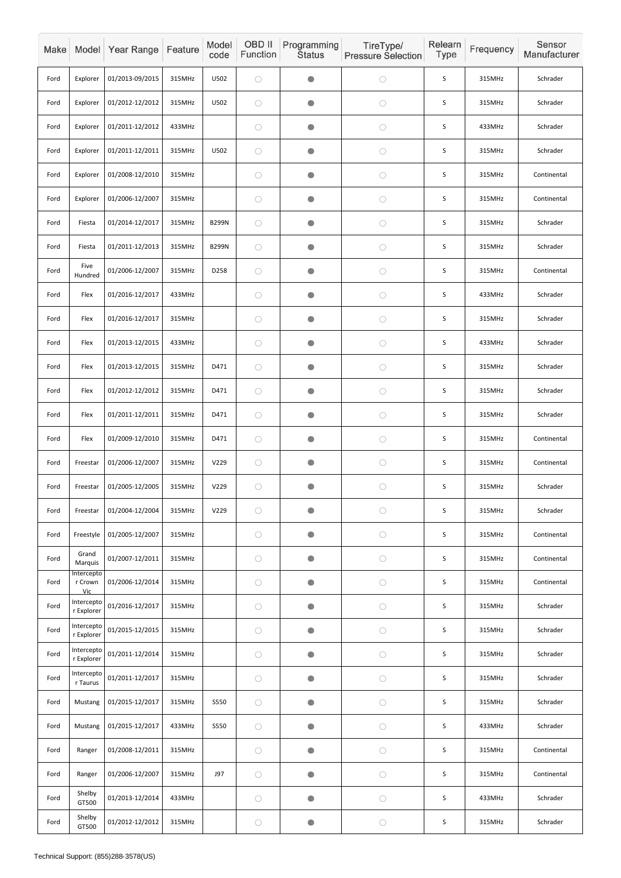| Make | Model | Year Range | Feature | Model code | OBD II Function | Programming Status | TireType/ Pressure Selection | Relearn Type | Frequency | Sensor Manufacturer |
|---|---|---|---|---|---|---|---|---|---|---|
| Ford | Explorer | 01/2013-09/2015 | 315MHz | U502 | ○ | ● | ○ | S | 315MHz | Schrader |
| Ford | Explorer | 01/2012-12/2012 | 315MHz | U502 | ○ | ● | ○ | S | 315MHz | Schrader |
| Ford | Explorer | 01/2011-12/2012 | 433MHz | | ○ | ● | ○ | S | 433MHz | Schrader |
| Ford | Explorer | 01/2011-12/2011 | 315MHz | U502 | ○ | ● | ○ | S | 315MHz | Schrader |
| Ford | Explorer | 01/2008-12/2010 | 315MHz | | ○ | ● | ○ | S | 315MHz | Continental |
| Ford | Explorer | 01/2006-12/2007 | 315MHz | | ○ | ● | ○ | S | 315MHz | Continental |
| Ford | Fiesta | 01/2014-12/2017 | 315MHz | B299N | ○ | ● | ○ | S | 315MHz | Schrader |
| Ford | Fiesta | 01/2011-12/2013 | 315MHz | B299N | ○ | ● | ○ | S | 315MHz | Schrader |
| Ford | Five Hundred | 01/2006-12/2007 | 315MHz | D258 | ○ | ● | ○ | S | 315MHz | Continental |
| Ford | Flex | 01/2016-12/2017 | 433MHz | | ○ | ● | ○ | S | 433MHz | Schrader |
| Ford | Flex | 01/2016-12/2017 | 315MHz | | ○ | ● | ○ | S | 315MHz | Schrader |
| Ford | Flex | 01/2013-12/2015 | 433MHz | | ○ | ● | ○ | S | 433MHz | Schrader |
| Ford | Flex | 01/2013-12/2015 | 315MHz | D471 | ○ | ● | ○ | S | 315MHz | Schrader |
| Ford | Flex | 01/2012-12/2012 | 315MHz | D471 | ○ | ● | ○ | S | 315MHz | Schrader |
| Ford | Flex | 01/2011-12/2011 | 315MHz | D471 | ○ | ● | ○ | S | 315MHz | Schrader |
| Ford | Flex | 01/2009-12/2010 | 315MHz | D471 | ○ | ● | ○ | S | 315MHz | Continental |
| Ford | Freestar | 01/2006-12/2007 | 315MHz | V229 | ○ | ● | ○ | S | 315MHz | Continental |
| Ford | Freestar | 01/2005-12/2005 | 315MHz | V229 | ○ | ● | ○ | S | 315MHz | Schrader |
| Ford | Freestar | 01/2004-12/2004 | 315MHz | V229 | ○ | ● | ○ | S | 315MHz | Schrader |
| Ford | Freestyle | 01/2005-12/2007 | 315MHz | | ○ | ● | ○ | S | 315MHz | Continental |
| Ford | Grand Marquis | 01/2007-12/2011 | 315MHz | | ○ | ● | ○ | S | 315MHz | Continental |
| Ford | Interceptor Crown Vic | 01/2006-12/2014 | 315MHz | | ○ | ● | ○ | S | 315MHz | Continental |
| Ford | Interceptor Explorer | 01/2016-12/2017 | 315MHz | | ○ | ● | ○ | S | 315MHz | Schrader |
| Ford | Interceptor Explorer | 01/2015-12/2015 | 315MHz | | ○ | ● | ○ | S | 315MHz | Schrader |
| Ford | Interceptor Explorer | 01/2011-12/2014 | 315MHz | | ○ | ● | ○ | S | 315MHz | Schrader |
| Ford | Interceptor Taurus | 01/2011-12/2017 | 315MHz | | ○ | ● | ○ | S | 315MHz | Schrader |
| Ford | Mustang | 01/2015-12/2017 | 315MHz | S550 | ○ | ● | ○ | S | 315MHz | Schrader |
| Ford | Mustang | 01/2015-12/2017 | 433MHz | S550 | ○ | ● | ○ | S | 433MHz | Schrader |
| Ford | Ranger | 01/2008-12/2011 | 315MHz | | ○ | ● | ○ | S | 315MHz | Continental |
| Ford | Ranger | 01/2006-12/2007 | 315MHz | J97 | ○ | ● | ○ | S | 315MHz | Continental |
| Ford | Shelby GT500 | 01/2013-12/2014 | 433MHz | | ○ | ● | ○ | S | 433MHz | Schrader |
| Ford | Shelby GT500 | 01/2012-12/2012 | 315MHz | | ○ | ● | ○ | S | 315MHz | Schrader |

Technical Support: (855)288-3578(US)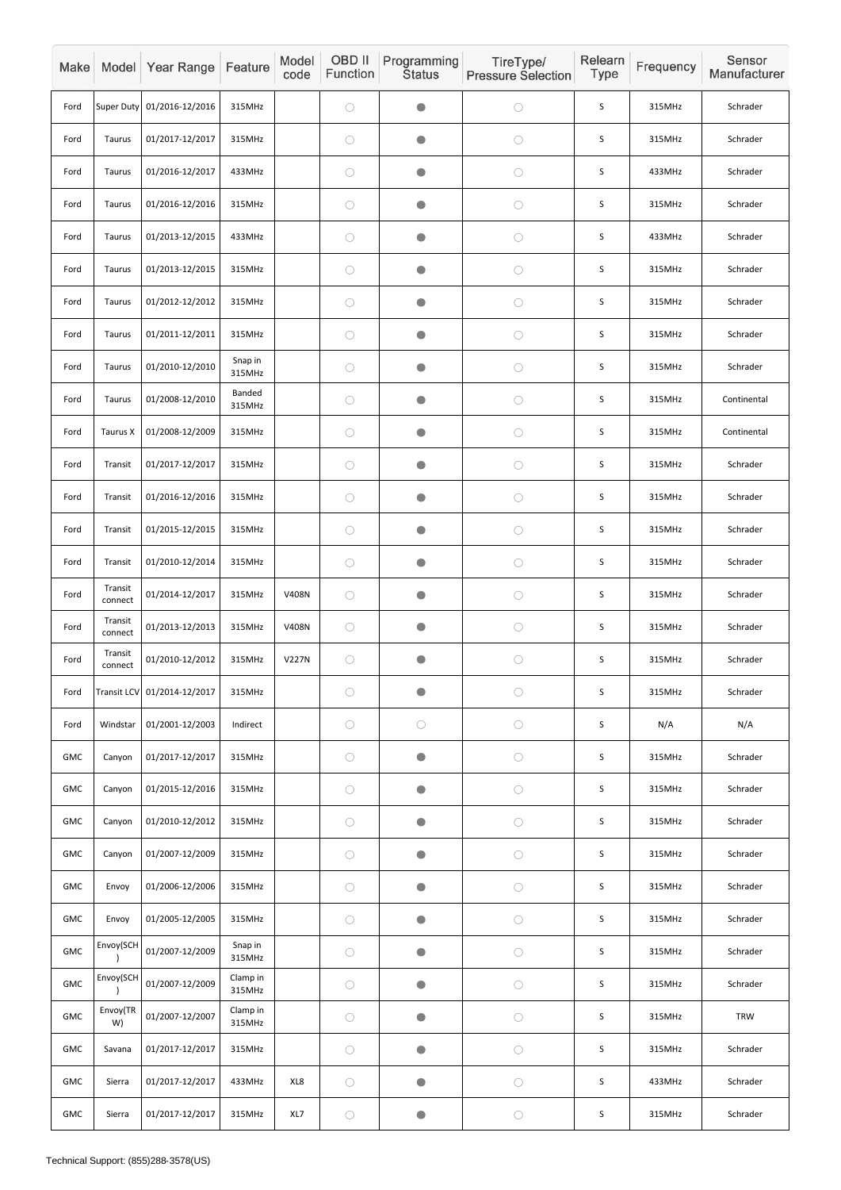| Make | Model | Year Range | Feature | Model code | OBD II Function | Programming Status | TireType/ Pressure Selection | Relearn Type | Frequency | Sensor Manufacturer |
|---|---|---|---|---|---|---|---|---|---|---|
| Ford | Super Duty | 01/2016-12/2016 | 315MHz | | ○ | ● | ○ | S | 315MHz | Schrader |
| Ford | Taurus | 01/2017-12/2017 | 315MHz | | ○ | ● | ○ | S | 315MHz | Schrader |
| Ford | Taurus | 01/2016-12/2017 | 433MHz | | ○ | ● | ○ | S | 433MHz | Schrader |
| Ford | Taurus | 01/2016-12/2016 | 315MHz | | ○ | ● | ○ | S | 315MHz | Schrader |
| Ford | Taurus | 01/2013-12/2015 | 433MHz | | ○ | ● | ○ | S | 433MHz | Schrader |
| Ford | Taurus | 01/2013-12/2015 | 315MHz | | ○ | ● | ○ | S | 315MHz | Schrader |
| Ford | Taurus | 01/2012-12/2012 | 315MHz | | ○ | ● | ○ | S | 315MHz | Schrader |
| Ford | Taurus | 01/2011-12/2011 | 315MHz | | ○ | ● | ○ | S | 315MHz | Schrader |
| Ford | Taurus | 01/2010-12/2010 | Snap in 315MHz | | ○ | ● | ○ | S | 315MHz | Schrader |
| Ford | Taurus | 01/2008-12/2010 | Banded 315MHz | | ○ | ● | ○ | S | 315MHz | Continental |
| Ford | Taurus X | 01/2008-12/2009 | 315MHz | | ○ | ● | ○ | S | 315MHz | Continental |
| Ford | Transit | 01/2017-12/2017 | 315MHz | | ○ | ● | ○ | S | 315MHz | Schrader |
| Ford | Transit | 01/2016-12/2016 | 315MHz | | ○ | ● | ○ | S | 315MHz | Schrader |
| Ford | Transit | 01/2015-12/2015 | 315MHz | | ○ | ● | ○ | S | 315MHz | Schrader |
| Ford | Transit | 01/2010-12/2014 | 315MHz | | ○ | ● | ○ | S | 315MHz | Schrader |
| Ford | Transit connect | 01/2014-12/2017 | 315MHz | V408N | ○ | ● | ○ | S | 315MHz | Schrader |
| Ford | Transit connect | 01/2013-12/2013 | 315MHz | V408N | ○ | ● | ○ | S | 315MHz | Schrader |
| Ford | Transit connect | 01/2010-12/2012 | 315MHz | V227N | ○ | ● | ○ | S | 315MHz | Schrader |
| Ford | Transit LCV | 01/2014-12/2017 | 315MHz | | ○ | ● | ○ | S | 315MHz | Schrader |
| Ford | Windstar | 01/2001-12/2003 | Indirect | | ○ | ○ | ○ | S | N/A | N/A |
| GMC | Canyon | 01/2017-12/2017 | 315MHz | | ○ | ● | ○ | S | 315MHz | Schrader |
| GMC | Canyon | 01/2015-12/2016 | 315MHz | | ○ | ● | ○ | S | 315MHz | Schrader |
| GMC | Canyon | 01/2010-12/2012 | 315MHz | | ○ | ● | ○ | S | 315MHz | Schrader |
| GMC | Canyon | 01/2007-12/2009 | 315MHz | | ○ | ● | ○ | S | 315MHz | Schrader |
| GMC | Envoy | 01/2006-12/2006 | 315MHz | | ○ | ● | ○ | S | 315MHz | Schrader |
| GMC | Envoy | 01/2005-12/2005 | 315MHz | | ○ | ● | ○ | S | 315MHz | Schrader |
| GMC | Envoy(SCH) | 01/2007-12/2009 | Snap in 315MHz | | ○ | ● | ○ | S | 315MHz | Schrader |
| GMC | Envoy(SCH) | 01/2007-12/2009 | Clamp in 315MHz | | ○ | ● | ○ | S | 315MHz | Schrader |
| GMC | Envoy(TRW) | 01/2007-12/2007 | Clamp in 315MHz | | ○ | ● | ○ | S | 315MHz | TRW |
| GMC | Savana | 01/2017-12/2017 | 315MHz | | ○ | ● | ○ | S | 315MHz | Schrader |
| GMC | Sierra | 01/2017-12/2017 | 433MHz | XL8 | ○ | ● | ○ | S | 433MHz | Schrader |
| GMC | Sierra | 01/2017-12/2017 | 315MHz | XL7 | ○ | ● | ○ | S | 315MHz | Schrader |

Technical Support: (855)288-3578(US)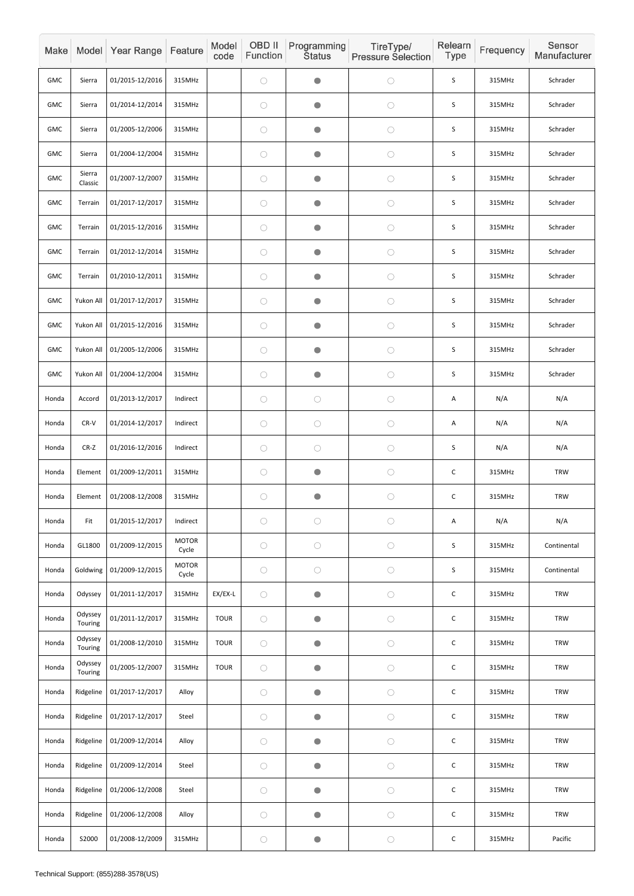| Make | Model | Year Range | Feature | Model code | OBD II Function | Programming Status | TireType/ Pressure Selection | Relearn Type | Frequency | Sensor Manufacturer |
|---|---|---|---|---|---|---|---|---|---|---|
| GMC | Sierra | 01/2015-12/2016 | 315MHz | | ○ | ● | ○ | S | 315MHz | Schrader |
| GMC | Sierra | 01/2014-12/2014 | 315MHz | | ○ | ● | ○ | S | 315MHz | Schrader |
| GMC | Sierra | 01/2005-12/2006 | 315MHz | | ○ | ● | ○ | S | 315MHz | Schrader |
| GMC | Sierra | 01/2004-12/2004 | 315MHz | | ○ | ● | ○ | S | 315MHz | Schrader |
| GMC | Sierra Classic | 01/2007-12/2007 | 315MHz | | ○ | ● | ○ | S | 315MHz | Schrader |
| GMC | Terrain | 01/2017-12/2017 | 315MHz | | ○ | ● | ○ | S | 315MHz | Schrader |
| GMC | Terrain | 01/2015-12/2016 | 315MHz | | ○ | ● | ○ | S | 315MHz | Schrader |
| GMC | Terrain | 01/2012-12/2014 | 315MHz | | ○ | ● | ○ | S | 315MHz | Schrader |
| GMC | Terrain | 01/2010-12/2011 | 315MHz | | ○ | ● | ○ | S | 315MHz | Schrader |
| GMC | Yukon All | 01/2017-12/2017 | 315MHz | | ○ | ● | ○ | S | 315MHz | Schrader |
| GMC | Yukon All | 01/2015-12/2016 | 315MHz | | ○ | ● | ○ | S | 315MHz | Schrader |
| GMC | Yukon All | 01/2005-12/2006 | 315MHz | | ○ | ● | ○ | S | 315MHz | Schrader |
| GMC | Yukon All | 01/2004-12/2004 | 315MHz | | ○ | ● | ○ | S | 315MHz | Schrader |
| Honda | Accord | 01/2013-12/2017 | Indirect | | ○ | ○ | ○ | A | N/A | N/A |
| Honda | CR-V | 01/2014-12/2017 | Indirect | | ○ | ○ | ○ | A | N/A | N/A |
| Honda | CR-Z | 01/2016-12/2016 | Indirect | | ○ | ○ | ○ | S | N/A | N/A |
| Honda | Element | 01/2009-12/2011 | 315MHz | | ○ | ● | ○ | C | 315MHz | TRW |
| Honda | Element | 01/2008-12/2008 | 315MHz | | ○ | ● | ○ | C | 315MHz | TRW |
| Honda | Fit | 01/2015-12/2017 | Indirect | | ○ | ○ | ○ | A | N/A | N/A |
| Honda | GL1800 | 01/2009-12/2015 | MOTOR Cycle | | ○ | ○ | ○ | S | 315MHz | Continental |
| Honda | Goldwing | 01/2009-12/2015 | MOTOR Cycle | | ○ | ○ | ○ | S | 315MHz | Continental |
| Honda | Odyssey | 01/2011-12/2017 | 315MHz | EX/EX-L | ○ | ● | ○ | C | 315MHz | TRW |
| Honda | Odyssey Touring | 01/2011-12/2017 | 315MHz | TOUR | ○ | ● | ○ | C | 315MHz | TRW |
| Honda | Odyssey Touring | 01/2008-12/2010 | 315MHz | TOUR | ○ | ● | ○ | C | 315MHz | TRW |
| Honda | Odyssey Touring | 01/2005-12/2007 | 315MHz | TOUR | ○ | ● | ○ | C | 315MHz | TRW |
| Honda | Ridgeline | 01/2017-12/2017 | Alloy | | ○ | ● | ○ | C | 315MHz | TRW |
| Honda | Ridgeline | 01/2017-12/2017 | Steel | | ○ | ● | ○ | C | 315MHz | TRW |
| Honda | Ridgeline | 01/2009-12/2014 | Alloy | | ○ | ● | ○ | C | 315MHz | TRW |
| Honda | Ridgeline | 01/2009-12/2014 | Steel | | ○ | ● | ○ | C | 315MHz | TRW |
| Honda | Ridgeline | 01/2006-12/2008 | Steel | | ○ | ● | ○ | C | 315MHz | TRW |
| Honda | Ridgeline | 01/2006-12/2008 | Alloy | | ○ | ● | ○ | C | 315MHz | TRW |
| Honda | S2000 | 01/2008-12/2009 | 315MHz | | ○ | ● | ○ | C | 315MHz | Pacific |

Technical Support: (855)288-3578(US)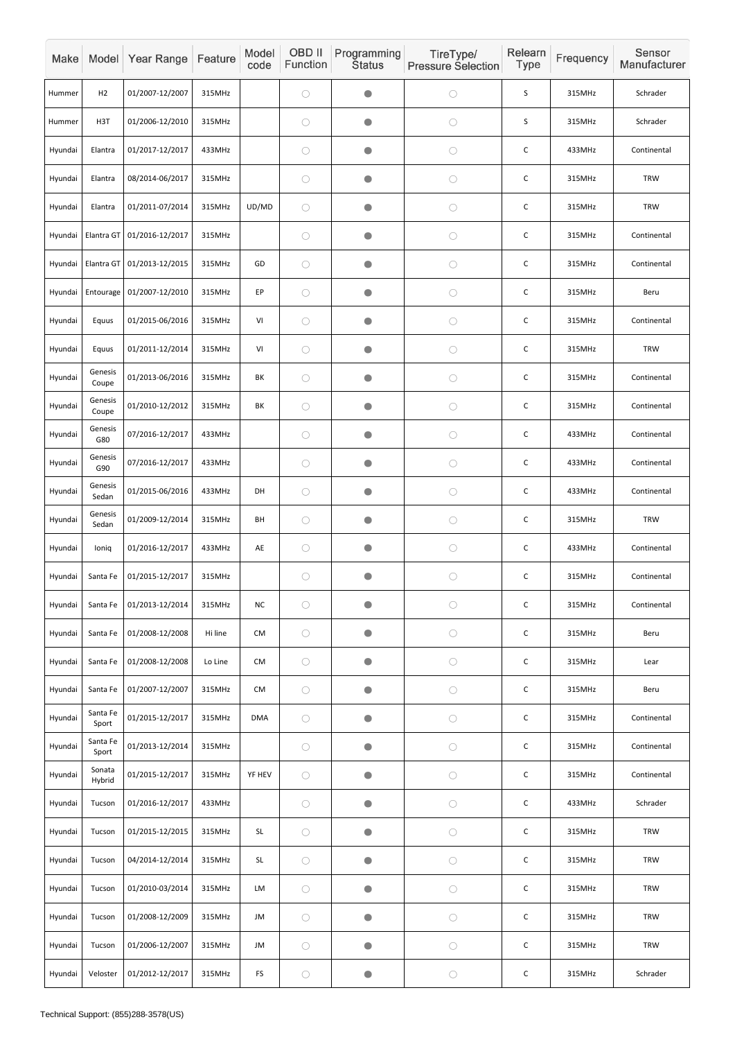| Make | Model | Year Range | Feature | Model code | OBD II Function | Programming Status | TireType/ Pressure Selection | Relearn Type | Frequency | Sensor Manufacturer |
|---|---|---|---|---|---|---|---|---|---|---|
| Hummer | H2 | 01/2007-12/2007 | 315MHz | | ○ | ● | ○ | S | 315MHz | Schrader |
| Hummer | H3T | 01/2006-12/2010 | 315MHz | | ○ | ● | ○ | S | 315MHz | Schrader |
| Hyundai | Elantra | 01/2017-12/2017 | 433MHz | | ○ | ● | ○ | C | 433MHz | Continental |
| Hyundai | Elantra | 08/2014-06/2017 | 315MHz | | ○ | ● | ○ | C | 315MHz | TRW |
| Hyundai | Elantra | 01/2011-07/2014 | 315MHz | UD/MD | ○ | ● | ○ | C | 315MHz | TRW |
| Hyundai | Elantra GT | 01/2016-12/2017 | 315MHz | | ○ | ● | ○ | C | 315MHz | Continental |
| Hyundai | Elantra GT | 01/2013-12/2015 | 315MHz | GD | ○ | ● | ○ | C | 315MHz | Continental |
| Hyundai | Entourage | 01/2007-12/2010 | 315MHz | EP | ○ | ● | ○ | C | 315MHz | Beru |
| Hyundai | Equus | 01/2015-06/2016 | 315MHz | VI | ○ | ● | ○ | C | 315MHz | Continental |
| Hyundai | Equus | 01/2011-12/2014 | 315MHz | VI | ○ | ● | ○ | C | 315MHz | TRW |
| Hyundai | Genesis Coupe | 01/2013-06/2016 | 315MHz | BK | ○ | ● | ○ | C | 315MHz | Continental |
| Hyundai | Genesis Coupe | 01/2010-12/2012 | 315MHz | BK | ○ | ● | ○ | C | 315MHz | Continental |
| Hyundai | Genesis G80 | 07/2016-12/2017 | 433MHz | | ○ | ● | ○ | C | 433MHz | Continental |
| Hyundai | Genesis G90 | 07/2016-12/2017 | 433MHz | | ○ | ● | ○ | C | 433MHz | Continental |
| Hyundai | Genesis Sedan | 01/2015-06/2016 | 433MHz | DH | ○ | ● | ○ | C | 433MHz | Continental |
| Hyundai | Genesis Sedan | 01/2009-12/2014 | 315MHz | BH | ○ | ● | ○ | C | 315MHz | TRW |
| Hyundai | Ioniq | 01/2016-12/2017 | 433MHz | AE | ○ | ● | ○ | C | 433MHz | Continental |
| Hyundai | Santa Fe | 01/2015-12/2017 | 315MHz | | ○ | ● | ○ | C | 315MHz | Continental |
| Hyundai | Santa Fe | 01/2013-12/2014 | 315MHz | NC | ○ | ● | ○ | C | 315MHz | Continental |
| Hyundai | Santa Fe | 01/2008-12/2008 | Hi line | CM | ○ | ● | ○ | C | 315MHz | Beru |
| Hyundai | Santa Fe | 01/2008-12/2008 | Lo Line | CM | ○ | ● | ○ | C | 315MHz | Lear |
| Hyundai | Santa Fe | 01/2007-12/2007 | 315MHz | CM | ○ | ● | ○ | C | 315MHz | Beru |
| Hyundai | Santa Fe Sport | 01/2015-12/2017 | 315MHz | DMA | ○ | ● | ○ | C | 315MHz | Continental |
| Hyundai | Santa Fe Sport | 01/2013-12/2014 | 315MHz | | ○ | ● | ○ | C | 315MHz | Continental |
| Hyundai | Sonata Hybrid | 01/2015-12/2017 | 315MHz | YF HEV | ○ | ● | ○ | C | 315MHz | Continental |
| Hyundai | Tucson | 01/2016-12/2017 | 433MHz | | ○ | ● | ○ | C | 433MHz | Schrader |
| Hyundai | Tucson | 01/2015-12/2015 | 315MHz | SL | ○ | ● | ○ | C | 315MHz | TRW |
| Hyundai | Tucson | 04/2014-12/2014 | 315MHz | SL | ○ | ● | ○ | C | 315MHz | TRW |
| Hyundai | Tucson | 01/2010-03/2014 | 315MHz | LM | ○ | ● | ○ | C | 315MHz | TRW |
| Hyundai | Tucson | 01/2008-12/2009 | 315MHz | JM | ○ | ● | ○ | C | 315MHz | TRW |
| Hyundai | Tucson | 01/2006-12/2007 | 315MHz | JM | ○ | ● | ○ | C | 315MHz | TRW |
| Hyundai | Veloster | 01/2012-12/2017 | 315MHz | FS | ○ | ● | ○ | C | 315MHz | Schrader |

Technical Support: (855)288-3578(US)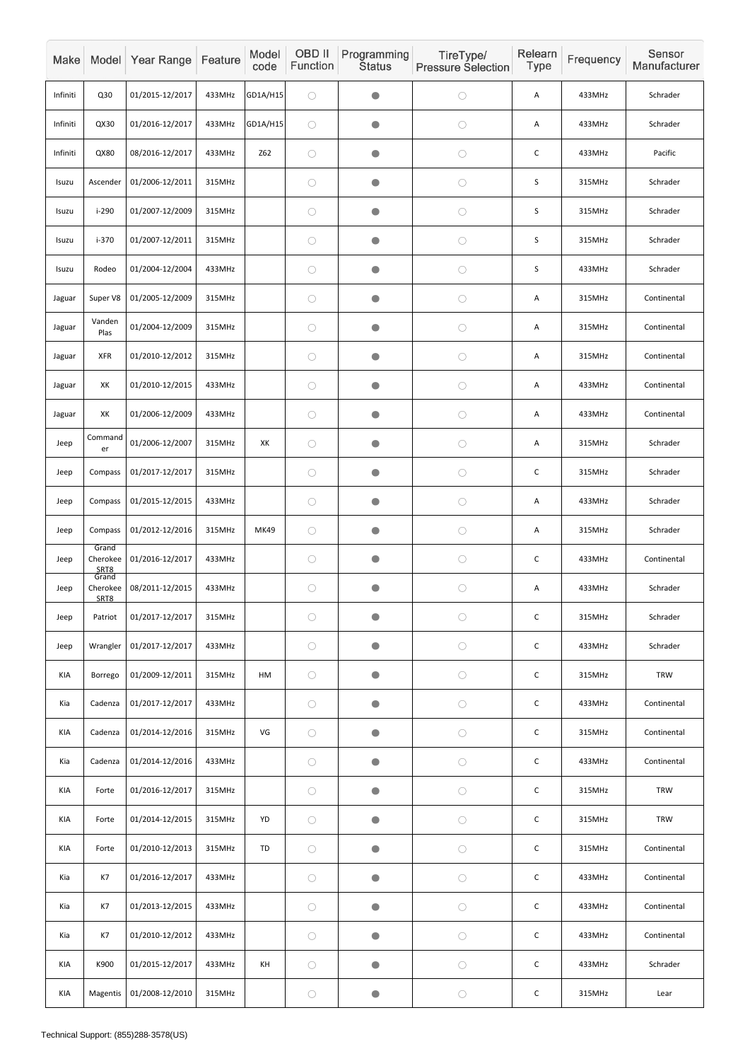| Make | Model | Year Range | Feature | Model code | OBD II Function | Programming Status | TireType/ Pressure Selection | Relearn Type | Frequency | Sensor Manufacturer |
|---|---|---|---|---|---|---|---|---|---|---|
| Infiniti | Q30 | 01/2015-12/2017 | 433MHz | GD1A/H15 | ○ | ● | ○ | A | 433MHz | Schrader |
| Infiniti | QX30 | 01/2016-12/2017 | 433MHz | GD1A/H15 | ○ | ● | ○ | A | 433MHz | Schrader |
| Infiniti | QX80 | 08/2016-12/2017 | 433MHz | Z62 | ○ | ● | ○ | C | 433MHz | Pacific |
| Isuzu | Ascender | 01/2006-12/2011 | 315MHz | | ○ | ● | ○ | S | 315MHz | Schrader |
| Isuzu | i-290 | 01/2007-12/2009 | 315MHz | | ○ | ● | ○ | S | 315MHz | Schrader |
| Isuzu | i-370 | 01/2007-12/2011 | 315MHz | | ○ | ● | ○ | S | 315MHz | Schrader |
| Isuzu | Rodeo | 01/2004-12/2004 | 433MHz | | ○ | ● | ○ | S | 433MHz | Schrader |
| Jaguar | Super V8 | 01/2005-12/2009 | 315MHz | | ○ | ● | ○ | A | 315MHz | Continental |
| Jaguar | Vanden Plas | 01/2004-12/2009 | 315MHz | | ○ | ● | ○ | A | 315MHz | Continental |
| Jaguar | XFR | 01/2010-12/2012 | 315MHz | | ○ | ● | ○ | A | 315MHz | Continental |
| Jaguar | XK | 01/2010-12/2015 | 433MHz | | ○ | ● | ○ | A | 433MHz | Continental |
| Jaguar | XK | 01/2006-12/2009 | 433MHz | | ○ | ● | ○ | A | 433MHz | Continental |
| Jeep | Commander | 01/2006-12/2007 | 315MHz | XK | ○ | ● | ○ | A | 315MHz | Schrader |
| Jeep | Compass | 01/2017-12/2017 | 315MHz | | ○ | ● | ○ | C | 315MHz | Schrader |
| Jeep | Compass | 01/2015-12/2015 | 433MHz | | ○ | ● | ○ | A | 433MHz | Schrader |
| Jeep | Compass | 01/2012-12/2016 | 315MHz | MK49 | ○ | ● | ○ | A | 315MHz | Schrader |
| Jeep | Grand Cherokee SRT8 | 01/2016-12/2017 | 433MHz | | ○ | ● | ○ | C | 433MHz | Continental |
| Jeep | Grand Cherokee SRT8 | 08/2011-12/2015 | 433MHz | | ○ | ● | ○ | A | 433MHz | Schrader |
| Jeep | Patriot | 01/2017-12/2017 | 315MHz | | ○ | ● | ○ | C | 315MHz | Schrader |
| Jeep | Wrangler | 01/2017-12/2017 | 433MHz | | ○ | ● | ○ | C | 433MHz | Schrader |
| KIA | Borrego | 01/2009-12/2011 | 315MHz | HM | ○ | ● | ○ | C | 315MHz | TRW |
| Kia | Cadenza | 01/2017-12/2017 | 433MHz | | ○ | ● | ○ | C | 433MHz | Continental |
| KIA | Cadenza | 01/2014-12/2016 | 315MHz | VG | ○ | ● | ○ | C | 315MHz | Continental |
| Kia | Cadenza | 01/2014-12/2016 | 433MHz | | ○ | ● | ○ | C | 433MHz | Continental |
| KIA | Forte | 01/2016-12/2017 | 315MHz | | ○ | ● | ○ | C | 315MHz | TRW |
| KIA | Forte | 01/2014-12/2015 | 315MHz | YD | ○ | ● | ○ | C | 315MHz | TRW |
| KIA | Forte | 01/2010-12/2013 | 315MHz | TD | ○ | ● | ○ | C | 315MHz | Continental |
| Kia | K7 | 01/2016-12/2017 | 433MHz | | ○ | ● | ○ | C | 433MHz | Continental |
| Kia | K7 | 01/2013-12/2015 | 433MHz | | ○ | ● | ○ | C | 433MHz | Continental |
| Kia | K7 | 01/2010-12/2012 | 433MHz | | ○ | ● | ○ | C | 433MHz | Continental |
| KIA | K900 | 01/2015-12/2017 | 433MHz | KH | ○ | ● | ○ | C | 433MHz | Schrader |
| KIA | Magentis | 01/2008-12/2010 | 315MHz | | ○ | ● | ○ | C | 315MHz | Lear |

Technical Support: (855)288-3578(US)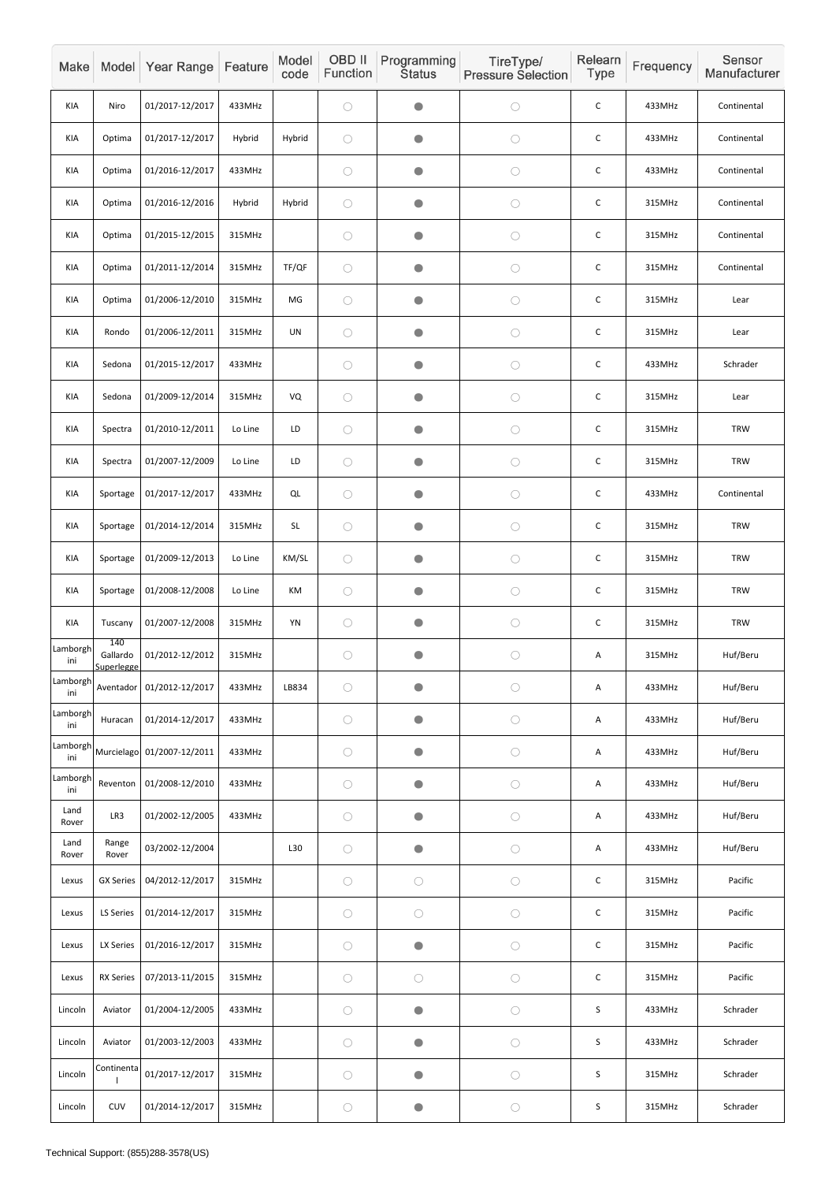| Make | Model | Year Range | Feature | Model code | OBD II Function | Programming Status | TireType/ Pressure Selection | Relearn Type | Frequency | Sensor Manufacturer |
|---|---|---|---|---|---|---|---|---|---|---|
| KIA | Niro | 01/2017-12/2017 | 433MHz | | ○ | ● | ○ | C | 433MHz | Continental |
| KIA | Optima | 01/2017-12/2017 | Hybrid | Hybrid | ○ | ● | ○ | C | 433MHz | Continental |
| KIA | Optima | 01/2016-12/2017 | 433MHz | | ○ | ● | ○ | C | 433MHz | Continental |
| KIA | Optima | 01/2016-12/2016 | Hybrid | Hybrid | ○ | ● | ○ | C | 315MHz | Continental |
| KIA | Optima | 01/2015-12/2015 | 315MHz | | ○ | ● | ○ | C | 315MHz | Continental |
| KIA | Optima | 01/2011-12/2014 | 315MHz | TF/QF | ○ | ● | ○ | C | 315MHz | Continental |
| KIA | Optima | 01/2006-12/2010 | 315MHz | MG | ○ | ● | ○ | C | 315MHz | Lear |
| KIA | Rondo | 01/2006-12/2011 | 315MHz | UN | ○ | ● | ○ | C | 315MHz | Lear |
| KIA | Sedona | 01/2015-12/2017 | 433MHz | | ○ | ● | ○ | C | 433MHz | Schrader |
| KIA | Sedona | 01/2009-12/2014 | 315MHz | VQ | ○ | ● | ○ | C | 315MHz | Lear |
| KIA | Spectra | 01/2010-12/2011 | Lo Line | LD | ○ | ● | ○ | C | 315MHz | TRW |
| KIA | Spectra | 01/2007-12/2009 | Lo Line | LD | ○ | ● | ○ | C | 315MHz | TRW |
| KIA | Sportage | 01/2017-12/2017 | 433MHz | QL | ○ | ● | ○ | C | 433MHz | Continental |
| KIA | Sportage | 01/2014-12/2014 | 315MHz | SL | ○ | ● | ○ | C | 315MHz | TRW |
| KIA | Sportage | 01/2009-12/2013 | Lo Line | KM/SL | ○ | ● | ○ | C | 315MHz | TRW |
| KIA | Sportage | 01/2008-12/2008 | Lo Line | KM | ○ | ● | ○ | C | 315MHz | TRW |
| KIA | Tuscany | 01/2007-12/2008 | 315MHz | YN | ○ | ● | ○ | C | 315MHz | TRW |
| Lamborghini | 140 Gallardo Superlegge | 01/2012-12/2012 | 315MHz | | ○ | ● | ○ | A | 315MHz | Huf/Beru |
| Lamborghini | Aventador | 01/2012-12/2017 | 433MHz | LB834 | ○ | ● | ○ | A | 433MHz | Huf/Beru |
| Lamborghini | Huracan | 01/2014-12/2017 | 433MHz | | ○ | ● | ○ | A | 433MHz | Huf/Beru |
| Lamborghini | Murcielago | 01/2007-12/2011 | 433MHz | | ○ | ● | ○ | A | 433MHz | Huf/Beru |
| Lamborghini | Reventon | 01/2008-12/2010 | 433MHz | | ○ | ● | ○ | A | 433MHz | Huf/Beru |
| Land Rover | LR3 | 01/2002-12/2005 | 433MHz | | ○ | ● | ○ | A | 433MHz | Huf/Beru |
| Land Rover | Range Rover | 03/2002-12/2004 | | L30 | ○ | ● | ○ | A | 433MHz | Huf/Beru |
| Lexus | GX Series | 04/2012-12/2017 | 315MHz | | ○ | ○ | ○ | C | 315MHz | Pacific |
| Lexus | LS Series | 01/2014-12/2017 | 315MHz | | ○ | ○ | ○ | C | 315MHz | Pacific |
| Lexus | LX Series | 01/2016-12/2017 | 315MHz | | ○ | ● | ○ | C | 315MHz | Pacific |
| Lexus | RX Series | 07/2013-11/2015 | 315MHz | | ○ | ○ | ○ | C | 315MHz | Pacific |
| Lincoln | Aviator | 01/2004-12/2005 | 433MHz | | ○ | ● | ○ | S | 433MHz | Schrader |
| Lincoln | Aviator | 01/2003-12/2003 | 433MHz | | ○ | ● | ○ | S | 433MHz | Schrader |
| Lincoln | Continental | 01/2017-12/2017 | 315MHz | | ○ | ● | ○ | S | 315MHz | Schrader |
| Lincoln | CUV | 01/2014-12/2017 | 315MHz | | ○ | ● | ○ | S | 315MHz | Schrader |

Technical Support: (855)288-3578(US)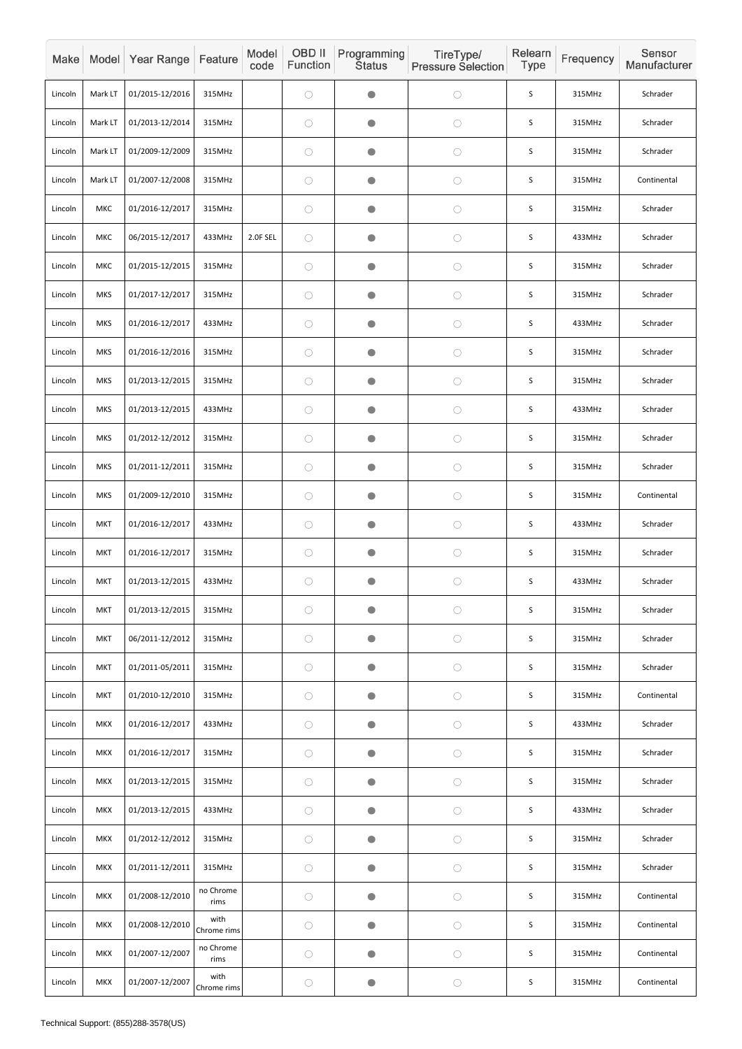| Make | Model | Year Range | Feature | Model code | OBD II Function | Programming Status | TireType/ Pressure Selection | Relearn Type | Frequency | Sensor Manufacturer |
|---|---|---|---|---|---|---|---|---|---|---|
| Lincoln | Mark LT | 01/2015-12/2016 | 315MHz | | ○ | ● | ○ | S | 315MHz | Schrader |
| Lincoln | Mark LT | 01/2013-12/2014 | 315MHz | | ○ | ● | ○ | S | 315MHz | Schrader |
| Lincoln | Mark LT | 01/2009-12/2009 | 315MHz | | ○ | ● | ○ | S | 315MHz | Schrader |
| Lincoln | Mark LT | 01/2007-12/2008 | 315MHz | | ○ | ● | ○ | S | 315MHz | Continental |
| Lincoln | MKC | 01/2016-12/2017 | 315MHz | | ○ | ● | ○ | S | 315MHz | Schrader |
| Lincoln | MKC | 06/2015-12/2017 | 433MHz | 2.0F SEL | ○ | ● | ○ | S | 433MHz | Schrader |
| Lincoln | MKC | 01/2015-12/2015 | 315MHz | | ○ | ● | ○ | S | 315MHz | Schrader |
| Lincoln | MKS | 01/2017-12/2017 | 315MHz | | ○ | ● | ○ | S | 315MHz | Schrader |
| Lincoln | MKS | 01/2016-12/2017 | 433MHz | | ○ | ● | ○ | S | 433MHz | Schrader |
| Lincoln | MKS | 01/2016-12/2016 | 315MHz | | ○ | ● | ○ | S | 315MHz | Schrader |
| Lincoln | MKS | 01/2013-12/2015 | 315MHz | | ○ | ● | ○ | S | 315MHz | Schrader |
| Lincoln | MKS | 01/2013-12/2015 | 433MHz | | ○ | ● | ○ | S | 433MHz | Schrader |
| Lincoln | MKS | 01/2012-12/2012 | 315MHz | | ○ | ● | ○ | S | 315MHz | Schrader |
| Lincoln | MKS | 01/2011-12/2011 | 315MHz | | ○ | ● | ○ | S | 315MHz | Schrader |
| Lincoln | MKS | 01/2009-12/2010 | 315MHz | | ○ | ● | ○ | S | 315MHz | Continental |
| Lincoln | MKT | 01/2016-12/2017 | 433MHz | | ○ | ● | ○ | S | 433MHz | Schrader |
| Lincoln | MKT | 01/2016-12/2017 | 315MHz | | ○ | ● | ○ | S | 315MHz | Schrader |
| Lincoln | MKT | 01/2013-12/2015 | 433MHz | | ○ | ● | ○ | S | 433MHz | Schrader |
| Lincoln | MKT | 01/2013-12/2015 | 315MHz | | ○ | ● | ○ | S | 315MHz | Schrader |
| Lincoln | MKT | 06/2011-12/2012 | 315MHz | | ○ | ● | ○ | S | 315MHz | Schrader |
| Lincoln | MKT | 01/2011-05/2011 | 315MHz | | ○ | ● | ○ | S | 315MHz | Schrader |
| Lincoln | MKT | 01/2010-12/2010 | 315MHz | | ○ | ● | ○ | S | 315MHz | Continental |
| Lincoln | MKX | 01/2016-12/2017 | 433MHz | | ○ | ● | ○ | S | 433MHz | Schrader |
| Lincoln | MKX | 01/2016-12/2017 | 315MHz | | ○ | ● | ○ | S | 315MHz | Schrader |
| Lincoln | MKX | 01/2013-12/2015 | 315MHz | | ○ | ● | ○ | S | 315MHz | Schrader |
| Lincoln | MKX | 01/2013-12/2015 | 433MHz | | ○ | ● | ○ | S | 433MHz | Schrader |
| Lincoln | MKX | 01/2012-12/2012 | 315MHz | | ○ | ● | ○ | S | 315MHz | Schrader |
| Lincoln | MKX | 01/2011-12/2011 | 315MHz | | ○ | ● | ○ | S | 315MHz | Schrader |
| Lincoln | MKX | 01/2008-12/2010 | no Chrome rims | | ○ | ● | ○ | S | 315MHz | Continental |
| Lincoln | MKX | 01/2008-12/2010 | with Chrome rims | | ○ | ● | ○ | S | 315MHz | Continental |
| Lincoln | MKX | 01/2007-12/2007 | no Chrome rims | | ○ | ● | ○ | S | 315MHz | Continental |
| Lincoln | MKX | 01/2007-12/2007 | with Chrome rims | | ○ | ● | ○ | S | 315MHz | Continental |

Technical Support: (855)288-3578(US)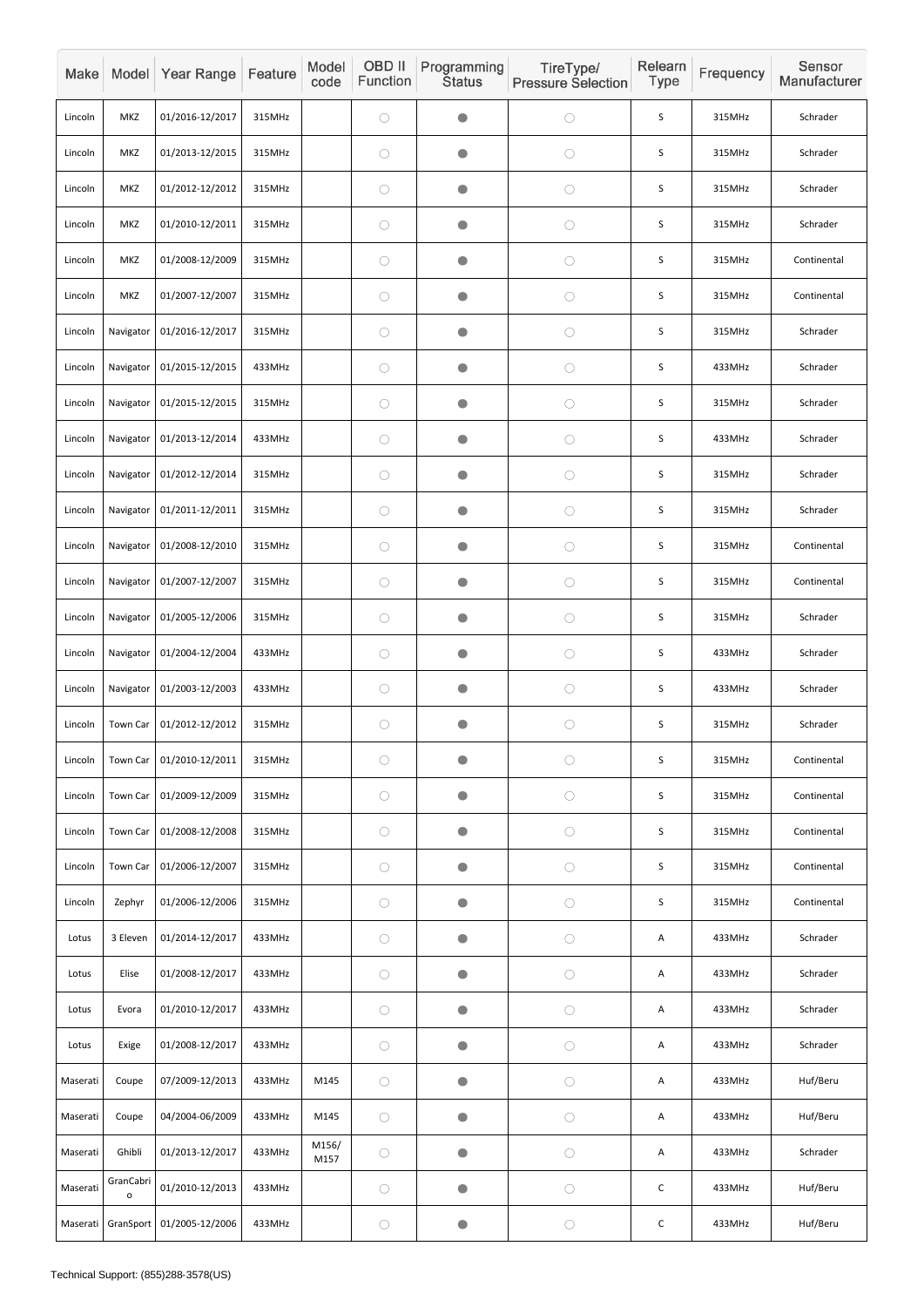| Make | Model | Year Range | Feature | Model code | OBD II Function | Programming Status | TireType/ Pressure Selection | Relearn Type | Frequency | Sensor Manufacturer |
|---|---|---|---|---|---|---|---|---|---|---|
| Lincoln | MKZ | 01/2016-12/2017 | 315MHz | | ○ | ● | ○ | S | 315MHz | Schrader |
| Lincoln | MKZ | 01/2013-12/2015 | 315MHz | | ○ | ● | ○ | S | 315MHz | Schrader |
| Lincoln | MKZ | 01/2012-12/2012 | 315MHz | | ○ | ● | ○ | S | 315MHz | Schrader |
| Lincoln | MKZ | 01/2010-12/2011 | 315MHz | | ○ | ● | ○ | S | 315MHz | Schrader |
| Lincoln | MKZ | 01/2008-12/2009 | 315MHz | | ○ | ● | ○ | S | 315MHz | Continental |
| Lincoln | MKZ | 01/2007-12/2007 | 315MHz | | ○ | ● | ○ | S | 315MHz | Continental |
| Lincoln | Navigator | 01/2016-12/2017 | 315MHz | | ○ | ● | ○ | S | 315MHz | Schrader |
| Lincoln | Navigator | 01/2015-12/2015 | 433MHz | | ○ | ● | ○ | S | 433MHz | Schrader |
| Lincoln | Navigator | 01/2015-12/2015 | 315MHz | | ○ | ● | ○ | S | 315MHz | Schrader |
| Lincoln | Navigator | 01/2013-12/2014 | 433MHz | | ○ | ● | ○ | S | 433MHz | Schrader |
| Lincoln | Navigator | 01/2012-12/2014 | 315MHz | | ○ | ● | ○ | S | 315MHz | Schrader |
| Lincoln | Navigator | 01/2011-12/2011 | 315MHz | | ○ | ● | ○ | S | 315MHz | Schrader |
| Lincoln | Navigator | 01/2008-12/2010 | 315MHz | | ○ | ● | ○ | S | 315MHz | Continental |
| Lincoln | Navigator | 01/2007-12/2007 | 315MHz | | ○ | ● | ○ | S | 315MHz | Continental |
| Lincoln | Navigator | 01/2005-12/2006 | 315MHz | | ○ | ● | ○ | S | 315MHz | Schrader |
| Lincoln | Navigator | 01/2004-12/2004 | 433MHz | | ○ | ● | ○ | S | 433MHz | Schrader |
| Lincoln | Navigator | 01/2003-12/2003 | 433MHz | | ○ | ● | ○ | S | 433MHz | Schrader |
| Lincoln | Town Car | 01/2012-12/2012 | 315MHz | | ○ | ● | ○ | S | 315MHz | Schrader |
| Lincoln | Town Car | 01/2010-12/2011 | 315MHz | | ○ | ● | ○ | S | 315MHz | Continental |
| Lincoln | Town Car | 01/2009-12/2009 | 315MHz | | ○ | ● | ○ | S | 315MHz | Continental |
| Lincoln | Town Car | 01/2008-12/2008 | 315MHz | | ○ | ● | ○ | S | 315MHz | Continental |
| Lincoln | Town Car | 01/2006-12/2007 | 315MHz | | ○ | ● | ○ | S | 315MHz | Continental |
| Lincoln | Zephyr | 01/2006-12/2006 | 315MHz | | ○ | ● | ○ | S | 315MHz | Continental |
| Lotus | 3 Eleven | 01/2014-12/2017 | 433MHz | | ○ | ● | ○ | A | 433MHz | Schrader |
| Lotus | Elise | 01/2008-12/2017 | 433MHz | | ○ | ● | ○ | A | 433MHz | Schrader |
| Lotus | Evora | 01/2010-12/2017 | 433MHz | | ○ | ● | ○ | A | 433MHz | Schrader |
| Lotus | Exige | 01/2008-12/2017 | 433MHz | | ○ | ● | ○ | A | 433MHz | Schrader |
| Maserati | Coupe | 07/2009-12/2013 | 433MHz | M145 | ○ | ● | ○ | A | 433MHz | Huf/Beru |
| Maserati | Coupe | 04/2004-06/2009 | 433MHz | M145 | ○ | ● | ○ | A | 433MHz | Huf/Beru |
| Maserati | Ghibli | 01/2013-12/2017 | 433MHz | M156/ M157 | ○ | ● | ○ | A | 433MHz | Schrader |
| Maserati | GranCabrio | 01/2010-12/2013 | 433MHz | | ○ | ● | ○ | C | 433MHz | Huf/Beru |
| Maserati | GranSport | 01/2005-12/2006 | 433MHz | | ○ | ● | ○ | C | 433MHz | Huf/Beru |

Technical Support: (855)288-3578(US)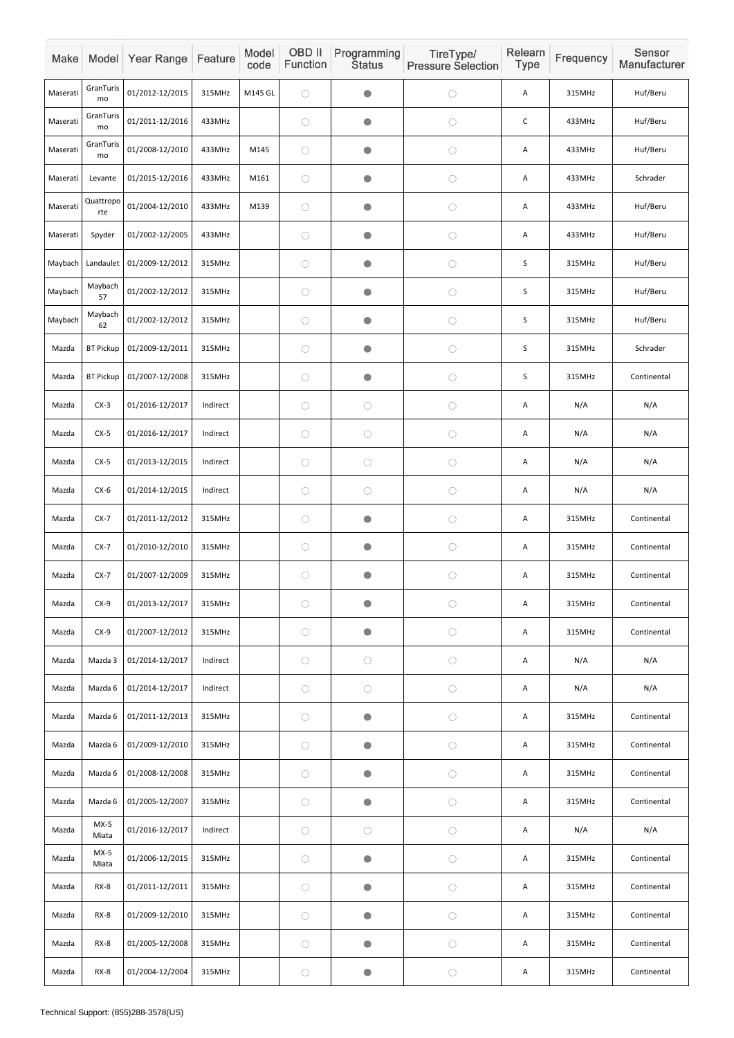| Make | Model | Year Range | Feature | Model code | OBD II Function | Programming Status | TireType/ Pressure Selection | Relearn Type | Frequency | Sensor Manufacturer |
|---|---|---|---|---|---|---|---|---|---|---|
| Maserati | GranTurismo | 01/2012-12/2015 | 315MHz | M145 GL | ○ | ● | ○ | A | 315MHz | Huf/Beru |
| Maserati | GranTurismo | 01/2011-12/2016 | 433MHz | | ○ | ● | ○ | C | 433MHz | Huf/Beru |
| Maserati | GranTurismo | 01/2008-12/2010 | 433MHz | M145 | ○ | ● | ○ | A | 433MHz | Huf/Beru |
| Maserati | Levante | 01/2015-12/2016 | 433MHz | M161 | ○ | ● | ○ | A | 433MHz | Schrader |
| Maserati | Quattroporte | 01/2004-12/2010 | 433MHz | M139 | ○ | ● | ○ | A | 433MHz | Huf/Beru |
| Maserati | Spyder | 01/2002-12/2005 | 433MHz | | ○ | ● | ○ | A | 433MHz | Huf/Beru |
| Maybach | Landaulet | 01/2009-12/2012 | 315MHz | | ○ | ● | ○ | S | 315MHz | Huf/Beru |
| Maybach | Maybach 57 | 01/2002-12/2012 | 315MHz | | ○ | ● | ○ | S | 315MHz | Huf/Beru |
| Maybach | Maybach 62 | 01/2002-12/2012 | 315MHz | | ○ | ● | ○ | S | 315MHz | Huf/Beru |
| Mazda | BT Pickup | 01/2009-12/2011 | 315MHz | | ○ | ● | ○ | S | 315MHz | Schrader |
| Mazda | BT Pickup | 01/2007-12/2008 | 315MHz | | ○ | ● | ○ | S | 315MHz | Continental |
| Mazda | CX-3 | 01/2016-12/2017 | Indirect | | ○ | ○ | ○ | A | N/A | N/A |
| Mazda | CX-5 | 01/2016-12/2017 | Indirect | | ○ | ○ | ○ | A | N/A | N/A |
| Mazda | CX-5 | 01/2013-12/2015 | Indirect | | ○ | ○ | ○ | A | N/A | N/A |
| Mazda | CX-6 | 01/2014-12/2015 | Indirect | | ○ | ○ | ○ | A | N/A | N/A |
| Mazda | CX-7 | 01/2011-12/2012 | 315MHz | | ○ | ● | ○ | A | 315MHz | Continental |
| Mazda | CX-7 | 01/2010-12/2010 | 315MHz | | ○ | ● | ○ | A | 315MHz | Continental |
| Mazda | CX-7 | 01/2007-12/2009 | 315MHz | | ○ | ● | ○ | A | 315MHz | Continental |
| Mazda | CX-9 | 01/2013-12/2017 | 315MHz | | ○ | ● | ○ | A | 315MHz | Continental |
| Mazda | CX-9 | 01/2007-12/2012 | 315MHz | | ○ | ● | ○ | A | 315MHz | Continental |
| Mazda | Mazda 3 | 01/2014-12/2017 | Indirect | | ○ | ○ | ○ | A | N/A | N/A |
| Mazda | Mazda 6 | 01/2014-12/2017 | Indirect | | ○ | ○ | ○ | A | N/A | N/A |
| Mazda | Mazda 6 | 01/2011-12/2013 | 315MHz | | ○ | ● | ○ | A | 315MHz | Continental |
| Mazda | Mazda 6 | 01/2009-12/2010 | 315MHz | | ○ | ● | ○ | A | 315MHz | Continental |
| Mazda | Mazda 6 | 01/2008-12/2008 | 315MHz | | ○ | ● | ○ | A | 315MHz | Continental |
| Mazda | Mazda 6 | 01/2005-12/2007 | 315MHz | | ○ | ● | ○ | A | 315MHz | Continental |
| Mazda | MX-5 Miata | 01/2016-12/2017 | Indirect | | ○ | ○ | ○ | A | N/A | N/A |
| Mazda | MX-5 Miata | 01/2006-12/2015 | 315MHz | | ○ | ● | ○ | A | 315MHz | Continental |
| Mazda | RX-8 | 01/2011-12/2011 | 315MHz | | ○ | ● | ○ | A | 315MHz | Continental |
| Mazda | RX-8 | 01/2009-12/2010 | 315MHz | | ○ | ● | ○ | A | 315MHz | Continental |
| Mazda | RX-8 | 01/2005-12/2008 | 315MHz | | ○ | ● | ○ | A | 315MHz | Continental |
| Mazda | RX-8 | 01/2004-12/2004 | 315MHz | | ○ | ● | ○ | A | 315MHz | Continental |

Technical Support: (855)288-3578(US)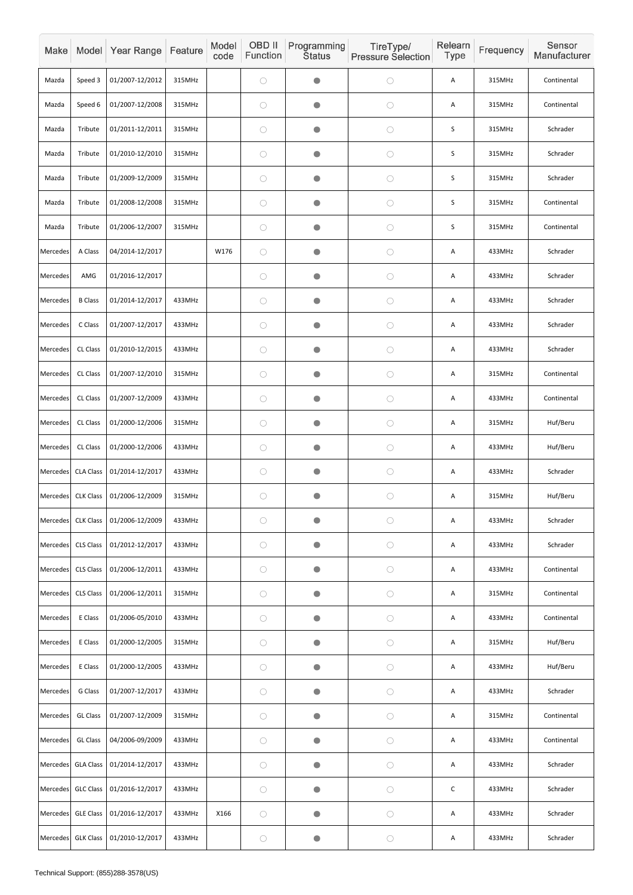| Make | Model | Year Range | Feature | Model code | OBD II Function | Programming Status | TireType/ Pressure Selection | Relearn Type | Frequency | Sensor Manufacturer |
|---|---|---|---|---|---|---|---|---|---|---|
| Mazda | Speed 3 | 01/2007-12/2012 | 315MHz | | ○ | ● | ○ | A | 315MHz | Continental |
| Mazda | Speed 6 | 01/2007-12/2008 | 315MHz | | ○ | ● | ○ | A | 315MHz | Continental |
| Mazda | Tribute | 01/2011-12/2011 | 315MHz | | ○ | ● | ○ | S | 315MHz | Schrader |
| Mazda | Tribute | 01/2010-12/2010 | 315MHz | | ○ | ● | ○ | S | 315MHz | Schrader |
| Mazda | Tribute | 01/2009-12/2009 | 315MHz | | ○ | ● | ○ | S | 315MHz | Schrader |
| Mazda | Tribute | 01/2008-12/2008 | 315MHz | | ○ | ● | ○ | S | 315MHz | Continental |
| Mazda | Tribute | 01/2006-12/2007 | 315MHz | | ○ | ● | ○ | S | 315MHz | Continental |
| Mercedes | A Class | 04/2014-12/2017 | | W176 | ○ | ● | ○ | A | 433MHz | Schrader |
| Mercedes | AMG | 01/2016-12/2017 | | | ○ | ● | ○ | A | 433MHz | Schrader |
| Mercedes | B Class | 01/2014-12/2017 | 433MHz | | ○ | ● | ○ | A | 433MHz | Schrader |
| Mercedes | C Class | 01/2007-12/2017 | 433MHz | | ○ | ● | ○ | A | 433MHz | Schrader |
| Mercedes | CL Class | 01/2010-12/2015 | 433MHz | | ○ | ● | ○ | A | 433MHz | Schrader |
| Mercedes | CL Class | 01/2007-12/2010 | 315MHz | | ○ | ● | ○ | A | 315MHz | Continental |
| Mercedes | CL Class | 01/2007-12/2009 | 433MHz | | ○ | ● | ○ | A | 433MHz | Continental |
| Mercedes | CL Class | 01/2000-12/2006 | 315MHz | | ○ | ● | ○ | A | 315MHz | Huf/Beru |
| Mercedes | CL Class | 01/2000-12/2006 | 433MHz | | ○ | ● | ○ | A | 433MHz | Huf/Beru |
| Mercedes | CLA Class | 01/2014-12/2017 | 433MHz | | ○ | ● | ○ | A | 433MHz | Schrader |
| Mercedes | CLK Class | 01/2006-12/2009 | 315MHz | | ○ | ● | ○ | A | 315MHz | Huf/Beru |
| Mercedes | CLK Class | 01/2006-12/2009 | 433MHz | | ○ | ● | ○ | A | 433MHz | Schrader |
| Mercedes | CLS Class | 01/2012-12/2017 | 433MHz | | ○ | ● | ○ | A | 433MHz | Schrader |
| Mercedes | CLS Class | 01/2006-12/2011 | 433MHz | | ○ | ● | ○ | A | 433MHz | Continental |
| Mercedes | CLS Class | 01/2006-12/2011 | 315MHz | | ○ | ● | ○ | A | 315MHz | Continental |
| Mercedes | E Class | 01/2006-05/2010 | 433MHz | | ○ | ● | ○ | A | 433MHz | Continental |
| Mercedes | E Class | 01/2000-12/2005 | 315MHz | | ○ | ● | ○ | A | 315MHz | Huf/Beru |
| Mercedes | E Class | 01/2000-12/2005 | 433MHz | | ○ | ● | ○ | A | 433MHz | Huf/Beru |
| Mercedes | G Class | 01/2007-12/2017 | 433MHz | | ○ | ● | ○ | A | 433MHz | Schrader |
| Mercedes | GL Class | 01/2007-12/2009 | 315MHz | | ○ | ● | ○ | A | 315MHz | Continental |
| Mercedes | GL Class | 04/2006-09/2009 | 433MHz | | ○ | ● | ○ | A | 433MHz | Continental |
| Mercedes | GLA Class | 01/2014-12/2017 | 433MHz | | ○ | ● | ○ | A | 433MHz | Schrader |
| Mercedes | GLC Class | 01/2016-12/2017 | 433MHz | | ○ | ● | ○ | C | 433MHz | Schrader |
| Mercedes | GLE Class | 01/2016-12/2017 | 433MHz | X166 | ○ | ● | ○ | A | 433MHz | Schrader |
| Mercedes | GLK Class | 01/2010-12/2017 | 433MHz | | ○ | ● | ○ | A | 433MHz | Schrader |

Technical Support: (855)288-3578(US)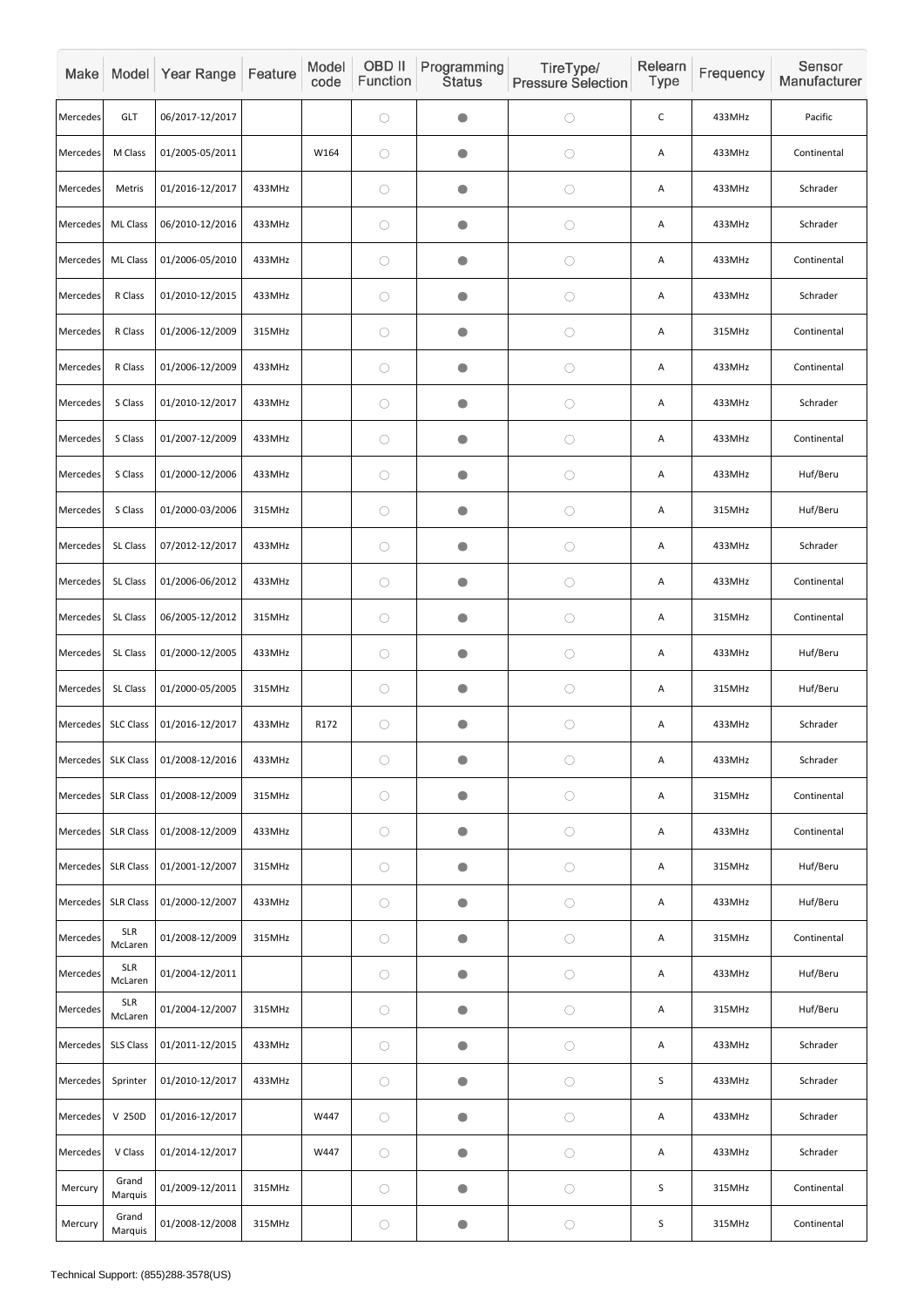| Make | Model | Year Range | Feature | Model code | OBD II Function | Programming Status | TireType/ Pressure Selection | Relearn Type | Frequency | Sensor Manufacturer |
|---|---|---|---|---|---|---|---|---|---|---|
| Mercedes | GLT | 06/2017-12/2017 | | | ○ | ● | ○ | C | 433MHz | Pacific |
| Mercedes | M Class | 01/2005-05/2011 | | W164 | ○ | ● | ○ | A | 433MHz | Continental |
| Mercedes | Metris | 01/2016-12/2017 | 433MHz | | ○ | ● | ○ | A | 433MHz | Schrader |
| Mercedes | ML Class | 06/2010-12/2016 | 433MHz | | ○ | ● | ○ | A | 433MHz | Schrader |
| Mercedes | ML Class | 01/2006-05/2010 | 433MHz | | ○ | ● | ○ | A | 433MHz | Continental |
| Mercedes | R Class | 01/2010-12/2015 | 433MHz | | ○ | ● | ○ | A | 433MHz | Schrader |
| Mercedes | R Class | 01/2006-12/2009 | 315MHz | | ○ | ● | ○ | A | 315MHz | Continental |
| Mercedes | R Class | 01/2006-12/2009 | 433MHz | | ○ | ● | ○ | A | 433MHz | Continental |
| Mercedes | S Class | 01/2010-12/2017 | 433MHz | | ○ | ● | ○ | A | 433MHz | Schrader |
| Mercedes | S Class | 01/2007-12/2009 | 433MHz | | ○ | ● | ○ | A | 433MHz | Continental |
| Mercedes | S Class | 01/2000-12/2006 | 433MHz | | ○ | ● | ○ | A | 433MHz | Huf/Beru |
| Mercedes | S Class | 01/2000-03/2006 | 315MHz | | ○ | ● | ○ | A | 315MHz | Huf/Beru |
| Mercedes | SL Class | 07/2012-12/2017 | 433MHz | | ○ | ● | ○ | A | 433MHz | Schrader |
| Mercedes | SL Class | 01/2006-06/2012 | 433MHz | | ○ | ● | ○ | A | 433MHz | Continental |
| Mercedes | SL Class | 06/2005-12/2012 | 315MHz | | ○ | ● | ○ | A | 315MHz | Continental |
| Mercedes | SL Class | 01/2000-12/2005 | 433MHz | | ○ | ● | ○ | A | 433MHz | Huf/Beru |
| Mercedes | SL Class | 01/2000-05/2005 | 315MHz | | ○ | ● | ○ | A | 315MHz | Huf/Beru |
| Mercedes | SLC Class | 01/2016-12/2017 | 433MHz | R172 | ○ | ● | ○ | A | 433MHz | Schrader |
| Mercedes | SLK Class | 01/2008-12/2016 | 433MHz | | ○ | ● | ○ | A | 433MHz | Schrader |
| Mercedes | SLR Class | 01/2008-12/2009 | 315MHz | | ○ | ● | ○ | A | 315MHz | Continental |
| Mercedes | SLR Class | 01/2008-12/2009 | 433MHz | | ○ | ● | ○ | A | 433MHz | Continental |
| Mercedes | SLR Class | 01/2001-12/2007 | 315MHz | | ○ | ● | ○ | A | 315MHz | Huf/Beru |
| Mercedes | SLR Class | 01/2000-12/2007 | 433MHz | | ○ | ● | ○ | A | 433MHz | Huf/Beru |
| Mercedes | SLR McLaren | 01/2008-12/2009 | 315MHz | | ○ | ● | ○ | A | 315MHz | Continental |
| Mercedes | SLR McLaren | 01/2004-12/2011 | | | ○ | ● | ○ | A | 433MHz | Huf/Beru |
| Mercedes | SLR McLaren | 01/2004-12/2007 | 315MHz | | ○ | ● | ○ | A | 315MHz | Huf/Beru |
| Mercedes | SLS Class | 01/2011-12/2015 | 433MHz | | ○ | ● | ○ | A | 433MHz | Schrader |
| Mercedes | Sprinter | 01/2010-12/2017 | 433MHz | | ○ | ● | ○ | S | 433MHz | Schrader |
| Mercedes | V 250D | 01/2016-12/2017 | | W447 | ○ | ● | ○ | A | 433MHz | Schrader |
| Mercedes | V Class | 01/2014-12/2017 | | W447 | ○ | ● | ○ | A | 433MHz | Schrader |
| Mercury | Grand Marquis | 01/2009-12/2011 | 315MHz | | ○ | ● | ○ | S | 315MHz | Continental |
| Mercury | Grand Marquis | 01/2008-12/2008 | 315MHz | | ○ | ● | ○ | S | 315MHz | Continental |

Technical Support: (855)288-3578(US)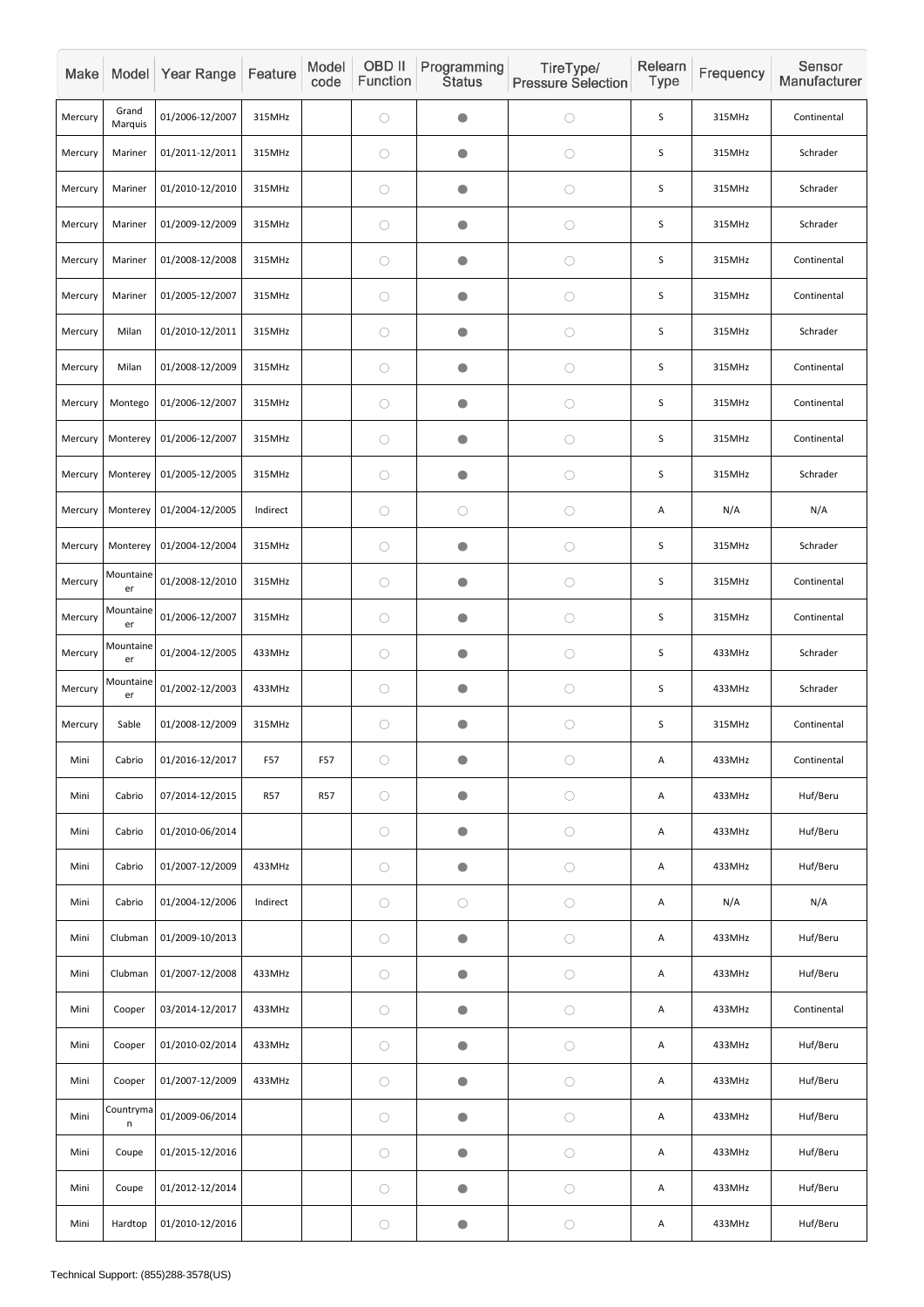| Make | Model | Year Range | Feature | Model code | OBD II Function | Programming Status | TireType/ Pressure Selection | Relearn Type | Frequency | Sensor Manufacturer |
|---|---|---|---|---|---|---|---|---|---|---|
| Mercury | Grand Marquis | 01/2006-12/2007 | 315MHz | | ○ | ● | ○ | S | 315MHz | Continental |
| Mercury | Mariner | 01/2011-12/2011 | 315MHz | | ○ | ● | ○ | S | 315MHz | Schrader |
| Mercury | Mariner | 01/2010-12/2010 | 315MHz | | ○ | ● | ○ | S | 315MHz | Schrader |
| Mercury | Mariner | 01/2009-12/2009 | 315MHz | | ○ | ● | ○ | S | 315MHz | Schrader |
| Mercury | Mariner | 01/2008-12/2008 | 315MHz | | ○ | ● | ○ | S | 315MHz | Continental |
| Mercury | Mariner | 01/2005-12/2007 | 315MHz | | ○ | ● | ○ | S | 315MHz | Continental |
| Mercury | Milan | 01/2010-12/2011 | 315MHz | | ○ | ● | ○ | S | 315MHz | Schrader |
| Mercury | Milan | 01/2008-12/2009 | 315MHz | | ○ | ● | ○ | S | 315MHz | Continental |
| Mercury | Montego | 01/2006-12/2007 | 315MHz | | ○ | ● | ○ | S | 315MHz | Continental |
| Mercury | Monterey | 01/2006-12/2007 | 315MHz | | ○ | ● | ○ | S | 315MHz | Continental |
| Mercury | Monterey | 01/2005-12/2005 | 315MHz | | ○ | ● | ○ | S | 315MHz | Schrader |
| Mercury | Monterey | 01/2004-12/2005 | Indirect | | ○ | ○ | ○ | A | N/A | N/A |
| Mercury | Monterey | 01/2004-12/2004 | 315MHz | | ○ | ● | ○ | S | 315MHz | Schrader |
| Mercury | Mountaineer | 01/2008-12/2010 | 315MHz | | ○ | ● | ○ | S | 315MHz | Continental |
| Mercury | Mountaineer | 01/2006-12/2007 | 315MHz | | ○ | ● | ○ | S | 315MHz | Continental |
| Mercury | Mountaineer | 01/2004-12/2005 | 433MHz | | ○ | ● | ○ | S | 433MHz | Schrader |
| Mercury | Mountaineer | 01/2002-12/2003 | 433MHz | | ○ | ● | ○ | S | 433MHz | Schrader |
| Mercury | Sable | 01/2008-12/2009 | 315MHz | | ○ | ● | ○ | S | 315MHz | Continental |
| Mini | Cabrio | 01/2016-12/2017 | F57 | F57 | ○ | ● | ○ | A | 433MHz | Continental |
| Mini | Cabrio | 07/2014-12/2015 | R57 | R57 | ○ | ● | ○ | A | 433MHz | Huf/Beru |
| Mini | Cabrio | 01/2010-06/2014 | | | ○ | ● | ○ | A | 433MHz | Huf/Beru |
| Mini | Cabrio | 01/2007-12/2009 | 433MHz | | ○ | ● | ○ | A | 433MHz | Huf/Beru |
| Mini | Cabrio | 01/2004-12/2006 | Indirect | | ○ | ○ | ○ | A | N/A | N/A |
| Mini | Clubman | 01/2009-10/2013 | | | ○ | ● | ○ | A | 433MHz | Huf/Beru |
| Mini | Clubman | 01/2007-12/2008 | 433MHz | | ○ | ● | ○ | A | 433MHz | Huf/Beru |
| Mini | Cooper | 03/2014-12/2017 | 433MHz | | ○ | ● | ○ | A | 433MHz | Continental |
| Mini | Cooper | 01/2010-02/2014 | 433MHz | | ○ | ● | ○ | A | 433MHz | Huf/Beru |
| Mini | Cooper | 01/2007-12/2009 | 433MHz | | ○ | ● | ○ | A | 433MHz | Huf/Beru |
| Mini | Countryman | 01/2009-06/2014 | | | ○ | ● | ○ | A | 433MHz | Huf/Beru |
| Mini | Coupe | 01/2015-12/2016 | | | ○ | ● | ○ | A | 433MHz | Huf/Beru |
| Mini | Coupe | 01/2012-12/2014 | | | ○ | ● | ○ | A | 433MHz | Huf/Beru |
| Mini | Hardtop | 01/2010-12/2016 | | | ○ | ● | ○ | A | 433MHz | Huf/Beru |

Technical Support: (855)288-3578(US)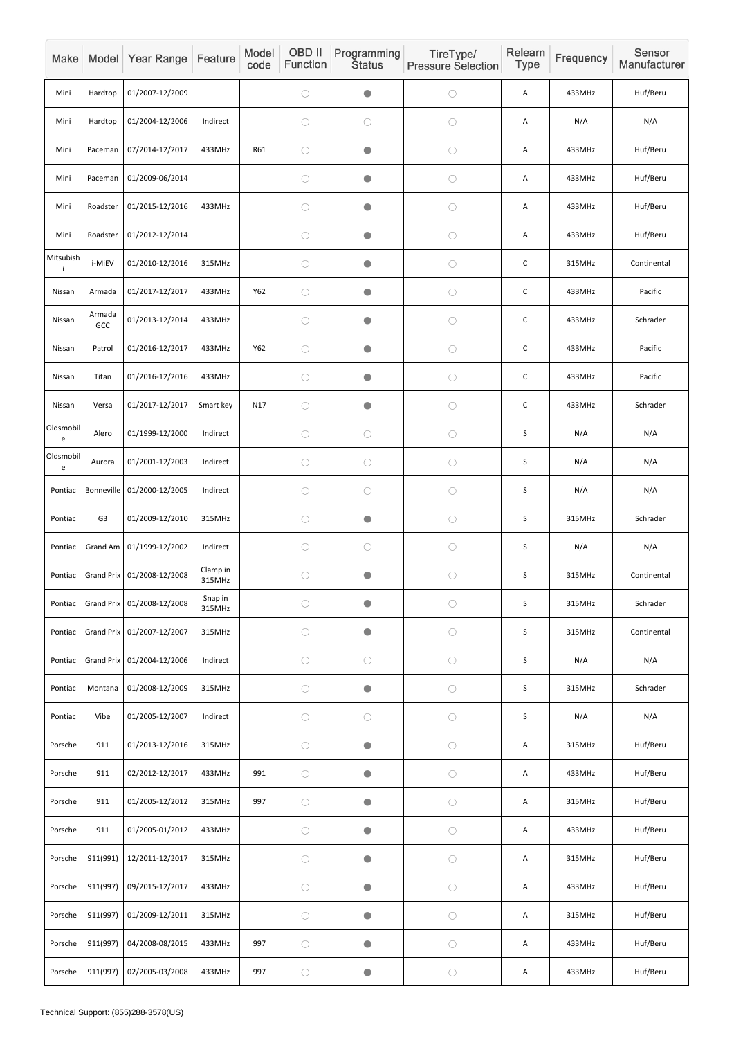| Make | Model | Year Range | Feature | Model code | OBD II Function | Programming Status | TireType/ Pressure Selection | Relearn Type | Frequency | Sensor Manufacturer |
|---|---|---|---|---|---|---|---|---|---|---|
| Mini | Hardtop | 01/2007-12/2009 | | | ○ | ● | ○ | A | 433MHz | Huf/Beru |
| Mini | Hardtop | 01/2004-12/2006 | Indirect | | ○ | ○ | ○ | A | N/A | N/A |
| Mini | Paceman | 07/2014-12/2017 | 433MHz | R61 | ○ | ● | ○ | A | 433MHz | Huf/Beru |
| Mini | Paceman | 01/2009-06/2014 | | | ○ | ● | ○ | A | 433MHz | Huf/Beru |
| Mini | Roadster | 01/2015-12/2016 | 433MHz | | ○ | ● | ○ | A | 433MHz | Huf/Beru |
| Mini | Roadster | 01/2012-12/2014 | | | ○ | ● | ○ | A | 433MHz | Huf/Beru |
| Mitsubishi | i-MiEV | 01/2010-12/2016 | 315MHz | | ○ | ● | ○ | C | 315MHz | Continental |
| Nissan | Armada | 01/2017-12/2017 | 433MHz | Y62 | ○ | ● | ○ | C | 433MHz | Pacific |
| Nissan | Armada GCC | 01/2013-12/2014 | 433MHz | | ○ | ● | ○ | C | 433MHz | Schrader |
| Nissan | Patrol | 01/2016-12/2017 | 433MHz | Y62 | ○ | ● | ○ | C | 433MHz | Pacific |
| Nissan | Titan | 01/2016-12/2016 | 433MHz | | ○ | ● | ○ | C | 433MHz | Pacific |
| Nissan | Versa | 01/2017-12/2017 | Smart key | N17 | ○ | ● | ○ | C | 433MHz | Schrader |
| Oldsmobile | Alero | 01/1999-12/2000 | Indirect | | ○ | ○ | ○ | S | N/A | N/A |
| Oldsmobile | Aurora | 01/2001-12/2003 | Indirect | | ○ | ○ | ○ | S | N/A | N/A |
| Pontiac | Bonneville | 01/2000-12/2005 | Indirect | | ○ | ○ | ○ | S | N/A | N/A |
| Pontiac | G3 | 01/2009-12/2010 | 315MHz | | ○ | ● | ○ | S | 315MHz | Schrader |
| Pontiac | Grand Am | 01/1999-12/2002 | Indirect | | ○ | ○ | ○ | S | N/A | N/A |
| Pontiac | Grand Prix | 01/2008-12/2008 | Clamp in 315MHz | | ○ | ● | ○ | S | 315MHz | Continental |
| Pontiac | Grand Prix | 01/2008-12/2008 | Snap in 315MHz | | ○ | ● | ○ | S | 315MHz | Schrader |
| Pontiac | Grand Prix | 01/2007-12/2007 | 315MHz | | ○ | ● | ○ | S | 315MHz | Continental |
| Pontiac | Grand Prix | 01/2004-12/2006 | Indirect | | ○ | ○ | ○ | S | N/A | N/A |
| Pontiac | Montana | 01/2008-12/2009 | 315MHz | | ○ | ● | ○ | S | 315MHz | Schrader |
| Pontiac | Vibe | 01/2005-12/2007 | Indirect | | ○ | ○ | ○ | S | N/A | N/A |
| Porsche | 911 | 01/2013-12/2016 | 315MHz | | ○ | ● | ○ | A | 315MHz | Huf/Beru |
| Porsche | 911 | 02/2012-12/2017 | 433MHz | 991 | ○ | ● | ○ | A | 433MHz | Huf/Beru |
| Porsche | 911 | 01/2005-12/2012 | 315MHz | 997 | ○ | ● | ○ | A | 315MHz | Huf/Beru |
| Porsche | 911 | 01/2005-01/2012 | 433MHz | | ○ | ● | ○ | A | 433MHz | Huf/Beru |
| Porsche | 911(991) | 12/2011-12/2017 | 315MHz | | ○ | ● | ○ | A | 315MHz | Huf/Beru |
| Porsche | 911(997) | 09/2015-12/2017 | 433MHz | | ○ | ● | ○ | A | 433MHz | Huf/Beru |
| Porsche | 911(997) | 01/2009-12/2011 | 315MHz | | ○ | ● | ○ | A | 315MHz | Huf/Beru |
| Porsche | 911(997) | 04/2008-08/2015 | 433MHz | 997 | ○ | ● | ○ | A | 433MHz | Huf/Beru |
| Porsche | 911(997) | 02/2005-03/2008 | 433MHz | 997 | ○ | ● | ○ | A | 433MHz | Huf/Beru |

Technical Support: (855)288-3578(US)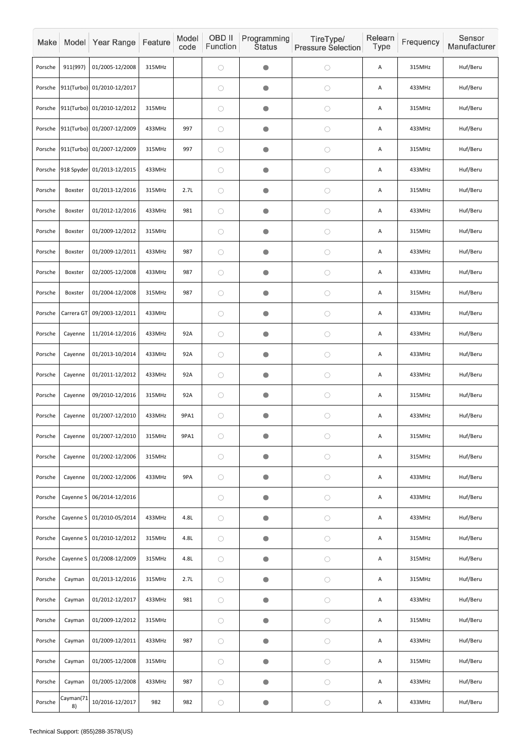| Make | Model | Year Range | Feature | Model code | OBD II Function | Programming Status | TireType/ Pressure Selection | Relearn Type | Frequency | Sensor Manufacturer |
|---|---|---|---|---|---|---|---|---|---|---|
| Porsche | 911(997) | 01/2005-12/2008 | 315MHz | | ○ | ● | ○ | A | 315MHz | Huf/Beru |
| Porsche | 911(Turbo) | 01/2010-12/2017 | | | ○ | ● | ○ | A | 433MHz | Huf/Beru |
| Porsche | 911(Turbo) | 01/2010-12/2012 | 315MHz | | ○ | ● | ○ | A | 315MHz | Huf/Beru |
| Porsche | 911(Turbo) | 01/2007-12/2009 | 433MHz | 997 | ○ | ● | ○ | A | 433MHz | Huf/Beru |
| Porsche | 911(Turbo) | 01/2007-12/2009 | 315MHz | 997 | ○ | ● | ○ | A | 315MHz | Huf/Beru |
| Porsche | 918 Spyder | 01/2013-12/2015 | 433MHz | | ○ | ● | ○ | A | 433MHz | Huf/Beru |
| Porsche | Boxster | 01/2013-12/2016 | 315MHz | 2.7L | ○ | ● | ○ | A | 315MHz | Huf/Beru |
| Porsche | Boxster | 01/2012-12/2016 | 433MHz | 981 | ○ | ● | ○ | A | 433MHz | Huf/Beru |
| Porsche | Boxster | 01/2009-12/2012 | 315MHz | | ○ | ● | ○ | A | 315MHz | Huf/Beru |
| Porsche | Boxster | 01/2009-12/2011 | 433MHz | 987 | ○ | ● | ○ | A | 433MHz | Huf/Beru |
| Porsche | Boxster | 02/2005-12/2008 | 433MHz | 987 | ○ | ● | ○ | A | 433MHz | Huf/Beru |
| Porsche | Boxster | 01/2004-12/2008 | 315MHz | 987 | ○ | ● | ○ | A | 315MHz | Huf/Beru |
| Porsche | Carrera GT | 09/2003-12/2011 | 433MHz | | ○ | ● | ○ | A | 433MHz | Huf/Beru |
| Porsche | Cayenne | 11/2014-12/2016 | 433MHz | 92A | ○ | ● | ○ | A | 433MHz | Huf/Beru |
| Porsche | Cayenne | 01/2013-10/2014 | 433MHz | 92A | ○ | ● | ○ | A | 433MHz | Huf/Beru |
| Porsche | Cayenne | 01/2011-12/2012 | 433MHz | 92A | ○ | ● | ○ | A | 433MHz | Huf/Beru |
| Porsche | Cayenne | 09/2010-12/2016 | 315MHz | 92A | ○ | ● | ○ | A | 315MHz | Huf/Beru |
| Porsche | Cayenne | 01/2007-12/2010 | 433MHz | 9PA1 | ○ | ● | ○ | A | 433MHz | Huf/Beru |
| Porsche | Cayenne | 01/2007-12/2010 | 315MHz | 9PA1 | ○ | ● | ○ | A | 315MHz | Huf/Beru |
| Porsche | Cayenne | 01/2002-12/2006 | 315MHz | | ○ | ● | ○ | A | 315MHz | Huf/Beru |
| Porsche | Cayenne | 01/2002-12/2006 | 433MHz | 9PA | ○ | ● | ○ | A | 433MHz | Huf/Beru |
| Porsche | Cayenne S | 06/2014-12/2016 | | | ○ | ● | ○ | A | 433MHz | Huf/Beru |
| Porsche | Cayenne S | 01/2010-05/2014 | 433MHz | 4.8L | ○ | ● | ○ | A | 433MHz | Huf/Beru |
| Porsche | Cayenne S | 01/2010-12/2012 | 315MHz | 4.8L | ○ | ● | ○ | A | 315MHz | Huf/Beru |
| Porsche | Cayenne S | 01/2008-12/2009 | 315MHz | 4.8L | ○ | ● | ○ | A | 315MHz | Huf/Beru |
| Porsche | Cayman | 01/2013-12/2016 | 315MHz | 2.7L | ○ | ● | ○ | A | 315MHz | Huf/Beru |
| Porsche | Cayman | 01/2012-12/2017 | 433MHz | 981 | ○ | ● | ○ | A | 433MHz | Huf/Beru |
| Porsche | Cayman | 01/2009-12/2012 | 315MHz | | ○ | ● | ○ | A | 315MHz | Huf/Beru |
| Porsche | Cayman | 01/2009-12/2011 | 433MHz | 987 | ○ | ● | ○ | A | 433MHz | Huf/Beru |
| Porsche | Cayman | 01/2005-12/2008 | 315MHz | | ○ | ● | ○ | A | 315MHz | Huf/Beru |
| Porsche | Cayman | 01/2005-12/2008 | 433MHz | 987 | ○ | ● | ○ | A | 433MHz | Huf/Beru |
| Porsche | Cayman(718) | 10/2016-12/2017 | 982 | 982 | ○ | ● | ○ | A | 433MHz | Huf/Beru |

Technical Support: (855)288-3578(US)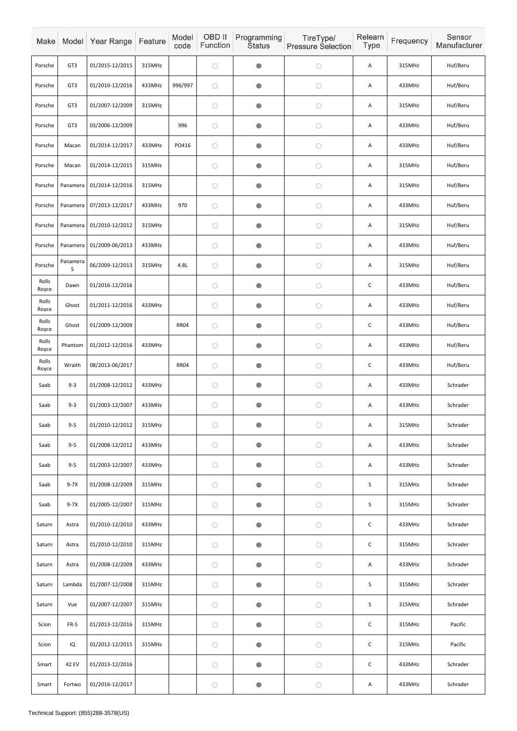| Make | Model | Year Range | Feature | Model code | OBD II Function | Programming Status | TireType/ Pressure Selection | Relearn Type | Frequency | Sensor Manufacturer |
|---|---|---|---|---|---|---|---|---|---|---|
| Porsche | GT3 | 01/2015-12/2015 | 315MHz | | ○ | ● | ○ | A | 315MHz | Huf/Beru |
| Porsche | GT3 | 01/2010-12/2016 | 433MHz | 996/997 | ○ | ● | ○ | A | 433MHz | Huf/Beru |
| Porsche | GT3 | 01/2007-12/2009 | 315MHz | | ○ | ● | ○ | A | 315MHz | Huf/Beru |
| Porsche | GT3 | 03/2006-12/2009 | | 996 | ○ | ● | ○ | A | 433MHz | Huf/Beru |
| Porsche | Macan | 01/2014-12/2017 | 433MHz | PO416 | ○ | ● | ○ | A | 433MHz | Huf/Beru |
| Porsche | Macan | 01/2014-12/2015 | 315MHz | | ○ | ● | ○ | A | 315MHz | Huf/Beru |
| Porsche | Panamera | 01/2014-12/2016 | 315MHz | | ○ | ● | ○ | A | 315MHz | Huf/Beru |
| Porsche | Panamera | 07/2013-12/2017 | 433MHz | 970 | ○ | ● | ○ | A | 433MHz | Huf/Beru |
| Porsche | Panamera | 01/2010-12/2012 | 315MHz | | ○ | ● | ○ | A | 315MHz | Huf/Beru |
| Porsche | Panamera | 01/2009-06/2013 | 433MHz | | ○ | ● | ○ | A | 433MHz | Huf/Beru |
| Porsche | Panamera S | 06/2009-12/2013 | 315MHz | 4.8L | ○ | ● | ○ | A | 315MHz | Huf/Beru |
| Rolls Royce | Dawn | 01/2016-12/2016 | | | ○ | ● | ○ | C | 433MHz | Huf/Beru |
| Rolls Royce | Ghost | 01/2011-12/2016 | 433MHz | | ○ | ● | ○ | A | 433MHz | Huf/Beru |
| Rolls Royce | Ghost | 01/2009-12/2009 | | RR04 | ○ | ● | ○ | C | 433MHz | Huf/Beru |
| Rolls Royce | Phantom | 01/2012-12/2016 | 433MHz | | ○ | ● | ○ | A | 433MHz | Huf/Beru |
| Rolls Royce | Wraith | 08/2013-06/2017 | | RR04 | ○ | ● | ○ | C | 433MHz | Huf/Beru |
| Saab | 9-3 | 01/2008-12/2012 | 433MHz | | ○ | ● | ○ | A | 433MHz | Schrader |
| Saab | 9-3 | 01/2003-12/2007 | 433MHz | | ○ | ● | ○ | A | 433MHz | Schrader |
| Saab | 9-5 | 01/2010-12/2012 | 315MHz | | ○ | ● | ○ | A | 315MHz | Schrader |
| Saab | 9-5 | 01/2008-12/2012 | 433MHz | | ○ | ● | ○ | A | 433MHz | Schrader |
| Saab | 9-5 | 01/2003-12/2007 | 433MHz | | ○ | ● | ○ | A | 433MHz | Schrader |
| Saab | 9-7X | 01/2008-12/2009 | 315MHz | | ○ | ● | ○ | S | 315MHz | Schrader |
| Saab | 9-7X | 01/2005-12/2007 | 315MHz | | ○ | ● | ○ | S | 315MHz | Schrader |
| Saturn | Astra | 01/2010-12/2010 | 433MHz | | ○ | ● | ○ | C | 433MHz | Schrader |
| Saturn | Astra | 01/2010-12/2010 | 315MHz | | ○ | ● | ○ | C | 315MHz | Schrader |
| Saturn | Astra | 01/2008-12/2009 | 433MHz | | ○ | ● | ○ | A | 433MHz | Schrader |
| Saturn | Lambda | 01/2007-12/2008 | 315MHz | | ○ | ● | ○ | S | 315MHz | Schrader |
| Saturn | Vue | 01/2007-12/2007 | 315MHz | | ○ | ● | ○ | S | 315MHz | Schrader |
| Scion | FR-S | 01/2013-12/2016 | 315MHz | | ○ | ● | ○ | C | 315MHz | Pacific |
| Scion | IQ | 01/2012-12/2015 | 315MHz | | ○ | ● | ○ | C | 315MHz | Pacific |
| Smart | 42 EV | 01/2013-12/2016 | | | ○ | ● | ○ | C | 433MHz | Schrader |
| Smart | Fortwo | 01/2016-12/2017 | | | ○ | ● | ○ | A | 433MHz | Schrader |

Technical Support: (855)288-3578(US)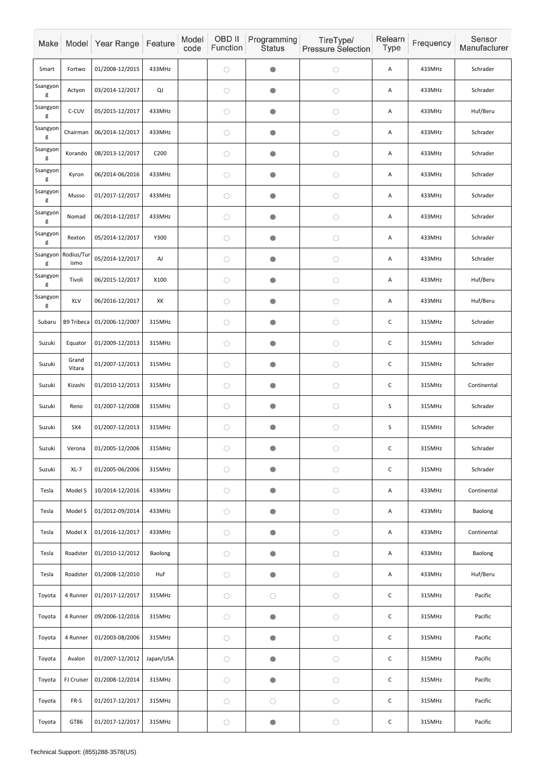| Make | Model | Year Range | Feature | Model code | OBD II Function | Programming Status | TireType/ Pressure Selection | Relearn Type | Frequency | Sensor Manufacturer |
|---|---|---|---|---|---|---|---|---|---|---|
| Smart | Fortwo | 01/2008-12/2015 | 433MHz | | ○ | ● | ○ | A | 433MHz | Schrader |
| Ssangyong | Actyon | 03/2014-12/2017 | QJ | | ○ | ● | ○ | A | 433MHz | Schrader |
| Ssangyong | C-CUV | 05/2015-12/2017 | 433MHz | | ○ | ● | ○ | A | 433MHz | Huf/Beru |
| Ssangyong | Chairman | 06/2014-12/2017 | 433MHz | | ○ | ● | ○ | A | 433MHz | Schrader |
| Ssangyong | Korando | 08/2013-12/2017 | C200 | | ○ | ● | ○ | A | 433MHz | Schrader |
| Ssangyong | Kyron | 06/2014-06/2016 | 433MHz | | ○ | ● | ○ | A | 433MHz | Schrader |
| Ssangyong | Musso | 01/2017-12/2017 | 433MHz | | ○ | ● | ○ | A | 433MHz | Schrader |
| Ssangyong | Nomad | 06/2014-12/2017 | 433MHz | | ○ | ● | ○ | A | 433MHz | Schrader |
| Ssangyong | Rexton | 05/2014-12/2017 | Y300 | | ○ | ● | ○ | A | 433MHz | Schrader |
| Ssangyong | Rodius/Turismo | 05/2014-12/2017 | AJ | | ○ | ● | ○ | A | 433MHz | Schrader |
| Ssangyong | Tivoli | 06/2015-12/2017 | X100 | | ○ | ● | ○ | A | 433MHz | Huf/Beru |
| Ssangyong | XLV | 06/2016-12/2017 | XK | | ○ | ● | ○ | A | 433MHz | Huf/Beru |
| Subaru | B9 Tribeca | 01/2006-12/2007 | 315MHz | | ○ | ● | ○ | C | 315MHz | Schrader |
| Suzuki | Equator | 01/2009-12/2013 | 315MHz | | ○ | ● | ○ | C | 315MHz | Schrader |
| Suzuki | Grand Vitara | 01/2007-12/2013 | 315MHz | | ○ | ● | ○ | C | 315MHz | Schrader |
| Suzuki | Kizashi | 01/2010-12/2013 | 315MHz | | ○ | ● | ○ | C | 315MHz | Continental |
| Suzuki | Reno | 01/2007-12/2008 | 315MHz | | ○ | ● | ○ | S | 315MHz | Schrader |
| Suzuki | SX4 | 01/2007-12/2013 | 315MHz | | ○ | ● | ○ | S | 315MHz | Schrader |
| Suzuki | Verona | 01/2005-12/2006 | 315MHz | | ○ | ● | ○ | C | 315MHz | Schrader |
| Suzuki | XL-7 | 01/2005-06/2006 | 315MHz | | ○ | ● | ○ | C | 315MHz | Schrader |
| Tesla | Model S | 10/2014-12/2016 | 433MHz | | ○ | ● | ○ | A | 433MHz | Continental |
| Tesla | Model S | 01/2012-09/2014 | 433MHz | | ○ | ● | ○ | A | 433MHz | Baolong |
| Tesla | Model X | 01/2016-12/2017 | 433MHz | | ○ | ● | ○ | A | 433MHz | Continental |
| Tesla | Roadster | 01/2010-12/2012 | Baolong | | ○ | ● | ○ | A | 433MHz | Baolong |
| Tesla | Roadster | 01/2008-12/2010 | Huf | | ○ | ● | ○ | A | 433MHz | Huf/Beru |
| Toyota | 4 Runner | 01/2017-12/2017 | 315MHz | | ○ | ○ | ○ | C | 315MHz | Pacific |
| Toyota | 4 Runner | 09/2006-12/2016 | 315MHz | | ○ | ● | ○ | C | 315MHz | Pacific |
| Toyota | 4 Runner | 01/2003-08/2006 | 315MHz | | ○ | ● | ○ | C | 315MHz | Pacific |
| Toyota | Avalon | 01/2007-12/2012 | Japan/USA | | ○ | ● | ○ | C | 315MHz | Pacific |
| Toyota | FJ Cruiser | 01/2008-12/2014 | 315MHz | | ○ | ● | ○ | C | 315MHz | Pacific |
| Toyota | FR-S | 01/2017-12/2017 | 315MHz | | ○ | ○ | ○ | C | 315MHz | Pacific |
| Toyota | GT86 | 01/2017-12/2017 | 315MHz | | ○ | ● | ○ | C | 315MHz | Pacific |

Technical Support: (855)288-3578(US)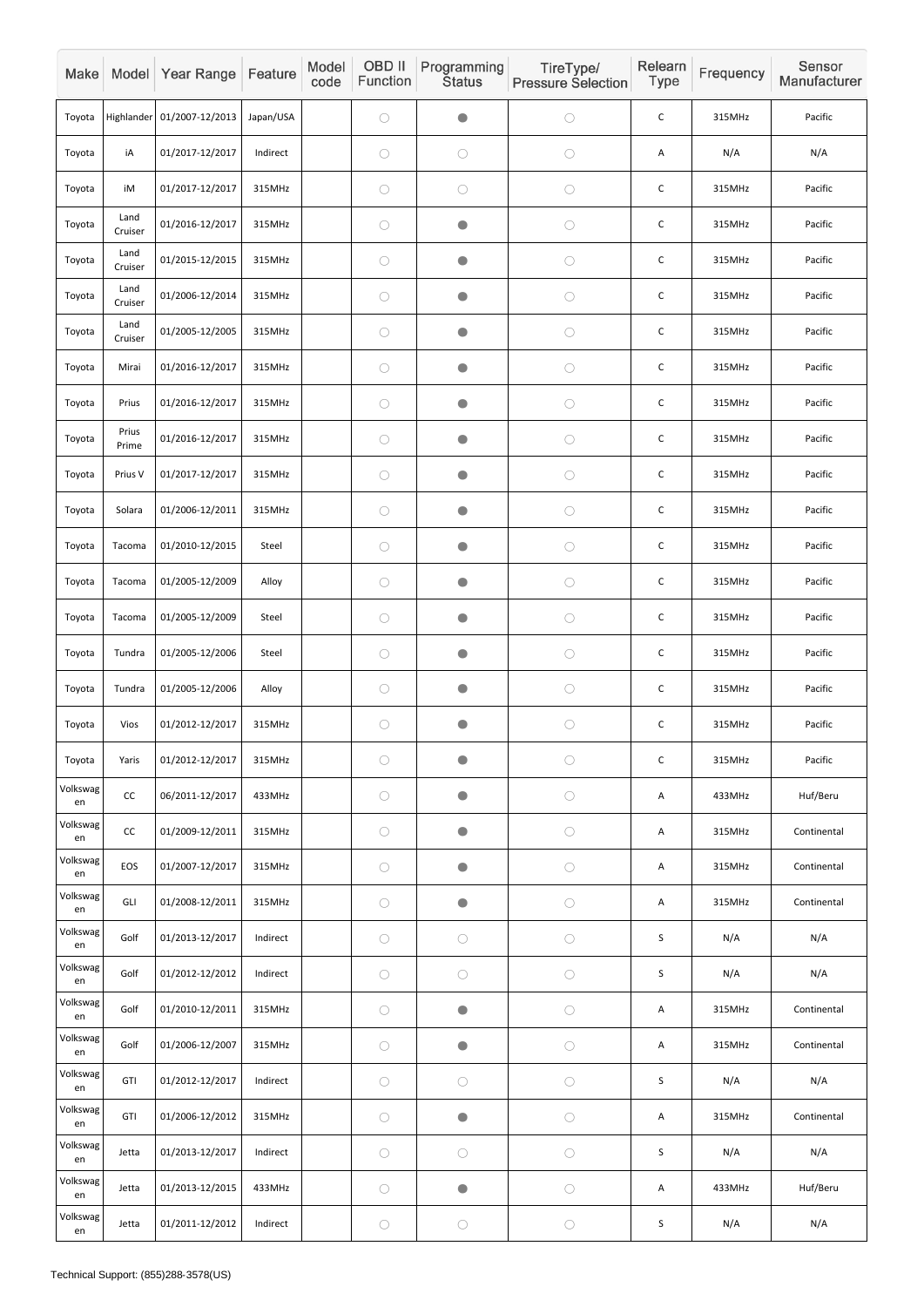| Make | Model | Year Range | Feature | Model code | OBD II Function | Programming Status | TireType/ Pressure Selection | Relearn Type | Frequency | Sensor Manufacturer |
|---|---|---|---|---|---|---|---|---|---|---|
| Toyota | Highlander | 01/2007-12/2013 | Japan/USA | | ○ | ● | ○ | C | 315MHz | Pacific |
| Toyota | iA | 01/2017-12/2017 | Indirect | | ○ | ○ | ○ | A | N/A | N/A |
| Toyota | iM | 01/2017-12/2017 | 315MHz | | ○ | ○ | ○ | C | 315MHz | Pacific |
| Toyota | Land Cruiser | 01/2016-12/2017 | 315MHz | | ○ | ● | ○ | C | 315MHz | Pacific |
| Toyota | Land Cruiser | 01/2015-12/2015 | 315MHz | | ○ | ● | ○ | C | 315MHz | Pacific |
| Toyota | Land Cruiser | 01/2006-12/2014 | 315MHz | | ○ | ● | ○ | C | 315MHz | Pacific |
| Toyota | Land Cruiser | 01/2005-12/2005 | 315MHz | | ○ | ● | ○ | C | 315MHz | Pacific |
| Toyota | Mirai | 01/2016-12/2017 | 315MHz | | ○ | ● | ○ | C | 315MHz | Pacific |
| Toyota | Prius | 01/2016-12/2017 | 315MHz | | ○ | ● | ○ | C | 315MHz | Pacific |
| Toyota | Prius Prime | 01/2016-12/2017 | 315MHz | | ○ | ● | ○ | C | 315MHz | Pacific |
| Toyota | Prius V | 01/2017-12/2017 | 315MHz | | ○ | ● | ○ | C | 315MHz | Pacific |
| Toyota | Solara | 01/2006-12/2011 | 315MHz | | ○ | ● | ○ | C | 315MHz | Pacific |
| Toyota | Tacoma | 01/2010-12/2015 | Steel | | ○ | ● | ○ | C | 315MHz | Pacific |
| Toyota | Tacoma | 01/2005-12/2009 | Alloy | | ○ | ● | ○ | C | 315MHz | Pacific |
| Toyota | Tacoma | 01/2005-12/2009 | Steel | | ○ | ● | ○ | C | 315MHz | Pacific |
| Toyota | Tundra | 01/2005-12/2006 | Steel | | ○ | ● | ○ | C | 315MHz | Pacific |
| Toyota | Tundra | 01/2005-12/2006 | Alloy | | ○ | ● | ○ | C | 315MHz | Pacific |
| Toyota | Vios | 01/2012-12/2017 | 315MHz | | ○ | ● | ○ | C | 315MHz | Pacific |
| Toyota | Yaris | 01/2012-12/2017 | 315MHz | | ○ | ● | ○ | C | 315MHz | Pacific |
| Volkswagen | CC | 06/2011-12/2017 | 433MHz | | ○ | ● | ○ | A | 433MHz | Huf/Beru |
| Volkswagen | CC | 01/2009-12/2011 | 315MHz | | ○ | ● | ○ | A | 315MHz | Continental |
| Volkswagen | EOS | 01/2007-12/2017 | 315MHz | | ○ | ● | ○ | A | 315MHz | Continental |
| Volkswagen | GLI | 01/2008-12/2011 | 315MHz | | ○ | ● | ○ | A | 315MHz | Continental |
| Volkswagen | Golf | 01/2013-12/2017 | Indirect | | ○ | ○ | ○ | S | N/A | N/A |
| Volkswagen | Golf | 01/2012-12/2012 | Indirect | | ○ | ○ | ○ | S | N/A | N/A |
| Volkswagen | Golf | 01/2010-12/2011 | 315MHz | | ○ | ● | ○ | A | 315MHz | Continental |
| Volkswagen | Golf | 01/2006-12/2007 | 315MHz | | ○ | ● | ○ | A | 315MHz | Continental |
| Volkswagen | GTI | 01/2012-12/2017 | Indirect | | ○ | ○ | ○ | S | N/A | N/A |
| Volkswagen | GTI | 01/2006-12/2012 | 315MHz | | ○ | ● | ○ | A | 315MHz | Continental |
| Volkswagen | Jetta | 01/2013-12/2017 | Indirect | | ○ | ○ | ○ | S | N/A | N/A |
| Volkswagen | Jetta | 01/2013-12/2015 | 433MHz | | ○ | ● | ○ | A | 433MHz | Huf/Beru |
| Volkswagen | Jetta | 01/2011-12/2012 | Indirect | | ○ | ○ | ○ | S | N/A | N/A |

Technical Support: (855)288-3578(US)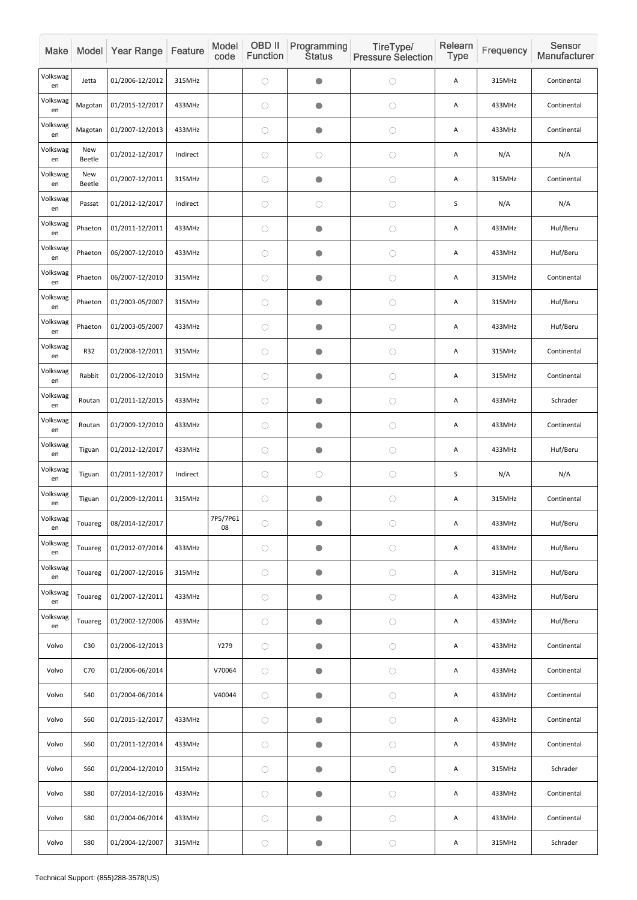| Make | Model | Year Range | Feature | Model code | OBD II Function | Programming Status | TireType/ Pressure Selection | Relearn Type | Frequency | Sensor Manufacturer |
|---|---|---|---|---|---|---|---|---|---|---|
| Volkswagen | Jetta | 01/2006-12/2012 | 315MHz | | ○ | ● | ○ | A | 315MHz | Continental |
| Volkswagen | Magotan | 01/2015-12/2017 | 433MHz | | ○ | ● | ○ | A | 433MHz | Continental |
| Volkswagen | Magotan | 01/2007-12/2013 | 433MHz | | ○ | ● | ○ | A | 433MHz | Continental |
| Volkswagen | New Beetle | 01/2012-12/2017 | Indirect | | ○ | ○ | ○ | A | N/A | N/A |
| Volkswagen | New Beetle | 01/2007-12/2011 | 315MHz | | ○ | ● | ○ | A | 315MHz | Continental |
| Volkswagen | Passat | 01/2012-12/2017 | Indirect | | ○ | ○ | ○ | S | N/A | N/A |
| Volkswagen | Phaeton | 01/2011-12/2011 | 433MHz | | ○ | ● | ○ | A | 433MHz | Huf/Beru |
| Volkswagen | Phaeton | 06/2007-12/2010 | 433MHz | | ○ | ● | ○ | A | 433MHz | Huf/Beru |
| Volkswagen | Phaeton | 06/2007-12/2010 | 315MHz | | ○ | ● | ○ | A | 315MHz | Continental |
| Volkswagen | Phaeton | 01/2003-05/2007 | 315MHz | | ○ | ● | ○ | A | 315MHz | Huf/Beru |
| Volkswagen | Phaeton | 01/2003-05/2007 | 433MHz | | ○ | ● | ○ | A | 433MHz | Huf/Beru |
| Volkswagen | R32 | 01/2008-12/2011 | 315MHz | | ○ | ● | ○ | A | 315MHz | Continental |
| Volkswagen | Rabbit | 01/2006-12/2010 | 315MHz | | ○ | ● | ○ | A | 315MHz | Continental |
| Volkswagen | Routan | 01/2011-12/2015 | 433MHz | | ○ | ● | ○ | A | 433MHz | Schrader |
| Volkswagen | Routan | 01/2009-12/2010 | 433MHz | | ○ | ● | ○ | A | 433MHz | Continental |
| Volkswagen | Tiguan | 01/2012-12/2017 | 433MHz | | ○ | ● | ○ | A | 433MHz | Huf/Beru |
| Volkswagen | Tiguan | 01/2011-12/2017 | Indirect | | ○ | ○ | ○ | S | N/A | N/A |
| Volkswagen | Tiguan | 01/2009-12/2011 | 315MHz | | ○ | ● | ○ | A | 315MHz | Continental |
| Volkswagen | Touareg | 08/2014-12/2017 | | 7P5/7P6108 | ○ | ● | ○ | A | 433MHz | Huf/Beru |
| Volkswagen | Touareg | 01/2012-07/2014 | 433MHz | | ○ | ● | ○ | A | 433MHz | Huf/Beru |
| Volkswagen | Touareg | 01/2007-12/2016 | 315MHz | | ○ | ● | ○ | A | 315MHz | Huf/Beru |
| Volkswagen | Touareg | 01/2007-12/2011 | 433MHz | | ○ | ● | ○ | A | 433MHz | Huf/Beru |
| Volkswagen | Touareg | 01/2002-12/2006 | 433MHz | | ○ | ● | ○ | A | 433MHz | Huf/Beru |
| Volvo | C30 | 01/2006-12/2013 | | Y279 | ○ | ● | ○ | A | 433MHz | Continental |
| Volvo | C70 | 01/2006-06/2014 | | V70064 | ○ | ● | ○ | A | 433MHz | Continental |
| Volvo | S40 | 01/2004-06/2014 | | V40044 | ○ | ● | ○ | A | 433MHz | Continental |
| Volvo | S60 | 01/2015-12/2017 | 433MHz | | ○ | ● | ○ | A | 433MHz | Continental |
| Volvo | S60 | 01/2011-12/2014 | 433MHz | | ○ | ● | ○ | A | 433MHz | Continental |
| Volvo | S60 | 01/2004-12/2010 | 315MHz | | ○ | ● | ○ | A | 315MHz | Schrader |
| Volvo | S80 | 07/2014-12/2016 | 433MHz | | ○ | ● | ○ | A | 433MHz | Continental |
| Volvo | S80 | 01/2004-06/2014 | 433MHz | | ○ | ● | ○ | A | 433MHz | Continental |
| Volvo | S80 | 01/2004-12/2007 | 315MHz | | ○ | ● | ○ | A | 315MHz | Schrader |

Technical Support: (855)288-3578(US)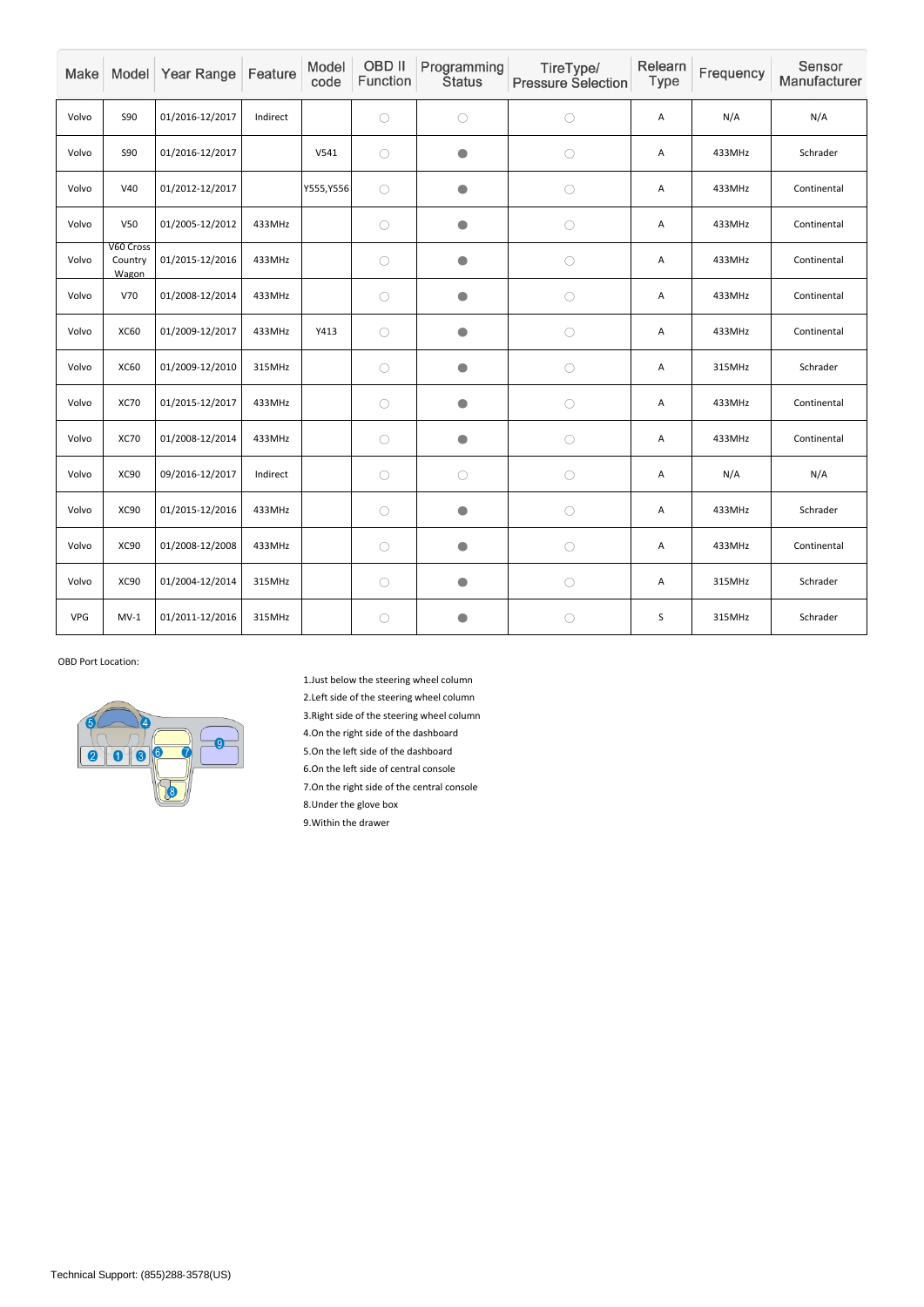| Make | Model | Year Range | Feature | Model code | OBD II Function | Programming Status | TireType/ Pressure Selection | Relearn Type | Frequency | Sensor Manufacturer |
|---|---|---|---|---|---|---|---|---|---|---|
| Volvo | S90 | 01/2016-12/2017 | Indirect | | ○ | ○ | ○ | A | N/A | N/A |
| Volvo | S90 | 01/2016-12/2017 | | V541 | ○ | ● | ○ | A | 433MHz | Schrader |
| Volvo | V40 | 01/2012-12/2017 | | Y555,Y556 | ○ | ● | ○ | A | 433MHz | Continental |
| Volvo | V50 | 01/2005-12/2012 | 433MHz | | ○ | ● | ○ | A | 433MHz | Continental |
| Volvo | V60 Cross Country Wagon | 01/2015-12/2016 | 433MHz | | ○ | ● | ○ | A | 433MHz | Continental |
| Volvo | V70 | 01/2008-12/2014 | 433MHz | | ○ | ● | ○ | A | 433MHz | Continental |
| Volvo | XC60 | 01/2009-12/2017 | 433MHz | Y413 | ○ | ● | ○ | A | 433MHz | Continental |
| Volvo | XC60 | 01/2009-12/2010 | 315MHz | | ○ | ● | ○ | A | 315MHz | Schrader |
| Volvo | XC70 | 01/2015-12/2017 | 433MHz | | ○ | ● | ○ | A | 433MHz | Continental |
| Volvo | XC70 | 01/2008-12/2014 | 433MHz | | ○ | ● | ○ | A | 433MHz | Continental |
| Volvo | XC90 | 09/2016-12/2017 | Indirect | | ○ | ○ | ○ | A | N/A | N/A |
| Volvo | XC90 | 01/2015-12/2016 | 433MHz | | ○ | ● | ○ | A | 433MHz | Schrader |
| Volvo | XC90 | 01/2008-12/2008 | 433MHz | | ○ | ● | ○ | A | 433MHz | Continental |
| Volvo | XC90 | 01/2004-12/2014 | 315MHz | | ○ | ● | ○ | A | 315MHz | Schrader |
| VPG | MV-1 | 01/2011-12/2016 | 315MHz | | ○ | ● | ○ | S | 315MHz | Schrader |

OBD Port Location:

1.Just below the steering wheel column
2.Left side of the steering wheel column
3.Right side of the steering wheel column
4.On the right side of the dashboard
5.On the left side of the dashboard
6.On the left side of central console
7.On the right side of the central console
8.Under the glove box
9.Within the drawer

Technical Support: (855)288-3578(US)